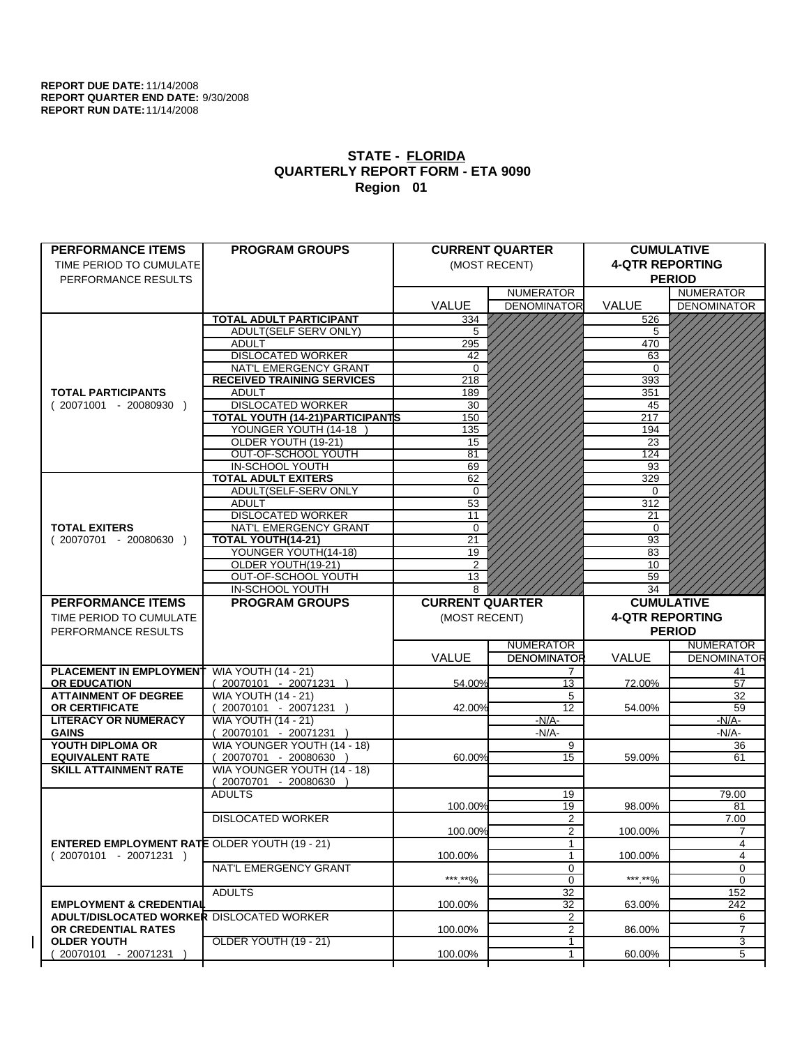**REPORT DUE DATE:** 11/14/2008
**REPORT QUARTER END DATE:** 9/30/2008
**REPORT RUN DATE:** 11/14/2008

## STATE - FLORIDA
## QUARTERLY REPORT FORM - ETA 9090
## Region 01

| PERFORMANCE ITEMS<br>TIME PERIOD TO CUMULATE PERFORMANCE RESULTS | PROGRAM GROUPS | CURRENT QUARTER (MOST RECENT) VALUE | CURRENT QUARTER NUMERATOR DENOMINATOR | CUMULATIVE 4-QTR REPORTING PERIOD VALUE | CUMULATIVE NUMERATOR DENOMINATOR |
|---|---|---|---|---|---|
| **TOTAL PARTICIPANTS** ( 20071001 - 20080930 ) | **TOTAL ADULT PARTICIPANT** | 334 | | 526 | |
| | ADULT(SELF SERV ONLY) | 5 | | 5 | |
| | ADULT | 295 | | 470 | |
| | DISLOCATED WORKER | 42 | | 63 | |
| | NAT'L EMERGENCY GRANT | 0 | | 0 | |
| | **RECEIVED TRAINING SERVICES** | 218 | | 393 | |
| | ADULT | 189 | | 351 | |
| | DISLOCATED WORKER | 30 | | 45 | |
| | **TOTAL YOUTH (14-21)PARTICIPANTS** | 150 | | 217 | |
| | YOUNGER YOUTH (14-18 ) | 135 | | 194 | |
| | OLDER YOUTH (19-21) | 15 | | 23 | |
| | OUT-OF-SCHOOL YOUTH | 81 | | 124 | |
| | IN-SCHOOL YOUTH | 69 | | 93 | |
| **TOTAL EXITERS** ( 20070701 - 20080630 ) | **TOTAL ADULT EXITERS** | 62 | | 329 | |
| | ADULT(SELF-SERV ONLY | 0 | | 0 | |
| | ADULT | 53 | | 312 | |
| | DISLOCATED WORKER | 11 | | 21 | |
| | NAT'L EMERGENCY GRANT | 0 | | 0 | |
| | **TOTAL YOUTH(14-21)** | 21 | | 93 | |
| | YOUNGER YOUTH(14-18) | 19 | | 83 | |
| | OLDER YOUTH(19-21) | 2 | | 10 | |
| | OUT-OF-SCHOOL YOUTH | 13 | | 59 | |
| | IN-SCHOOL YOUTH | 8 | | 34 | |

| PERFORMANCE ITEMS<br>TIME PERIOD TO CUMULATE PERFORMANCE RESULTS | PROGRAM GROUPS | CURRENT QUARTER (MOST RECENT) VALUE | CURRENT QUARTER NUMERATOR DENOMINATOR | CUMULATIVE 4-QTR REPORTING PERIOD VALUE | CUMULATIVE NUMERATOR DENOMINATOR |
|---|---|---|---|---|---|
| **PLACEMENT IN EMPLOYMENT OR EDUCATION** | WIA YOUTH (14 - 21) ( 20070101 - 20071231 ) | 54.00% | 7 / 13 | 72.00% | 41 / 57 |
| **ATTAINMENT OF DEGREE OR CERTIFICATE** | WIA YOUTH (14 - 21) ( 20070101 - 20071231 ) | 42.00% | 5 / 12 | 54.00% | 32 / 59 |
| **LITERACY OR NUMERACY GAINS** | WIA YOUTH (14 - 21) ( 20070101 - 20071231 ) | | -N/A- / -N/A- | | -N/A- / -N/A- |
| **YOUTH DIPLOMA OR EQUIVALENT RATE** | WIA YOUNGER YOUTH (14 - 18) ( 20070701 - 20080630 ) | 60.00% | 9 / 15 | 59.00% | 36 / 61 |
| **SKILL ATTAINMENT RATE** | WIA YOUNGER YOUTH (14 - 18) ( 20070701 - 20080630 ) | | | | |
| **ENTERED EMPLOYMENT RATE** ( 20070101 - 20071231 ) | ADULTS | 100.00% | 19 / 19 | 98.00% | 79.00 / 81 |
| | DISLOCATED WORKER | 100.00% | 2 / 2 | 100.00% | 7.00 / 7 |
| | OLDER YOUTH (19 - 21) | 100.00% | 1 / 1 | 100.00% | 4 / 4 |
| | NAT'L EMERGENCY GRANT | \*\*\*.\*\*% | 0 / 0 | \*\*\*.\*\*% | 0 / 0 |
| **EMPLOYMENT & CREDENTIAL ADULT/DISLOCATED WORKER OR CREDENTIAL RATES OLDER YOUTH** ( 20070101 - 20071231 ) | ADULTS | 100.00% | 32 / 32 | 63.00% | 152 / 242 |
| | DISLOCATED WORKER | 100.00% | 2 / 2 | 86.00% | 6 / 7 |
| | OLDER YOUTH (19 - 21) | 100.00% | 1 / 1 | 60.00% | 3 / 5 |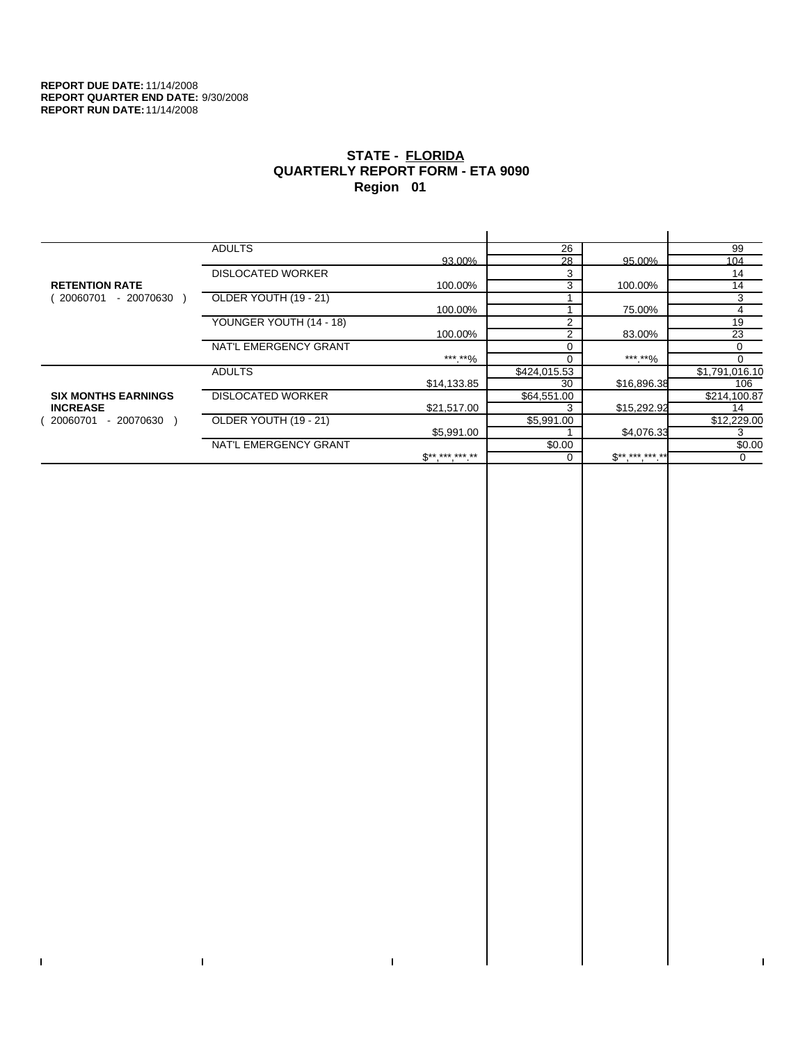**REPORT DUE DATE:** 11/14/2008
**REPORT QUARTER END DATE:** 9/30/2008
**REPORT RUN DATE:** 11/14/2008

# STATE - FLORIDA
## QUARTERLY REPORT FORM - ETA 9090
## Region 01

| | | | | | |
|---|---|---|---|---|---|
| **RETENTION RATE** ( 20060701 - 20070630 ) | ADULTS | | 26 | | 99 |
| | | 93.00% | 28 | 95.00% | 104 |
| | DISLOCATED WORKER | | 3 | | 14 |
| | | 100.00% | 3 | 100.00% | 14 |
| | OLDER YOUTH (19 - 21) | | 1 | | 3 |
| | | 100.00% | 1 | 75.00% | 4 |
| | YOUNGER YOUTH (14 - 18) | | 2 | | 19 |
| | | 100.00% | 2 | 83.00% | 23 |
| | NAT'L EMERGENCY GRANT | | 0 | | 0 |
| | | ***.**% | 0 | ***.**% | 0 |
| **SIX MONTHS EARNINGS INCREASE** ( 20060701 - 20070630 ) | ADULTS | | $424,015.53 | | $1,791,016.10 |
| | | $14,133.85 | 30 | $16,896.38 | 106 |
| | DISLOCATED WORKER | | $64,551.00 | | $214,100.87 |
| | | $21,517.00 | 3 | $15,292.92 | 14 |
| | OLDER YOUTH (19 - 21) | | $5,991.00 | | $12,229.00 |
| | | $5,991.00 | 1 | $4,076.33 | 3 |
| | NAT'L EMERGENCY GRANT | | $0.00 | | $0.00 |
| | | $**,***,***.** | 0 | $**,***,***.** | 0 |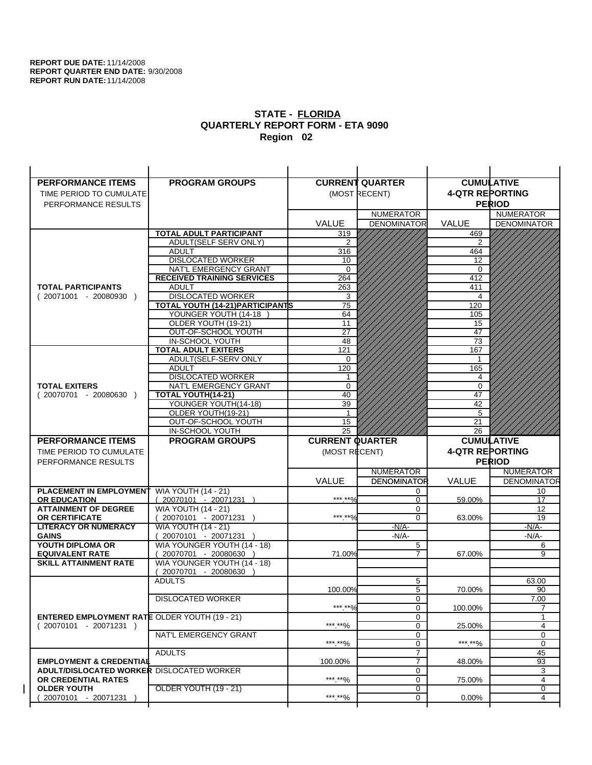**REPORT DUE DATE:** 11/14/2008
**REPORT QUARTER END DATE:** 9/30/2008
**REPORT RUN DATE:** 11/14/2008

## STATE - FLORIDA
## QUARTERLY REPORT FORM - ETA 9090
## Region 02

| PERFORMANCE ITEMS<br>TIME PERIOD TO CUMULATE PERFORMANCE RESULTS | PROGRAM GROUPS | CURRENT QUARTER (MOST RECENT) VALUE | CURRENT QUARTER NUMERATOR / DENOMINATOR | CUMULATIVE 4-QTR REPORTING PERIOD VALUE | CUMULATIVE NUMERATOR / DENOMINATOR |
|---|---|---|---|---|---|
| **TOTAL PARTICIPANTS** ( 20071001 - 20080930 ) | **TOTAL ADULT PARTICIPANT** | 319 | | 469 | |
| | ADULT(SELF SERV ONLY) | 2 | | 2 | |
| | ADULT | 316 | | 464 | |
| | DISLOCATED WORKER | 10 | | 12 | |
| | NAT'L EMERGENCY GRANT | 0 | | 0 | |
| | **RECEIVED TRAINING SERVICES** | 264 | | 412 | |
| | ADULT | 263 | | 411 | |
| | DISLOCATED WORKER | 3 | | 4 | |
| | **TOTAL YOUTH (14-21)PARTICIPANTS** | 75 | | 120 | |
| | YOUNGER YOUTH (14-18 ) | 64 | | 105 | |
| | OLDER YOUTH (19-21) | 11 | | 15 | |
| | OUT-OF-SCHOOL YOUTH | 27 | | 47 | |
| | IN-SCHOOL YOUTH | 48 | | 73 | |
| **TOTAL EXITERS** ( 20070701 - 20080630 ) | **TOTAL ADULT EXITERS** | 121 | | 167 | |
| | ADULT(SELF-SERV ONLY | 0 | | 1 | |
| | ADULT | 120 | | 165 | |
| | DISLOCATED WORKER | 1 | | 4 | |
| | NAT'L EMERGENCY GRANT | 0 | | 0 | |
| | **TOTAL YOUTH(14-21)** | 40 | | 47 | |
| | YOUNGER YOUTH(14-18) | 39 | | 42 | |
| | OLDER YOUTH(19-21) | 1 | | 5 | |
| | OUT-OF-SCHOOL YOUTH | 15 | | 21 | |
| | IN-SCHOOL YOUTH | 25 | | 26 | |

| PERFORMANCE ITEMS<br>TIME PERIOD TO CUMULATE PERFORMANCE RESULTS | PROGRAM GROUPS | CURRENT QUARTER (MOST RECENT) VALUE | CURRENT QUARTER NUMERATOR / DENOMINATOR | CUMULATIVE 4-QTR REPORTING PERIOD VALUE | CUMULATIVE NUMERATOR / DENOMINATOR |
|---|---|---|---|---|---|
| **PLACEMENT IN EMPLOYMENT OR EDUCATION** | WIA YOUTH (14 - 21) ( 20070101 - 20071231 ) | ***.**% | 0 / 0 | 59.00% | 10 / 17 |
| **ATTAINMENT OF DEGREE OR CERTIFICATE** | WIA YOUTH (14 - 21) ( 20070101 - 20071231 ) | ***.**% | 0 / 0 | 63.00% | 12 / 19 |
| **LITERACY OR NUMERACY GAINS** | WIA YOUTH (14 - 21) ( 20070101 - 20071231 ) | | -N/A- / -N/A- | | -N/A- / -N/A- |
| **YOUTH DIPLOMA OR EQUIVALENT RATE** | WIA YOUNGER YOUTH (14 - 18) ( 20070701 - 20080630 ) | 71.00% | 5 / 7 | 67.00% | 6 / 9 |
| **SKILL ATTAINMENT RATE** | WIA YOUNGER YOUTH (14 - 18) ( 20070701 - 20080630 ) | | | | |
| **ENTERED EMPLOYMENT RATE** ( 20070101 - 20071231 ) | ADULTS | 100.00% | 5 / 5 | 70.00% | 63.00 / 90 |
| | DISLOCATED WORKER | ***.**% | 0 / 0 | 100.00% | 7.00 / 7 |
| | OLDER YOUTH (19 - 21) | ***.**% | 0 / 0 | 25.00% | 1 / 4 |
| | NAT'L EMERGENCY GRANT | ***.**% | 0 / 0 | ***.**% | 0 / 0 |
| **EMPLOYMENT & CREDENTIAL ADULT/DISLOCATED WORKER OR CREDENTIAL RATES OLDER YOUTH** ( 20070101 - 20071231 ) | ADULTS | 100.00% | 7 / 7 | 48.00% | 45 / 93 |
| | DISLOCATED WORKER | ***.**% | 0 / 0 | 75.00% | 3 / 4 |
| | OLDER YOUTH (19 - 21) | ***.**% | 0 / 0 | 0.00% | 0 / 4 |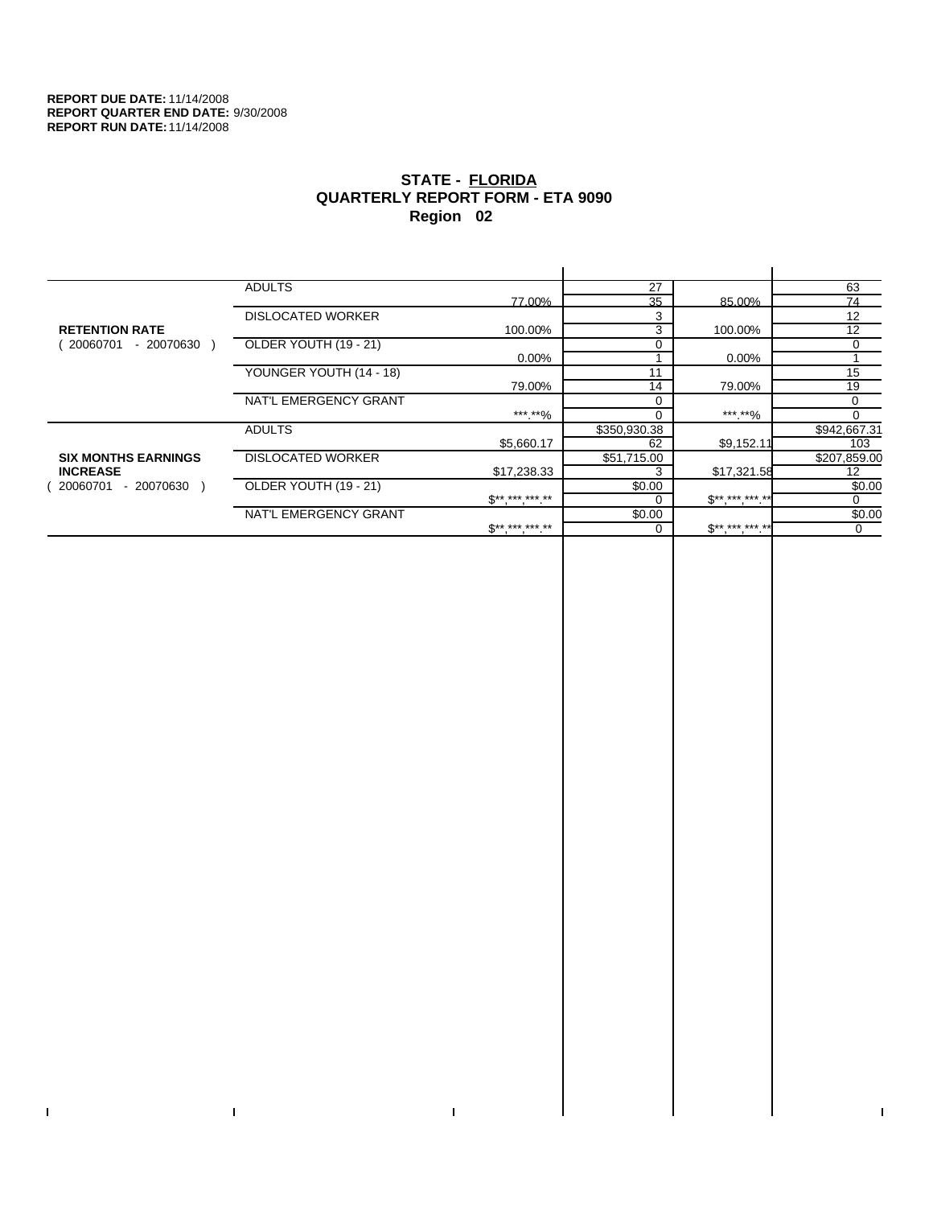**REPORT DUE DATE:** 11/14/2008
**REPORT QUARTER END DATE:** 9/30/2008
**REPORT RUN DATE:** 11/14/2008

## STATE - FLORIDA
## QUARTERLY REPORT FORM - ETA 9090
## Region 02

| | | | | | |
|---|---|---|---|---|---|
| **RETENTION RATE** ( 20060701 - 20070630 ) | ADULTS | | 27 | | 63 |
| | | 77.00% | 35 | 85.00% | 74 |
| | DISLOCATED WORKER | | 3 | | 12 |
| | | 100.00% | 3 | 100.00% | 12 |
| | OLDER YOUTH (19 - 21) | | 0 | | 0 |
| | | 0.00% | 1 | 0.00% | 1 |
| | YOUNGER YOUTH (14 - 18) | | 11 | | 15 |
| | | 79.00% | 14 | 79.00% | 19 |
| | NAT'L EMERGENCY GRANT | | 0 | | 0 |
| | | ***.**% | 0 | ***.**% | 0 |
| **SIX MONTHS EARNINGS INCREASE** ( 20060701 - 20070630 ) | ADULTS | | $350,930.38 | | $942,667.31 |
| | | $5,660.17 | 62 | $9,152.11 | 103 |
| | DISLOCATED WORKER | | $51,715.00 | | $207,859.00 |
| | | $17,238.33 | 3 | $17,321.58 | 12 |
| | OLDER YOUTH (19 - 21) | | $0.00 | | $0.00 |
| | | $**,***,***.** | 0 | $**,***,***.** | 0 |
| | NAT'L EMERGENCY GRANT | | $0.00 | | $0.00 |
| | | $**,***,***.** | 0 | $**,***,***.** | 0 |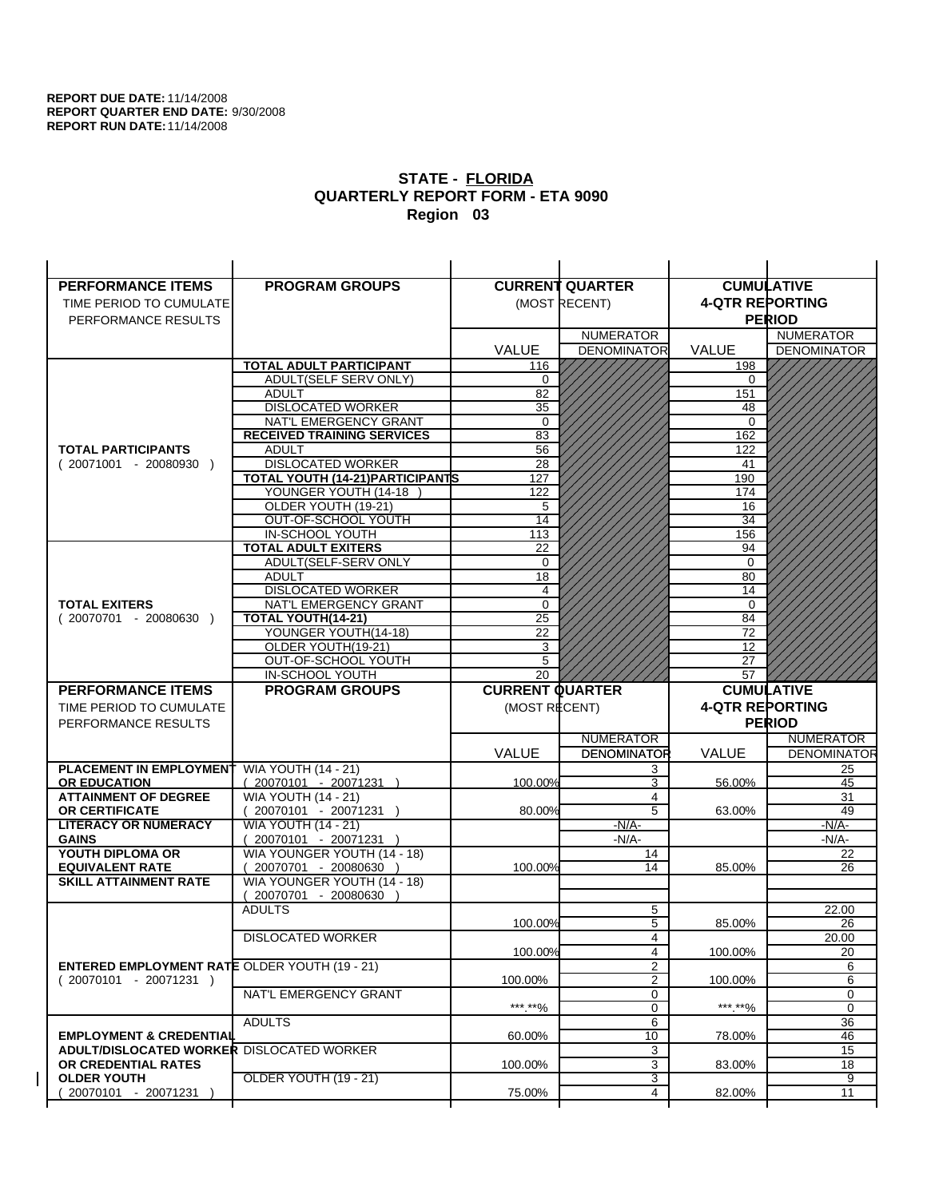**REPORT DUE DATE:** 11/14/2008
**REPORT QUARTER END DATE:** 9/30/2008
**REPORT RUN DATE:** 11/14/2008

# STATE - FLORIDA
## QUARTERLY REPORT FORM - ETA 9090
### Region 03

| PERFORMANCE ITEMS<br>TIME PERIOD TO CUMULATE PERFORMANCE RESULTS | PROGRAM GROUPS | CURRENT QUARTER (MOST RECENT) VALUE | NUMERATOR / DENOMINATOR | CUMULATIVE 4-QTR REPORTING PERIOD VALUE | NUMERATOR / DENOMINATOR |
|---|---|---|---|---|---|
| **TOTAL PARTICIPANTS** ( 20071001 - 20080930 ) | **TOTAL ADULT PARTICIPANT** | 116 | | 198 | |
| | ADULT(SELF SERV ONLY) | 0 | | 0 | |
| | ADULT | 82 | | 151 | |
| | DISLOCATED WORKER | 35 | | 48 | |
| | NAT'L EMERGENCY GRANT | 0 | | 0 | |
| | **RECEIVED TRAINING SERVICES** | 83 | | 162 | |
| | ADULT | 56 | | 122 | |
| | DISLOCATED WORKER | 28 | | 41 | |
| | **TOTAL YOUTH (14-21)PARTICIPANTS** | 127 | | 190 | |
| | YOUNGER YOUTH (14-18 ) | 122 | | 174 | |
| | OLDER YOUTH (19-21) | 5 | | 16 | |
| | OUT-OF-SCHOOL YOUTH | 14 | | 34 | |
| | IN-SCHOOL YOUTH | 113 | | 156 | |
| **TOTAL EXITERS** ( 20070701 - 20080630 ) | **TOTAL ADULT EXITERS** | 22 | | 94 | |
| | ADULT(SELF-SERV ONLY | 0 | | 0 | |
| | ADULT | 18 | | 80 | |
| | DISLOCATED WORKER | 4 | | 14 | |
| | NAT'L EMERGENCY GRANT | 0 | | 0 | |
| | **TOTAL YOUTH(14-21)** | 25 | | 84 | |
| | YOUNGER YOUTH(14-18) | 22 | | 72 | |
| | OLDER YOUTH(19-21) | 3 | | 12 | |
| | OUT-OF-SCHOOL YOUTH | 5 | | 27 | |
| | IN-SCHOOL YOUTH | 20 | | 57 | |

| PERFORMANCE ITEMS<br>TIME PERIOD TO CUMULATE PERFORMANCE RESULTS | PROGRAM GROUPS | CURRENT QUARTER (MOST RECENT) VALUE | NUMERATOR / DENOMINATOR | CUMULATIVE 4-QTR REPORTING PERIOD VALUE | NUMERATOR / DENOMINATOR |
|---|---|---|---|---|---|
| **PLACEMENT IN EMPLOYMENT OR EDUCATION** | WIA YOUTH (14 - 21) ( 20070101 - 20071231 ) | 100.00% | 3 / 3 | 56.00% | 25 / 45 |
| **ATTAINMENT OF DEGREE OR CERTIFICATE** | WIA YOUTH (14 - 21) ( 20070101 - 20071231 ) | 80.00% | 4 / 5 | 63.00% | 31 / 49 |
| **LITERACY OR NUMERACY GAINS** | WIA YOUTH (14 - 21) ( 20070101 - 20071231 ) | | -N/A- / -N/A- | | -N/A- / -N/A- |
| **YOUTH DIPLOMA OR EQUIVALENT RATE** | WIA YOUNGER YOUTH (14 - 18) ( 20070701 - 20080630 ) | 100.00% | 14 / 14 | 85.00% | 22 / 26 |
| **SKILL ATTAINMENT RATE** | WIA YOUNGER YOUTH (14 - 18) ( 20070701 - 20080630 ) | | | | |
| **ENTERED EMPLOYMENT RATE** ( 20070101 - 20071231 ) | ADULTS | 100.00% | 5 / 5 | 85.00% | 22.00 / 26 |
| | DISLOCATED WORKER | 100.00% | 4 / 4 | 100.00% | 20.00 / 20 |
| | OLDER YOUTH (19 - 21) | 100.00% | 2 / 2 | 100.00% | 6 / 6 |
| | NAT'L EMERGENCY GRANT | \*\*\*.\*\*% | 0 / 0 | \*\*\*.\*\*% | 0 / 0 |
| **EMPLOYMENT & CREDENTIAL ADULT/DISLOCATED WORKER OR CREDENTIAL RATES OLDER YOUTH** ( 20070101 - 20071231 ) | ADULTS | 60.00% | 6 / 10 | 78.00% | 36 / 46 |
| | DISLOCATED WORKER | 100.00% | 3 / 3 | 83.00% | 15 / 18 |
| | OLDER YOUTH (19 - 21) | 75.00% | 3 / 4 | 82.00% | 9 / 11 |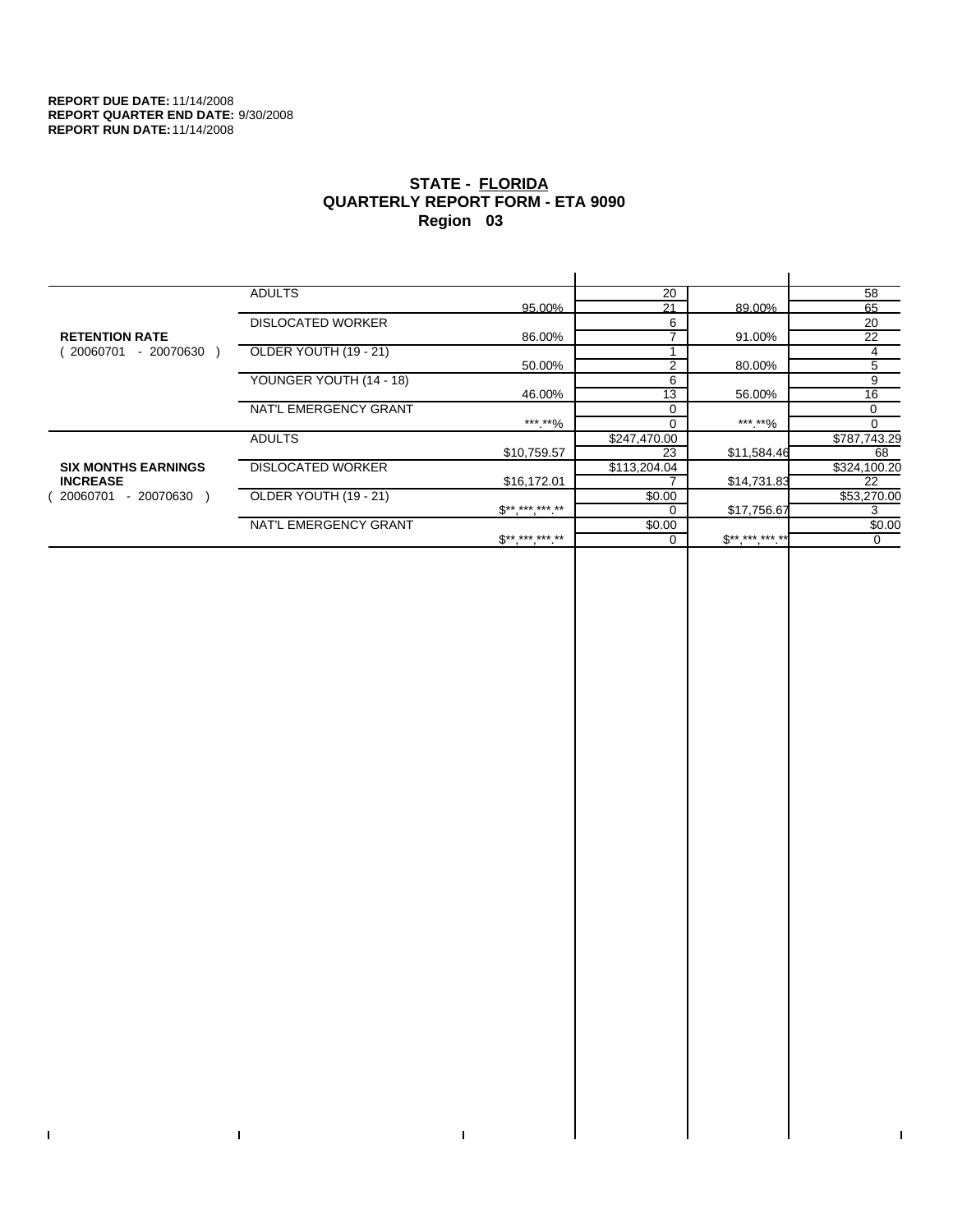**REPORT DUE DATE:** 11/14/2008
**REPORT QUARTER END DATE:** 9/30/2008
**REPORT RUN DATE:** 11/14/2008

# STATE - FLORIDA
## QUARTERLY REPORT FORM - ETA 9090
### Region 03

| | | | | | |
|---|---|---|---|---|---|
| **RETENTION RATE** ( 20060701 - 20070630 ) | ADULTS | | 20 | | 58 |
| | | 95.00% | 21 | 89.00% | 65 |
| | DISLOCATED WORKER | | 6 | | 20 |
| | | 86.00% | 7 | 91.00% | 22 |
| | OLDER YOUTH (19 - 21) | | 1 | | 4 |
| | | 50.00% | 2 | 80.00% | 5 |
| | YOUNGER YOUTH (14 - 18) | | 6 | | 9 |
| | | 46.00% | 13 | 56.00% | 16 |
| | NAT'L EMERGENCY GRANT | | 0 | | 0 |
| | | ***.**% | 0 | ***.**% | 0 |
| **SIX MONTHS EARNINGS INCREASE** ( 20060701 - 20070630 ) | ADULTS | | $247,470.00 | | $787,743.29 |
| | | $10,759.57 | 23 | $11,584.46 | 68 |
| | DISLOCATED WORKER | | $113,204.04 | | $324,100.20 |
| | | $16,172.01 | 7 | $14,731.83 | 22 |
| | OLDER YOUTH (19 - 21) | | $0.00 | | $53,270.00 |
| | | $**,***,***.** | 0 | $17,756.67 | 3 |
| | NAT'L EMERGENCY GRANT | | $0.00 | | $0.00 |
| | | $**,***,***.** | 0 | $**,***,***.** | 0 |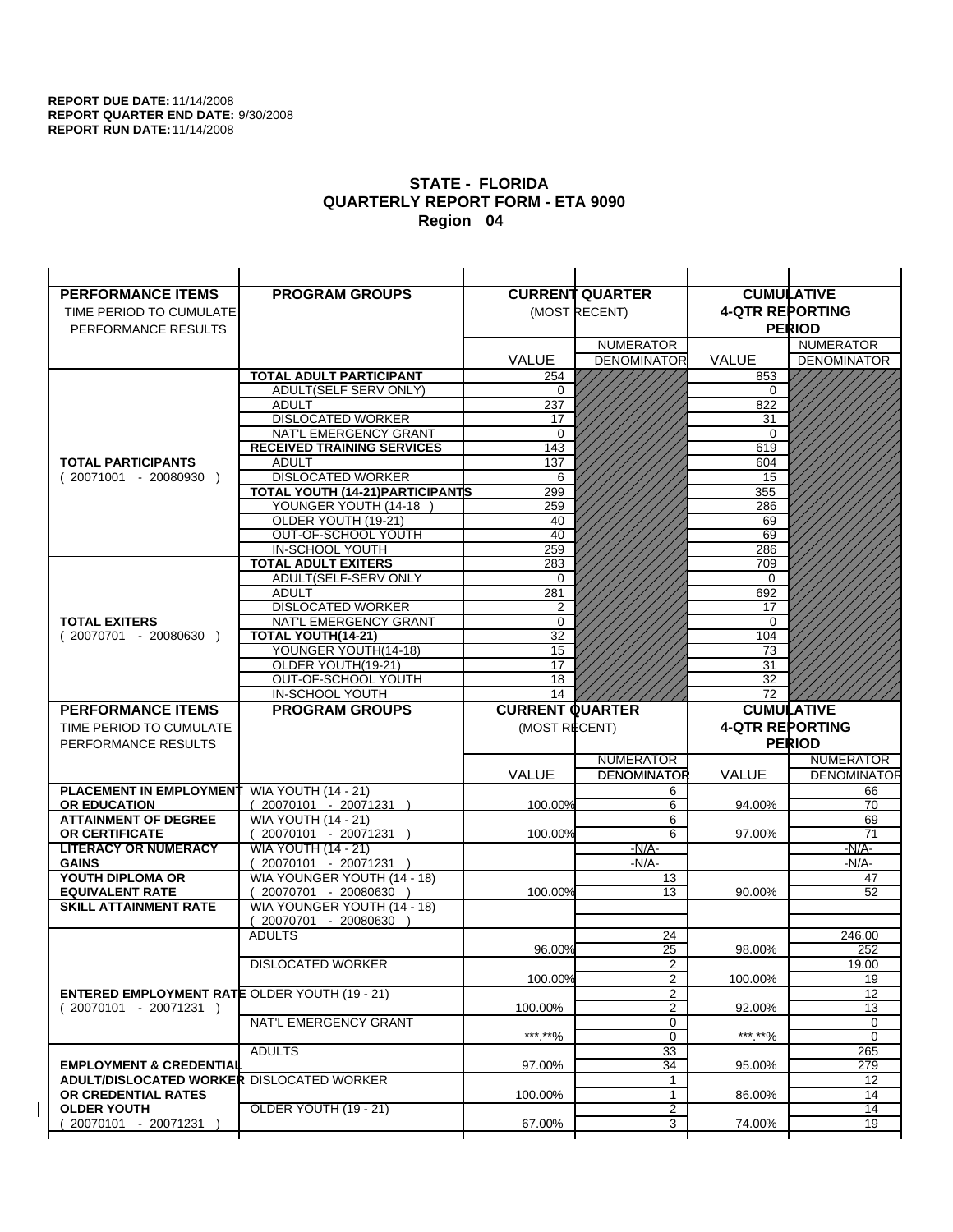**REPORT DUE DATE:** 11/14/2008
**REPORT QUARTER END DATE:** 9/30/2008
**REPORT RUN DATE:** 11/14/2008

## STATE - FLORIDA
## QUARTERLY REPORT FORM - ETA 9090
## Region 04

| PERFORMANCE ITEMS<br>TIME PERIOD TO CUMULATE PERFORMANCE RESULTS | PROGRAM GROUPS | CURRENT QUARTER (MOST RECENT) VALUE | CURRENT QUARTER NUMERATOR DENOMINATOR | CUMULATIVE 4-QTR REPORTING PERIOD VALUE | CUMULATIVE NUMERATOR DENOMINATOR |
|---|---|---|---|---|---|
| **TOTAL PARTICIPANTS** ( 20071001 - 20080930 ) | **TOTAL ADULT PARTICIPANT** | 254 | | 853 | |
| | ADULT(SELF SERV ONLY) | 0 | | 0 | |
| | ADULT | 237 | | 822 | |
| | DISLOCATED WORKER | 17 | | 31 | |
| | NAT'L EMERGENCY GRANT | 0 | | 0 | |
| | **RECEIVED TRAINING SERVICES** | 143 | | 619 | |
| | ADULT | 137 | | 604 | |
| | DISLOCATED WORKER | 6 | | 15 | |
| | **TOTAL YOUTH (14-21)PARTICIPANTS** | 299 | | 355 | |
| | YOUNGER YOUTH (14-18 ) | 259 | | 286 | |
| | OLDER YOUTH (19-21) | 40 | | 69 | |
| | OUT-OF-SCHOOL YOUTH | 40 | | 69 | |
| | IN-SCHOOL YOUTH | 259 | | 286 | |
| **TOTAL EXITERS** ( 20070701 - 20080630 ) | **TOTAL ADULT EXITERS** | 283 | | 709 | |
| | ADULT(SELF-SERV ONLY | 0 | | 0 | |
| | ADULT | 281 | | 692 | |
| | DISLOCATED WORKER | 2 | | 17 | |
| | NAT'L EMERGENCY GRANT | 0 | | 0 | |
| | **TOTAL YOUTH(14-21)** | 32 | | 104 | |
| | YOUNGER YOUTH(14-18) | 15 | | 73 | |
| | OLDER YOUTH(19-21) | 17 | | 31 | |
| | OUT-OF-SCHOOL YOUTH | 18 | | 32 | |
| | IN-SCHOOL YOUTH | 14 | | 72 | |

| PERFORMANCE ITEMS<br>TIME PERIOD TO CUMULATE PERFORMANCE RESULTS | PROGRAM GROUPS | CURRENT QUARTER (MOST RECENT) VALUE | CURRENT QUARTER NUMERATOR / DENOMINATOR | CUMULATIVE 4-QTR REPORTING PERIOD VALUE | CUMULATIVE NUMERATOR / DENOMINATOR |
|---|---|---|---|---|---|
| **PLACEMENT IN EMPLOYMENT OR EDUCATION** | WIA YOUTH (14 - 21) ( 20070101 - 20071231 ) | 100.00% | 6 / 6 | 94.00% | 66 / 70 |
| **ATTAINMENT OF DEGREE OR CERTIFICATE** | WIA YOUTH (14 - 21) ( 20070101 - 20071231 ) | 100.00% | 6 / 6 | 97.00% | 69 / 71 |
| **LITERACY OR NUMERACY GAINS** | WIA YOUTH (14 - 21) ( 20070101 - 20071231 ) | | -N/A- / -N/A- | | -N/A- / -N/A- |
| **YOUTH DIPLOMA OR EQUIVALENT RATE** | WIA YOUNGER YOUTH (14 - 18) ( 20070701 - 20080630 ) | 100.00% | 13 / 13 | 90.00% | 47 / 52 |
| **SKILL ATTAINMENT RATE** | WIA YOUNGER YOUTH (14 - 18) ( 20070701 - 20080630 ) | | | | |
| **ENTERED EMPLOYMENT RATE** ( 20070101 - 20071231 ) | ADULTS | 96.00% | 24 / 25 | 98.00% | 246.00 / 252 |
| | DISLOCATED WORKER | 100.00% | 2 / 2 | 100.00% | 19.00 / 19 |
| | OLDER YOUTH (19 - 21) | 100.00% | 2 / 2 | 92.00% | 12 / 13 |
| | NAT'L EMERGENCY GRANT | \*\*\*.\*\*% | 0 / 0 | \*\*\*.\*\*% | 0 / 0 |
| **EMPLOYMENT & CREDENTIAL ADULT/DISLOCATED WORKER OR CREDENTIAL RATES OLDER YOUTH** ( 20070101 - 20071231 ) | ADULTS | 97.00% | 33 / 34 | 95.00% | 265 / 279 |
| | DISLOCATED WORKER | 100.00% | 1 / 1 | 86.00% | 12 / 14 |
| | OLDER YOUTH (19 - 21) | 67.00% | 2 / 3 | 74.00% | 14 / 19 |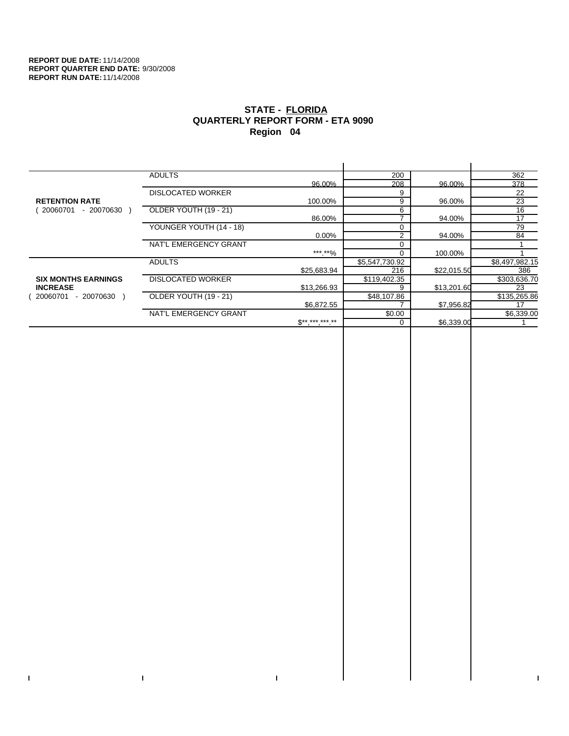**REPORT DUE DATE:** 11/14/2008
**REPORT QUARTER END DATE:** 9/30/2008
**REPORT RUN DATE:** 11/14/2008

# STATE - FLORIDA
## QUARTERLY REPORT FORM - ETA 9090
## Region 04

| | | | | | |
|---|---|---|---|---|---|
| **RETENTION RATE** ( 20060701 - 20070630 ) | ADULTS | | 200 | | 362 |
| | | 96.00% | 208 | 96.00% | 378 |
| | DISLOCATED WORKER | | 9 | | 22 |
| | | 100.00% | 9 | 96.00% | 23 |
| | OLDER YOUTH (19 - 21) | | 6 | | 16 |
| | | 86.00% | 7 | 94.00% | 17 |
| | YOUNGER YOUTH (14 - 18) | | 0 | | 79 |
| | | 0.00% | 2 | 94.00% | 84 |
| | NAT'L EMERGENCY GRANT | | 0 | | 1 |
| | | ***.**% | 0 | 100.00% | 1 |
| **SIX MONTHS EARNINGS INCREASE** ( 20060701 - 20070630 ) | ADULTS | | $5,547,730.92 | | $8,497,982.15 |
| | | $25,683.94 | 216 | $22,015.50 | 386 |
| | DISLOCATED WORKER | | $119,402.35 | | $303,636.70 |
| | | $13,266.93 | 9 | $13,201.60 | 23 |
| | OLDER YOUTH (19 - 21) | | $48,107.86 | | $135,265.86 |
| | | $6,872.55 | 7 | $7,956.82 | 17 |
| | NAT'L EMERGENCY GRANT | | $0.00 | | $6,339.00 |
| | | $**,***,***.** | 0 | $6,339.00 | 1 |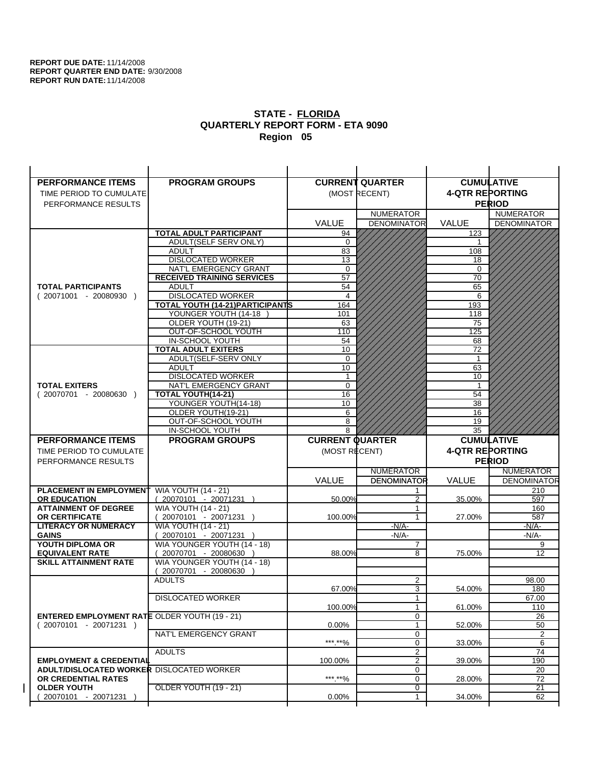**REPORT DUE DATE:** 11/14/2008
**REPORT QUARTER END DATE:** 9/30/2008
**REPORT RUN DATE:** 11/14/2008

## STATE - FLORIDA
## QUARTERLY REPORT FORM - ETA 9090
## Region 05

| PERFORMANCE ITEMS<br>TIME PERIOD TO CUMULATE PERFORMANCE RESULTS | PROGRAM GROUPS | CURRENT QUARTER (MOST RECENT) VALUE | CURRENT QUARTER NUMERATOR DENOMINATOR | CUMULATIVE 4-QTR REPORTING PERIOD VALUE | CUMULATIVE NUMERATOR DENOMINATOR |
|---|---|---|---|---|---|
| **TOTAL PARTICIPANTS** ( 20071001 - 20080930 ) | **TOTAL ADULT PARTICIPANT** | 94 | | 123 | |
| | ADULT(SELF SERV ONLY) | 0 | | 1 | |
| | ADULT | 83 | | 108 | |
| | DISLOCATED WORKER | 13 | | 18 | |
| | NAT'L EMERGENCY GRANT | 0 | | 0 | |
| | **RECEIVED TRAINING SERVICES** | 57 | | 70 | |
| | ADULT | 54 | | 65 | |
| | DISLOCATED WORKER | 4 | | 6 | |
| | **TOTAL YOUTH (14-21)PARTICIPANTS** | 164 | | 193 | |
| | YOUNGER YOUTH (14-18 ) | 101 | | 118 | |
| | OLDER YOUTH (19-21) | 63 | | 75 | |
| | OUT-OF-SCHOOL YOUTH | 110 | | 125 | |
| | IN-SCHOOL YOUTH | 54 | | 68 | |
| **TOTAL EXITERS** ( 20070701 - 20080630 ) | **TOTAL ADULT EXITERS** | 10 | | 72 | |
| | ADULT(SELF-SERV ONLY | 0 | | 1 | |
| | ADULT | 10 | | 63 | |
| | DISLOCATED WORKER | 1 | | 10 | |
| | NAT'L EMERGENCY GRANT | 0 | | 1 | |
| | **TOTAL YOUTH(14-21)** | 16 | | 54 | |
| | YOUNGER YOUTH(14-18) | 10 | | 38 | |
| | OLDER YOUTH(19-21) | 6 | | 16 | |
| | OUT-OF-SCHOOL YOUTH | 8 | | 19 | |
| | IN-SCHOOL YOUTH | 8 | | 35 | |
| **PERFORMANCE ITEMS**<br>TIME PERIOD TO CUMULATE PERFORMANCE RESULTS | **PROGRAM GROUPS** | **CURRENT QUARTER** (MOST RECENT) VALUE | NUMERATOR DENOMINATOR | **CUMULATIVE 4-QTR REPORTING PERIOD** VALUE | NUMERATOR DENOMINATOR |
| **PLACEMENT IN EMPLOYMENT OR EDUCATION** | WIA YOUTH (14 - 21) ( 20070101 - 20071231 ) | 50.00% | 1 / 2 | 35.00% | 210 / 597 |
| **ATTAINMENT OF DEGREE OR CERTIFICATE** | WIA YOUTH (14 - 21) ( 20070101 - 20071231 ) | 100.00% | 1 / 1 | 27.00% | 160 / 587 |
| **LITERACY OR NUMERACY GAINS** | WIA YOUTH (14 - 21) ( 20070101 - 20071231 ) | | -N/A- / -N/A- | | -N/A- / -N/A- |
| **YOUTH DIPLOMA OR EQUIVALENT RATE** | WIA YOUNGER YOUTH (14 - 18) ( 20070701 - 20080630 ) | 88.00% | 7 / 8 | 75.00% | 9 / 12 |
| **SKILL ATTAINMENT RATE** | WIA YOUNGER YOUTH (14 - 18) ( 20070701 - 20080630 ) | | | | |
| **ENTERED EMPLOYMENT RATE** ( 20070101 - 20071231 ) | ADULTS | 67.00% | 2 / 3 | 54.00% | 98.00 / 180 |
| | DISLOCATED WORKER | 100.00% | 1 / 1 | 61.00% | 67.00 / 110 |
| | OLDER YOUTH (19 - 21) | 0.00% | 0 / 1 | 52.00% | 26 / 50 |
| | NAT'L EMERGENCY GRANT | ***.**% | 0 / 0 | 33.00% | 2 / 6 |
| **EMPLOYMENT & CREDENTIAL ADULT/DISLOCATED WORKER OR CREDENTIAL RATES OLDER YOUTH** ( 20070101 - 20071231 ) | ADULTS | 100.00% | 2 / 2 | 39.00% | 74 / 190 |
| | DISLOCATED WORKER | ***.**% | 0 / 0 | 28.00% | 20 / 72 |
| | OLDER YOUTH (19 - 21) | 0.00% | 0 / 1 | 34.00% | 21 / 62 |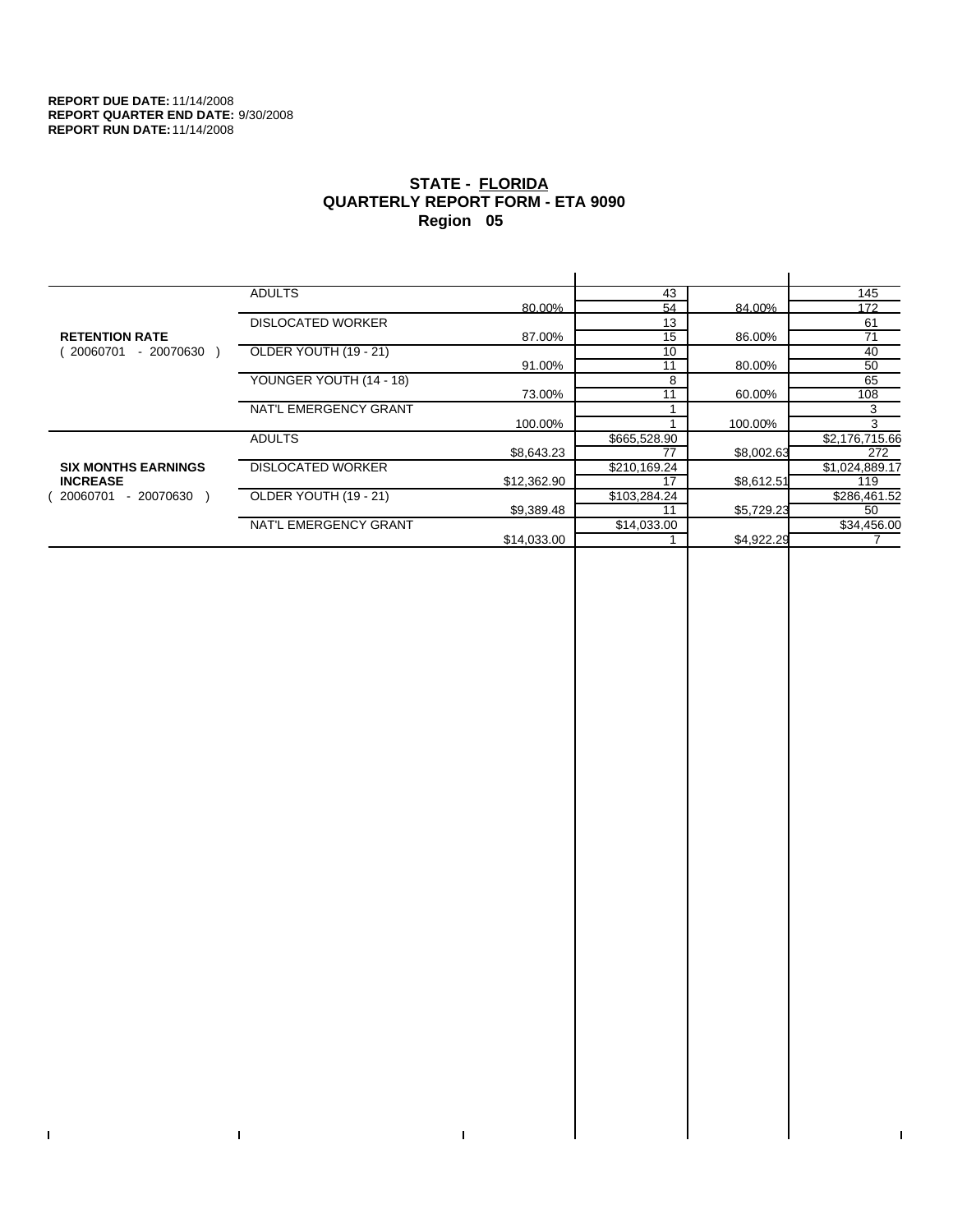**REPORT DUE DATE:** 11/14/2008
**REPORT QUARTER END DATE:** 9/30/2008
**REPORT RUN DATE:** 11/14/2008

## STATE - FLORIDA
## QUARTERLY REPORT FORM - ETA 9090
## Region 05

| | | | | | |
|---|---|---|---|---|---|
| **RETENTION RATE** ( 20060701 - 20070630 ) | ADULTS | | 43 | | 145 |
| | | 80.00% | 54 | 84.00% | 172 |
| | DISLOCATED WORKER | | 13 | | 61 |
| | | 87.00% | 15 | 86.00% | 71 |
| | OLDER YOUTH (19 - 21) | | 10 | | 40 |
| | | 91.00% | 11 | 80.00% | 50 |
| | YOUNGER YOUTH (14 - 18) | | 8 | | 65 |
| | | 73.00% | 11 | 60.00% | 108 |
| | NAT'L EMERGENCY GRANT | | 1 | | 3 |
| | | 100.00% | 1 | 100.00% | 3 |
| **SIX MONTHS EARNINGS INCREASE** ( 20060701 - 20070630 ) | ADULTS | | $665,528.90 | | $2,176,715.66 |
| | | $8,643.23 | 77 | $8,002.63 | 272 |
| | DISLOCATED WORKER | | $210,169.24 | | $1,024,889.17 |
| | | $12,362.90 | 17 | $8,612.51 | 119 |
| | OLDER YOUTH (19 - 21) | | $103,284.24 | | $286,461.52 |
| | | $9,389.48 | 11 | $5,729.23 | 50 |
| | NAT'L EMERGENCY GRANT | | $14,033.00 | | $34,456.00 |
| | | $14,033.00 | 1 | $4,922.29 | 7 |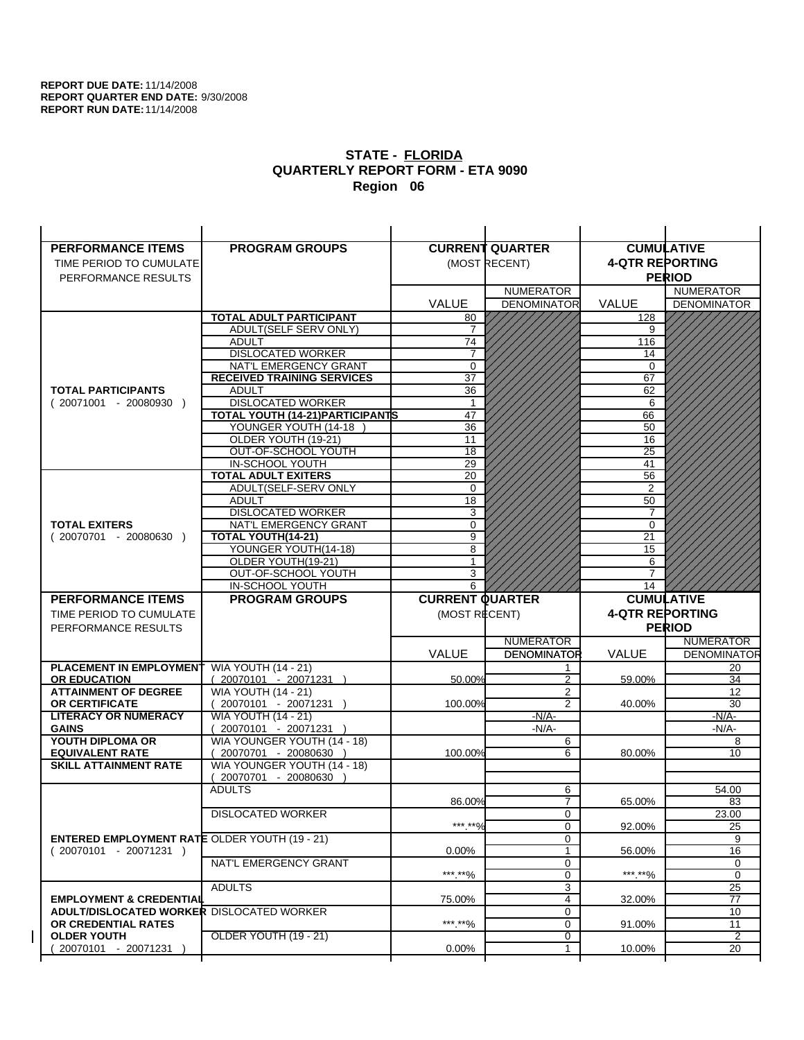**REPORT DUE DATE:** 11/14/2008
**REPORT QUARTER END DATE:** 9/30/2008
**REPORT RUN DATE:** 11/14/2008

# STATE - FLORIDA
## QUARTERLY REPORT FORM - ETA 9090
## Region 06

| PERFORMANCE ITEMS<br>TIME PERIOD TO CUMULATE PERFORMANCE RESULTS | PROGRAM GROUPS | CURRENT QUARTER (MOST RECENT) VALUE | NUMERATOR DENOMINATOR | CUMULATIVE 4-QTR REPORTING PERIOD VALUE | NUMERATOR DENOMINATOR |
|---|---|---|---|---|---|
| **TOTAL PARTICIPANTS** ( 20071001 - 20080930 ) | **TOTAL ADULT PARTICIPANT** | 80 | | 128 | |
| | ADULT(SELF SERV ONLY) | 7 | | 9 | |
| | ADULT | 74 | | 116 | |
| | DISLOCATED WORKER | 7 | | 14 | |
| | NAT'L EMERGENCY GRANT | 0 | | 0 | |
| | **RECEIVED TRAINING SERVICES** | 37 | | 67 | |
| | ADULT | 36 | | 62 | |
| | DISLOCATED WORKER | 1 | | 6 | |
| | **TOTAL YOUTH (14-21)PARTICIPANTS** | 47 | | 66 | |
| | YOUNGER YOUTH (14-18 ) | 36 | | 50 | |
| | OLDER YOUTH (19-21) | 11 | | 16 | |
| | OUT-OF-SCHOOL YOUTH | 18 | | 25 | |
| | IN-SCHOOL YOUTH | 29 | | 41 | |
| **TOTAL EXITERS** ( 20070701 - 20080630 ) | **TOTAL ADULT EXITERS** | 20 | | 56 | |
| | ADULT(SELF-SERV ONLY | 0 | | 2 | |
| | ADULT | 18 | | 50 | |
| | DISLOCATED WORKER | 3 | | 7 | |
| | NAT'L EMERGENCY GRANT | 0 | | 0 | |
| | **TOTAL YOUTH(14-21)** | 9 | | 21 | |
| | YOUNGER YOUTH(14-18) | 8 | | 15 | |
| | OLDER YOUTH(19-21) | 1 | | 6 | |
| | OUT-OF-SCHOOL YOUTH | 3 | | 7 | |
| | IN-SCHOOL YOUTH | 6 | | 14 | |

| PERFORMANCE ITEMS<br>TIME PERIOD TO CUMULATE PERFORMANCE RESULTS | PROGRAM GROUPS | CURRENT QUARTER (MOST RECENT) VALUE | NUMERATOR DENOMINATOR | CUMULATIVE 4-QTR REPORTING PERIOD VALUE | NUMERATOR DENOMINATOR |
|---|---|---|---|---|---|
| **PLACEMENT IN EMPLOYMENT OR EDUCATION** | WIA YOUTH (14 - 21) ( 20070101 - 20071231 ) | 50.00% | 1<br>2 | 59.00% | 20<br>34 |
| **ATTAINMENT OF DEGREE OR CERTIFICATE** | WIA YOUTH (14 - 21) ( 20070101 - 20071231 ) | 100.00% | 2<br>2 | 40.00% | 12<br>30 |
| **LITERACY OR NUMERACY GAINS** | WIA YOUTH (14 - 21) ( 20070101 - 20071231 ) | | -N/A-<br>-N/A- | | -N/A-<br>-N/A- |
| **YOUTH DIPLOMA OR EQUIVALENT RATE** | WIA YOUNGER YOUTH (14 - 18) ( 20070701 - 20080630 ) | 100.00% | 6<br>6 | 80.00% | 8<br>10 |
| **SKILL ATTAINMENT RATE** | WIA YOUNGER YOUTH (14 - 18) ( 20070701 - 20080630 ) | | | | |
| **ENTERED EMPLOYMENT RATE** ( 20070101 - 20071231 ) | ADULTS | 86.00% | 6<br>7 | 65.00% | 54.00<br>83 |
| | DISLOCATED WORKER | ***.**% | 0<br>0 | 92.00% | 23.00<br>25 |
| | OLDER YOUTH (19 - 21) | 0.00% | 0<br>1 | 56.00% | 9<br>16 |
| | NAT'L EMERGENCY GRANT | ***.**% | 0<br>0 | ***.**% | 0<br>0 |
| **EMPLOYMENT & CREDENTIAL ADULT/DISLOCATED WORKER OR CREDENTIAL RATES OLDER YOUTH** ( 20070101 - 20071231 ) | ADULTS | 75.00% | 3<br>4 | 32.00% | 25<br>77 |
| | DISLOCATED WORKER | ***.**% | 0<br>0 | 91.00% | 10<br>11 |
| | OLDER YOUTH (19 - 21) | 0.00% | 0<br>1 | 10.00% | 2<br>20 |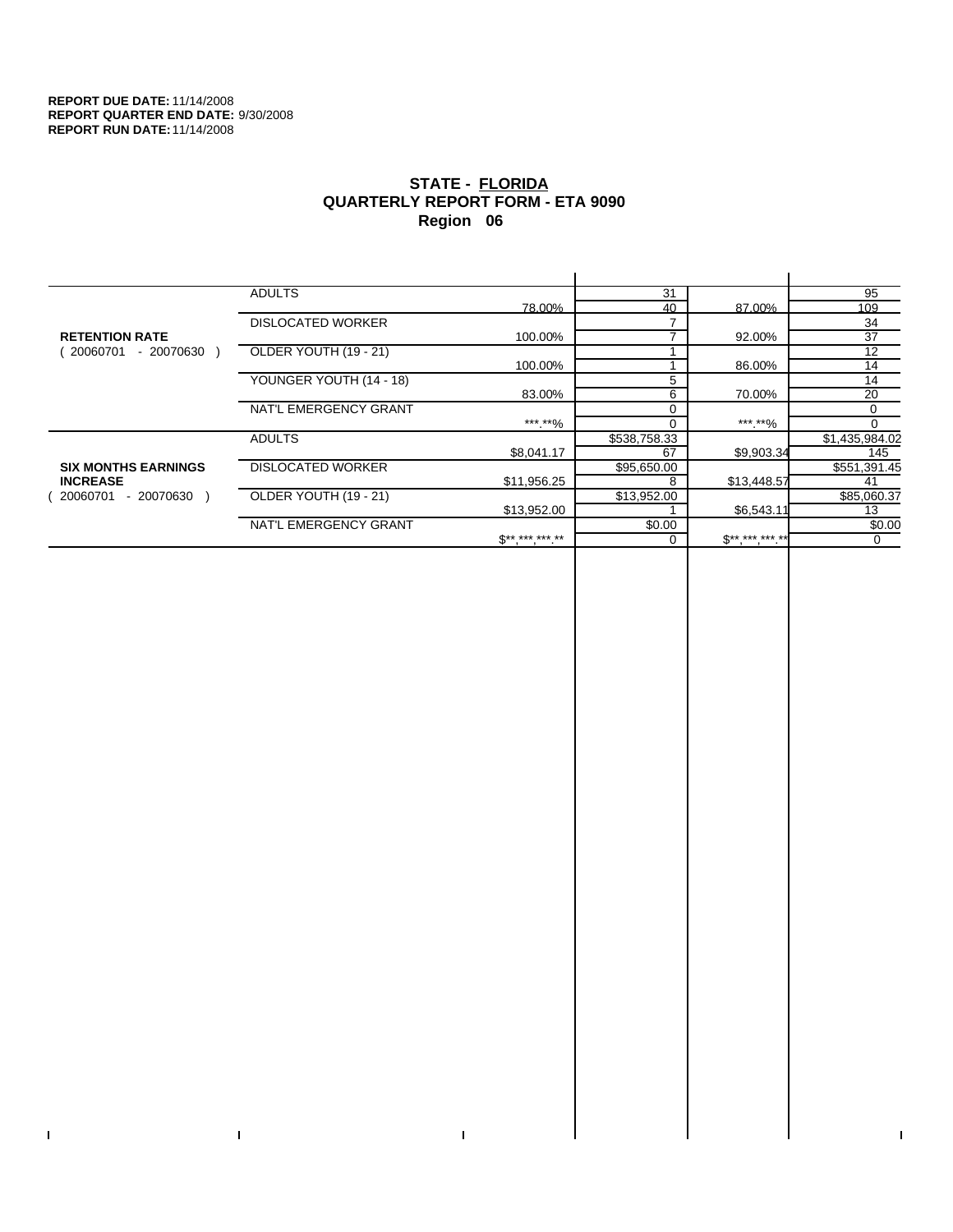**REPORT DUE DATE:** 11/14/2008
**REPORT QUARTER END DATE:** 9/30/2008
**REPORT RUN DATE:** 11/14/2008

# STATE - FLORIDA
## QUARTERLY REPORT FORM - ETA 9090
## Region 06

| | | | | | |
|---|---|---|---|---|---|
| **RETENTION RATE** ( 20060701 - 20070630 ) | ADULTS | 78.00% | 31 / 40 | 87.00% | 95 / 109 |
| | DISLOCATED WORKER | 100.00% | 7 / 7 | 92.00% | 34 / 37 |
| | OLDER YOUTH (19 - 21) | 100.00% | 1 / 1 | 86.00% | 12 / 14 |
| | YOUNGER YOUTH (14 - 18) | 83.00% | 5 / 6 | 70.00% | 14 / 20 |
| | NAT'L EMERGENCY GRANT | ***.**% | 0 / 0 | ***.**% | 0 / 0 |
| **SIX MONTHS EARNINGS INCREASE** ( 20060701 - 20070630 ) | ADULTS | $8,041.17 | $538,758.33 / 67 | $9,903.34 | $1,435,984.02 / 145 |
| | DISLOCATED WORKER | $11,956.25 | $95,650.00 / 8 | $13,448.57 | $551,391.45 / 41 |
| | OLDER YOUTH (19 - 21) | $13,952.00 | $13,952.00 / 1 | $6,543.11 | $85,060.37 / 13 |
| | NAT'L EMERGENCY GRANT | $**,***,***.** | $0.00 / 0 | $**,***,***.** | $0.00 / 0 |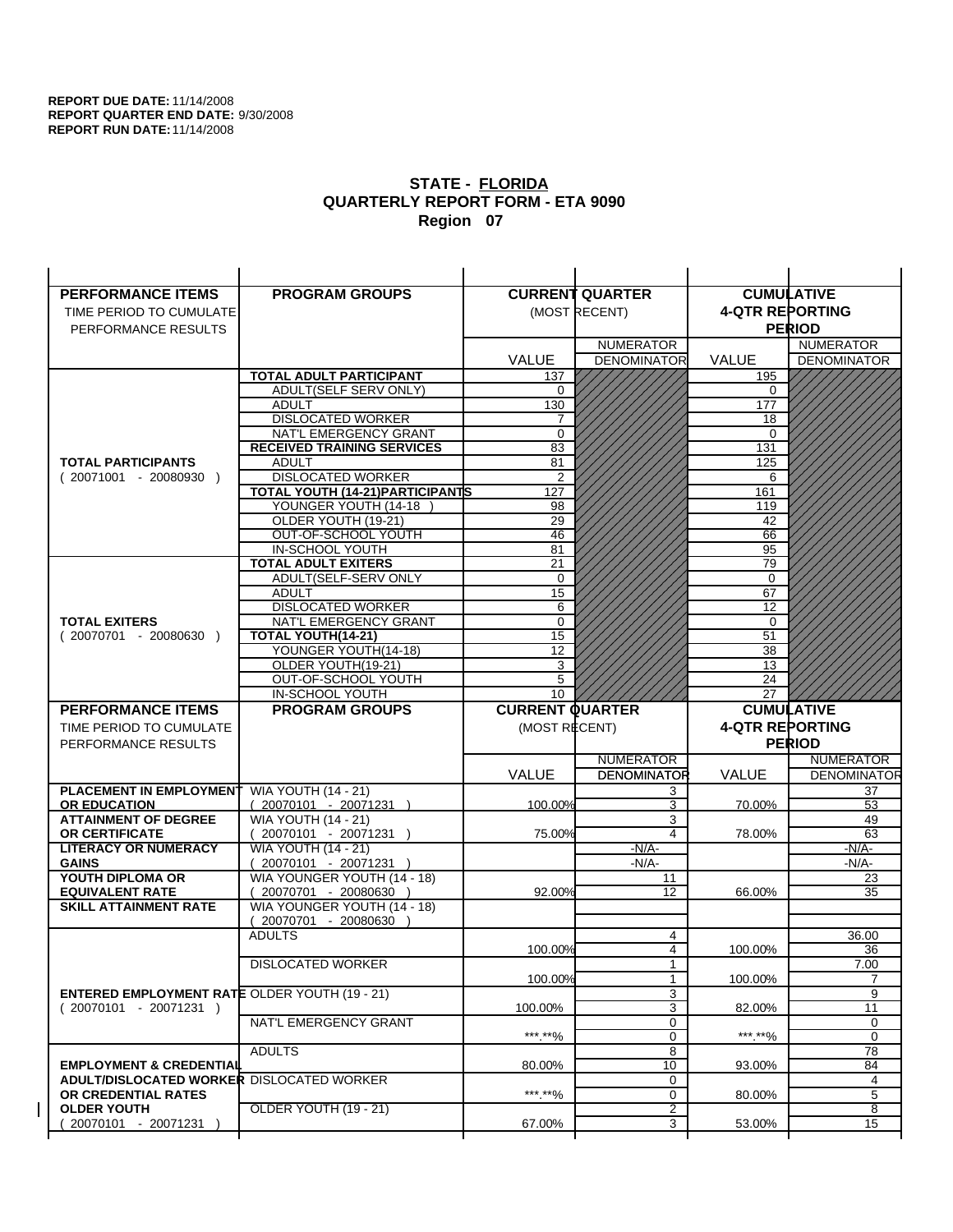**REPORT DUE DATE:** 11/14/2008
**REPORT QUARTER END DATE:** 9/30/2008
**REPORT RUN DATE:** 11/14/2008

## STATE - FLORIDA
## QUARTERLY REPORT FORM - ETA 9090
## Region 07

| PERFORMANCE ITEMS<br>TIME PERIOD TO CUMULATE PERFORMANCE RESULTS | PROGRAM GROUPS | CURRENT QUARTER (MOST RECENT) | | CUMULATIVE 4-QTR REPORTING PERIOD | |
|---|---|---|---|---|---|
| | | VALUE | NUMERATOR DENOMINATOR | VALUE | NUMERATOR DENOMINATOR |
| **TOTAL PARTICIPANTS** ( 20071001 - 20080930 ) | **TOTAL ADULT PARTICIPANT** | 137 | | 195 | |
| | ADULT(SELF SERV ONLY) | 0 | | 0 | |
| | ADULT | 130 | | 177 | |
| | DISLOCATED WORKER | 7 | | 18 | |
| | NAT'L EMERGENCY GRANT | 0 | | 0 | |
| | **RECEIVED TRAINING SERVICES** | 83 | | 131 | |
| | ADULT | 81 | | 125 | |
| | DISLOCATED WORKER | 2 | | 6 | |
| | **TOTAL YOUTH (14-21)PARTICIPANTS** | 127 | | 161 | |
| | YOUNGER YOUTH (14-18 ) | 98 | | 119 | |
| | OLDER YOUTH (19-21) | 29 | | 42 | |
| | OUT-OF-SCHOOL YOUTH | 46 | | 66 | |
| | IN-SCHOOL YOUTH | 81 | | 95 | |
| **TOTAL EXITERS** ( 20070701 - 20080630 ) | **TOTAL ADULT EXITERS** | 21 | | 79 | |
| | ADULT(SELF-SERV ONLY | 0 | | 0 | |
| | ADULT | 15 | | 67 | |
| | DISLOCATED WORKER | 6 | | 12 | |
| | NAT'L EMERGENCY GRANT | 0 | | 0 | |
| | **TOTAL YOUTH(14-21)** | 15 | | 51 | |
| | YOUNGER YOUTH(14-18) | 12 | | 38 | |
| | OLDER YOUTH(19-21) | 3 | | 13 | |
| | OUT-OF-SCHOOL YOUTH | 5 | | 24 | |
| | IN-SCHOOL YOUTH | 10 | | 27 | |

| PERFORMANCE ITEMS<br>TIME PERIOD TO CUMULATE PERFORMANCE RESULTS | PROGRAM GROUPS | CURRENT QUARTER (MOST RECENT) | | CUMULATIVE 4-QTR REPORTING PERIOD | |
|---|---|---|---|---|---|
| | | VALUE | NUMERATOR DENOMINATOR | VALUE | NUMERATOR DENOMINATOR |
| **PLACEMENT IN EMPLOYMENT OR EDUCATION** | WIA YOUTH (14 - 21) ( 20070101 - 20071231 ) | 100.00% | 3<br>3 | 70.00% | 37<br>53 |
| **ATTAINMENT OF DEGREE OR CERTIFICATE** | WIA YOUTH (14 - 21) ( 20070101 - 20071231 ) | 75.00% | 3<br>4 | 78.00% | 49<br>63 |
| **LITERACY OR NUMERACY GAINS** | WIA YOUTH (14 - 21) ( 20070101 - 20071231 ) | | -N/A-<br>-N/A- | | -N/A-<br>-N/A- |
| **YOUTH DIPLOMA OR EQUIVALENT RATE** | WIA YOUNGER YOUTH (14 - 18) ( 20070701 - 20080630 ) | 92.00% | 11<br>12 | 66.00% | 23<br>35 |
| **SKILL ATTAINMENT RATE** | WIA YOUNGER YOUTH (14 - 18) ( 20070701 - 20080630 ) | | | | |
| **ENTERED EMPLOYMENT RATE** ( 20070101 - 20071231 ) | ADULTS | 100.00% | 4<br>4 | 100.00% | 36.00<br>36 |
| | DISLOCATED WORKER | 100.00% | 1<br>1 | 100.00% | 7.00<br>7 |
| | OLDER YOUTH (19 - 21) | 100.00% | 3<br>3 | 82.00% | 9<br>11 |
| | NAT'L EMERGENCY GRANT | \*\*\*.\*\*% | 0<br>0 | \*\*\*.\*\*% | 0<br>0 |
| **EMPLOYMENT & CREDENTIAL ADULT/DISLOCATED WORKER OR CREDENTIAL RATES OLDER YOUTH** ( 20070101 - 20071231 ) | ADULTS | 80.00% | 8<br>10 | 93.00% | 78<br>84 |
| | DISLOCATED WORKER | \*\*\*.\*\*% | 0<br>0 | 80.00% | 4<br>5 |
| | OLDER YOUTH (19 - 21) | 67.00% | 2<br>3 | 53.00% | 8<br>15 |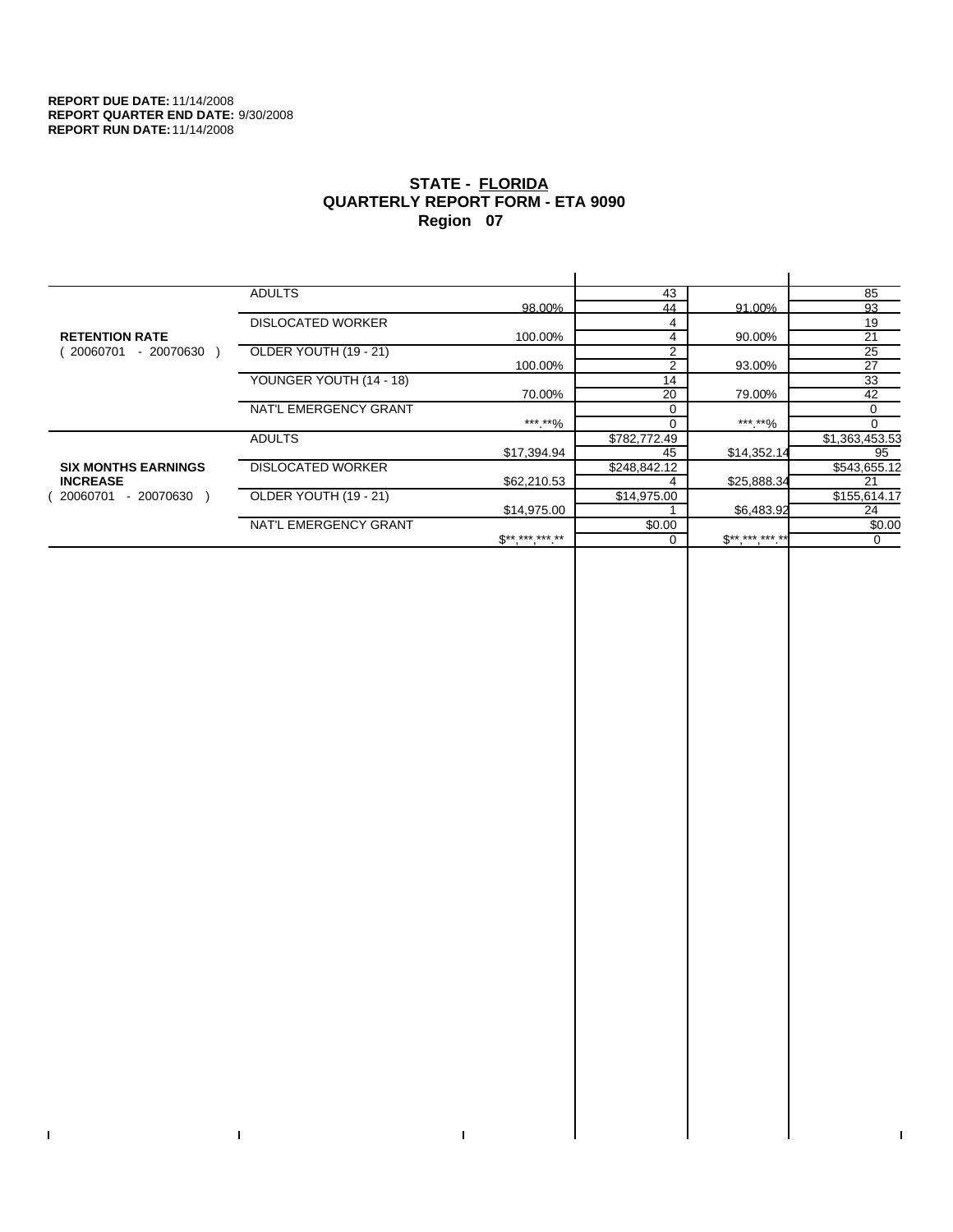**REPORT DUE DATE:** 11/14/2008
**REPORT QUARTER END DATE:** 9/30/2008
**REPORT RUN DATE:** 11/14/2008

## STATE - FLORIDA
## QUARTERLY REPORT FORM - ETA 9090
## Region 07

| | | | | | |
|---|---|---|---|---|---|
| **RETENTION RATE** ( 20060701 - 20070630 ) | ADULTS | | 43 | | 85 |
| | | 98.00% | 44 | 91.00% | 93 |
| | DISLOCATED WORKER | | 4 | | 19 |
| | | 100.00% | 4 | 90.00% | 21 |
| | OLDER YOUTH (19 - 21) | | 2 | | 25 |
| | | 100.00% | 2 | 93.00% | 27 |
| | YOUNGER YOUTH (14 - 18) | | 14 | | 33 |
| | | 70.00% | 20 | 79.00% | 42 |
| | NAT'L EMERGENCY GRANT | | 0 | | 0 |
| | | ***.**% | 0 | ***.**% | 0 |
| **SIX MONTHS EARNINGS INCREASE** ( 20060701 - 20070630 ) | ADULTS | | $782,772.49 | | $1,363,453.53 |
| | | $17,394.94 | 45 | $14,352.14 | 95 |
| | DISLOCATED WORKER | | $248,842.12 | | $543,655.12 |
| | | $62,210.53 | 4 | $25,888.34 | 21 |
| | OLDER YOUTH (19 - 21) | | $14,975.00 | | $155,614.17 |
| | | $14,975.00 | 1 | $6,483.92 | 24 |
| | NAT'L EMERGENCY GRANT | | $0.00 | | $0.00 |
| | | $**,***,***.** | 0 | $**,***,***.** | 0 |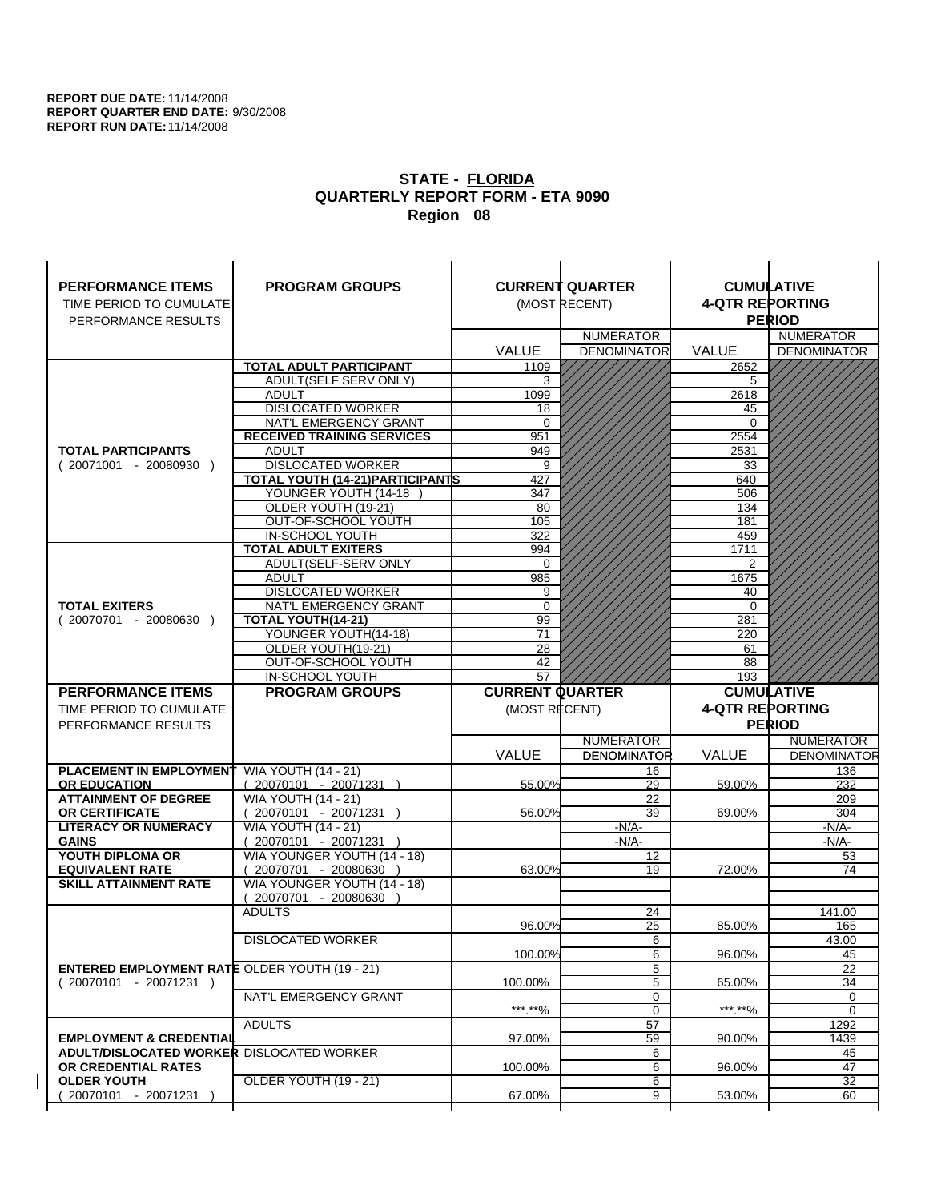**REPORT DUE DATE:** 11/14/2008
**REPORT QUARTER END DATE:** 9/30/2008
**REPORT RUN DATE:** 11/14/2008

## STATE - FLORIDA
## QUARTERLY REPORT FORM - ETA 9090
## Region 08

| PERFORMANCE ITEMS<br>TIME PERIOD TO CUMULATE PERFORMANCE RESULTS | PROGRAM GROUPS | CURRENT QUARTER (MOST RECENT) VALUE | CURRENT QUARTER NUMERATOR / DENOMINATOR | CUMULATIVE 4-QTR REPORTING PERIOD VALUE | CUMULATIVE NUMERATOR / DENOMINATOR |
|---|---|---|---|---|---|
| **TOTAL PARTICIPANTS** ( 20071001 - 20080930 ) | **TOTAL ADULT PARTICIPANT** | 1109 | | 2652 | |
| | ADULT(SELF SERV ONLY) | 3 | | 5 | |
| | ADULT | 1099 | | 2618 | |
| | DISLOCATED WORKER | 18 | | 45 | |
| | NAT'L EMERGENCY GRANT | 0 | | 0 | |
| | **RECEIVED TRAINING SERVICES** | 951 | | 2554 | |
| | ADULT | 949 | | 2531 | |
| | DISLOCATED WORKER | 9 | | 33 | |
| | **TOTAL YOUTH (14-21)PARTICIPANTS** | 427 | | 640 | |
| | YOUNGER YOUTH (14-18 ) | 347 | | 506 | |
| | OLDER YOUTH (19-21) | 80 | | 134 | |
| | OUT-OF-SCHOOL YOUTH | 105 | | 181 | |
| | IN-SCHOOL YOUTH | 322 | | 459 | |
| **TOTAL EXITERS** ( 20070701 - 20080630 ) | **TOTAL ADULT EXITERS** | 994 | | 1711 | |
| | ADULT(SELF-SERV ONLY | 0 | | 2 | |
| | ADULT | 985 | | 1675 | |
| | DISLOCATED WORKER | 9 | | 40 | |
| | NAT'L EMERGENCY GRANT | 0 | | 0 | |
| | **TOTAL YOUTH(14-21)** | 99 | | 281 | |
| | YOUNGER YOUTH(14-18) | 71 | | 220 | |
| | OLDER YOUTH(19-21) | 28 | | 61 | |
| | OUT-OF-SCHOOL YOUTH | 42 | | 88 | |
| | IN-SCHOOL YOUTH | 57 | | 193 | |

| PERFORMANCE ITEMS<br>TIME PERIOD TO CUMULATE PERFORMANCE RESULTS | PROGRAM GROUPS | CURRENT QUARTER (MOST RECENT) VALUE | CURRENT QUARTER NUMERATOR / DENOMINATOR | CUMULATIVE 4-QTR REPORTING PERIOD VALUE | CUMULATIVE NUMERATOR / DENOMINATOR |
|---|---|---|---|---|---|
| **PLACEMENT IN EMPLOYMENT OR EDUCATION** | WIA YOUTH (14 - 21) ( 20070101 - 20071231 ) | 55.00% | 16 / 29 | 59.00% | 136 / 232 |
| **ATTAINMENT OF DEGREE OR CERTIFICATE** | WIA YOUTH (14 - 21) ( 20070101 - 20071231 ) | 56.00% | 22 / 39 | 69.00% | 209 / 304 |
| **LITERACY OR NUMERACY GAINS** | WIA YOUTH (14 - 21) ( 20070101 - 20071231 ) | | -N/A- / -N/A- | | -N/A- / -N/A- |
| **YOUTH DIPLOMA OR EQUIVALENT RATE** | WIA YOUNGER YOUTH (14 - 18) ( 20070701 - 20080630 ) | 63.00% | 12 / 19 | 72.00% | 53 / 74 |
| **SKILL ATTAINMENT RATE** | WIA YOUNGER YOUTH (14 - 18) ( 20070701 - 20080630 ) | | | | |
| **ENTERED EMPLOYMENT RATE** ( 20070101 - 20071231 ) | ADULTS | 96.00% | 24 / 25 | 85.00% | 141.00 / 165 |
| | DISLOCATED WORKER | 100.00% | 6 / 6 | 96.00% | 43.00 / 45 |
| | OLDER YOUTH (19 - 21) | 100.00% | 5 / 5 | 65.00% | 22 / 34 |
| | NAT'L EMERGENCY GRANT | \*\*\*.\*\*% | 0 / 0 | \*\*\*.\*\*% | 0 / 0 |
| **EMPLOYMENT & CREDENTIAL ADULT/DISLOCATED WORKER OR CREDENTIAL RATES OLDER YOUTH** ( 20070101 - 20071231 ) | ADULTS | 97.00% | 57 / 59 | 90.00% | 1292 / 1439 |
| | DISLOCATED WORKER | 100.00% | 6 / 6 | 96.00% | 45 / 47 |
| | OLDER YOUTH (19 - 21) | 67.00% | 6 / 9 | 53.00% | 32 / 60 |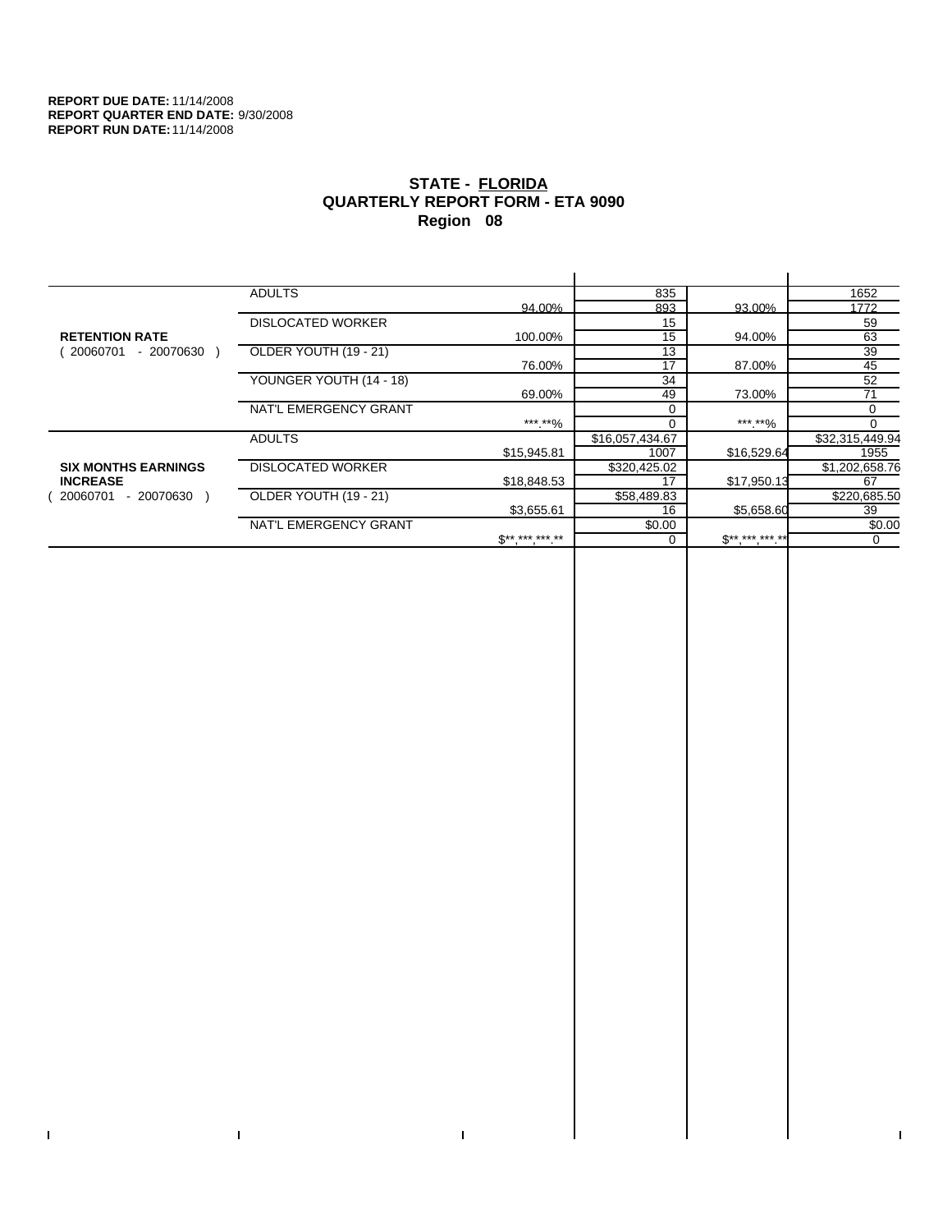**REPORT DUE DATE:** 11/14/2008
**REPORT QUARTER END DATE:** 9/30/2008
**REPORT RUN DATE:** 11/14/2008

## STATE - FLORIDA
## QUARTERLY REPORT FORM - ETA 9090
## Region 08

| Measure | Category | | | | |
|---|---|---|---|---|---|
| **RETENTION RATE** ( 20060701 - 20070630 ) | ADULTS | 94.00% | 835 | 93.00% | 1652 |
| | | | 893 | | 1772 |
| | DISLOCATED WORKER | 100.00% | 15 | 94.00% | 59 |
| | | | 15 | | 63 |
| | OLDER YOUTH (19 - 21) | 76.00% | 13 | 87.00% | 39 |
| | | | 17 | | 45 |
| | YOUNGER YOUTH (14 - 18) | 69.00% | 34 | 73.00% | 52 |
| | | | 49 | | 71 |
| | NAT'L EMERGENCY GRANT | ***.**% | 0 | ***.**% | 0 |
| | | | 0 | | 0 |
| **SIX MONTHS EARNINGS INCREASE** ( 20060701 - 20070630 ) | ADULTS | $15,945.81 | $16,057,434.67 | $16,529.64 | $32,315,449.94 |
| | | | 1007 | | 1955 |
| | DISLOCATED WORKER | $18,848.53 | $320,425.02 | $17,950.13 | $1,202,658.76 |
| | | | 17 | | 67 |
| | OLDER YOUTH (19 - 21) | $3,655.61 | $58,489.83 | $5,658.60 | $220,685.50 |
| | | | 16 | | 39 |
| | NAT'L EMERGENCY GRANT | $**,***,***.** | $0.00 | $**,***,***.** | $0.00 |
| | | | 0 | | 0 |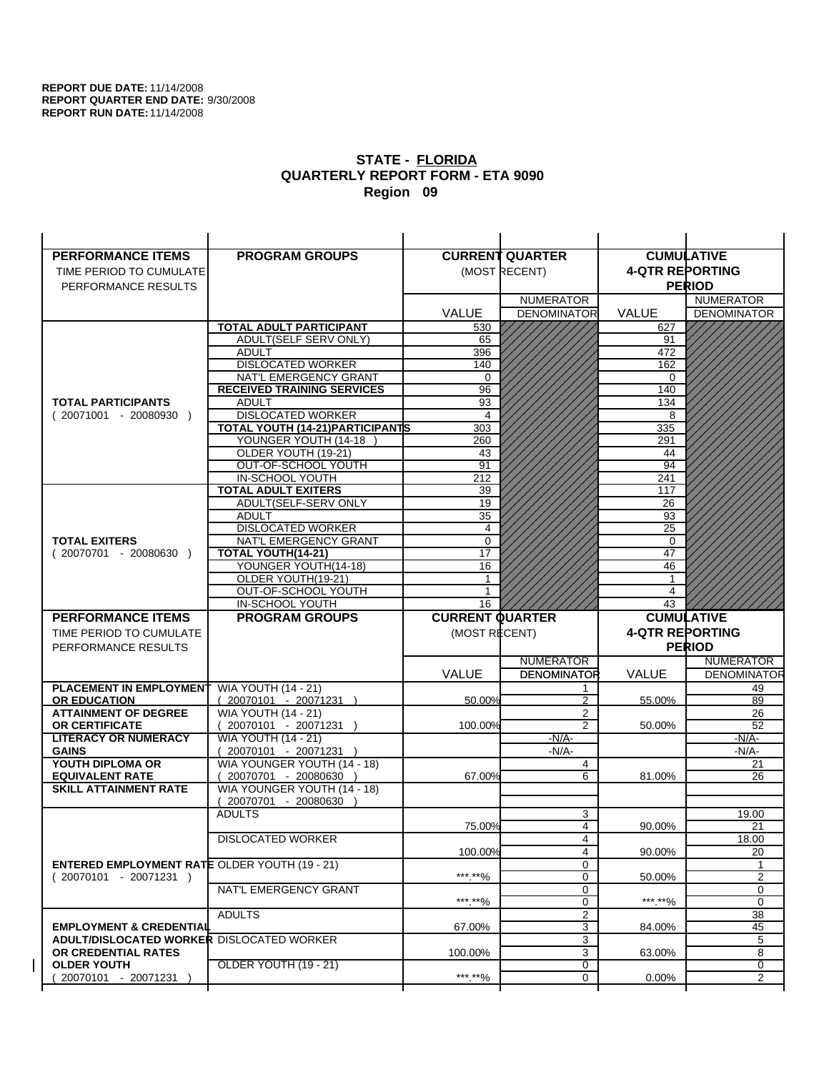**REPORT DUE DATE:** 11/14/2008
**REPORT QUARTER END DATE:** 9/30/2008
**REPORT RUN DATE:** 11/14/2008

## STATE - FLORIDA
## QUARTERLY REPORT FORM - ETA 9090
## Region 09

| PERFORMANCE ITEMS<br>TIME PERIOD TO CUMULATE PERFORMANCE RESULTS | PROGRAM GROUPS | CURRENT QUARTER (MOST RECENT) VALUE | NUMERATOR / DENOMINATOR | CUMULATIVE 4-QTR REPORTING PERIOD VALUE | NUMERATOR / DENOMINATOR |
|---|---|---|---|---|---|
| **TOTAL PARTICIPANTS** ( 20071001 - 20080930 ) | **TOTAL ADULT PARTICIPANT** | 530 | | 627 | |
| | ADULT(SELF SERV ONLY) | 65 | | 91 | |
| | ADULT | 396 | | 472 | |
| | DISLOCATED WORKER | 140 | | 162 | |
| | NAT'L EMERGENCY GRANT | 0 | | 0 | |
| | **RECEIVED TRAINING SERVICES** | 96 | | 140 | |
| | ADULT | 93 | | 134 | |
| | DISLOCATED WORKER | 4 | | 8 | |
| | **TOTAL YOUTH (14-21)PARTICIPANTS** | 303 | | 335 | |
| | YOUNGER YOUTH (14-18 ) | 260 | | 291 | |
| | OLDER YOUTH (19-21) | 43 | | 44 | |
| | OUT-OF-SCHOOL YOUTH | 91 | | 94 | |
| | IN-SCHOOL YOUTH | 212 | | 241 | |
| **TOTAL EXITERS** ( 20070701 - 20080630 ) | **TOTAL ADULT EXITERS** | 39 | | 117 | |
| | ADULT(SELF-SERV ONLY | 19 | | 26 | |
| | ADULT | 35 | | 93 | |
| | DISLOCATED WORKER | 4 | | 25 | |
| | NAT'L EMERGENCY GRANT | 0 | | 0 | |
| | **TOTAL YOUTH(14-21)** | 17 | | 47 | |
| | YOUNGER YOUTH(14-18) | 16 | | 46 | |
| | OLDER YOUTH(19-21) | 1 | | 1 | |
| | OUT-OF-SCHOOL YOUTH | 1 | | 4 | |
| | IN-SCHOOL YOUTH | 16 | | 43 | |

| PERFORMANCE ITEMS<br>TIME PERIOD TO CUMULATE PERFORMANCE RESULTS | PROGRAM GROUPS | CURRENT QUARTER (MOST RECENT) VALUE | NUMERATOR / DENOMINATOR | CUMULATIVE 4-QTR REPORTING PERIOD VALUE | NUMERATOR / DENOMINATOR |
|---|---|---|---|---|---|
| **PLACEMENT IN EMPLOYMENT OR EDUCATION** | WIA YOUTH (14 - 21) ( 20070101 - 20071231 ) | 50.00% | 1 / 2 | 55.00% | 49 / 89 |
| **ATTAINMENT OF DEGREE OR CERTIFICATE** | WIA YOUTH (14 - 21) ( 20070101 - 20071231 ) | 100.00% | 2 / 2 | 50.00% | 26 / 52 |
| **LITERACY OR NUMERACY GAINS** | WIA YOUTH (14 - 21) ( 20070101 - 20071231 ) | | -N/A- / -N/A- | | -N/A- / -N/A- |
| **YOUTH DIPLOMA OR EQUIVALENT RATE** | WIA YOUNGER YOUTH (14 - 18) ( 20070701 - 20080630 ) | 67.00% | 4 / 6 | 81.00% | 21 / 26 |
| **SKILL ATTAINMENT RATE** | WIA YOUNGER YOUTH (14 - 18) ( 20070701 - 20080630 ) | | | | |
| **ENTERED EMPLOYMENT RATE** ( 20070101 - 20071231 ) | ADULTS | 75.00% | 3 / 4 | 90.00% | 19.00 / 21 |
| | DISLOCATED WORKER | 100.00% | 4 / 4 | 90.00% | 18.00 / 20 |
| | OLDER YOUTH (19 - 21) | ***.**% | 0 / 0 | 50.00% | 1 / 2 |
| | NAT'L EMERGENCY GRANT | ***.**% | 0 / 0 | ***.**% | 0 / 0 |
| **EMPLOYMENT & CREDENTIAL ADULT/DISLOCATED WORKER OR CREDENTIAL RATES OLDER YOUTH** ( 20070101 - 20071231 ) | ADULTS | 67.00% | 2 / 3 | 84.00% | 38 / 45 |
| | DISLOCATED WORKER | 100.00% | 3 / 3 | 63.00% | 5 / 8 |
| | OLDER YOUTH (19 - 21) | ***.**% | 0 / 0 | 0.00% | 0 / 2 |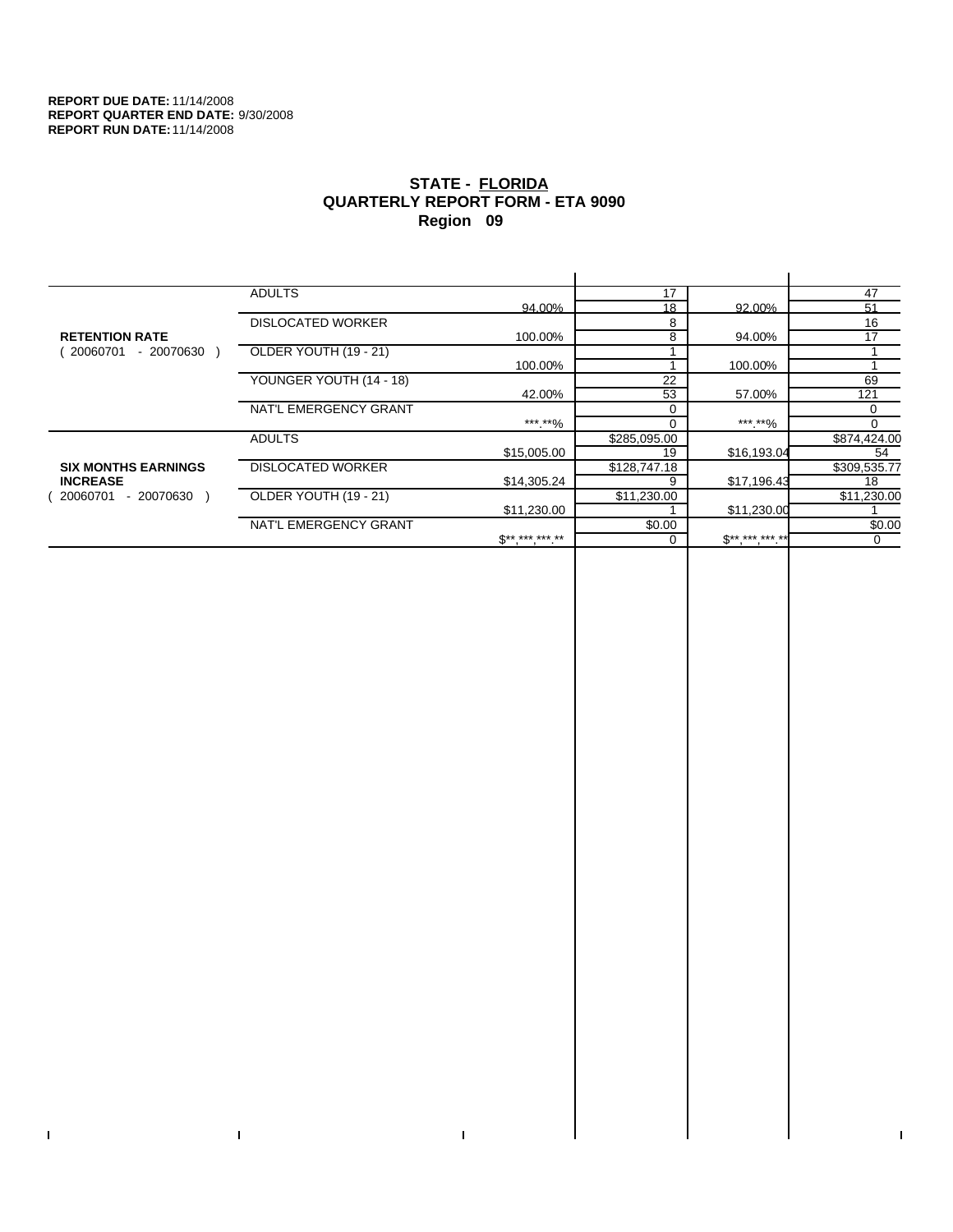**REPORT DUE DATE:** 11/14/2008
**REPORT QUARTER END DATE:** 9/30/2008
**REPORT RUN DATE:** 11/14/2008

## STATE - FLORIDA
## QUARTERLY REPORT FORM - ETA 9090
## Region 09

| | | | | | |
|---|---|---|---|---|---|
| **RETENTION RATE** ( 20060701 - 20070630 ) | ADULTS | 94.00% | 17 / 18 | 92.00% | 47 / 51 |
| | DISLOCATED WORKER | 100.00% | 8 / 8 | 94.00% | 16 / 17 |
| | OLDER YOUTH (19 - 21) | 100.00% | 1 / 1 | 100.00% | 1 / 1 |
| | YOUNGER YOUTH (14 - 18) | 42.00% | 22 / 53 | 57.00% | 69 / 121 |
| | NAT'L EMERGENCY GRANT | ***.**% | 0 / 0 | ***.**% | 0 / 0 |
| **SIX MONTHS EARNINGS INCREASE** ( 20060701 - 20070630 ) | ADULTS | $15,005.00 | $285,095.00 / 19 | $16,193.04 | $874,424.00 / 54 |
| | DISLOCATED WORKER | $14,305.24 | $128,747.18 / 9 | $17,196.43 | $309,535.77 / 18 |
| | OLDER YOUTH (19 - 21) | $11,230.00 | $11,230.00 / 1 | $11,230.00 | $11,230.00 / 1 |
| | NAT'L EMERGENCY GRANT | $**,***,***.** | $0.00 / 0 | $**,***,***.** | $0.00 / 0 |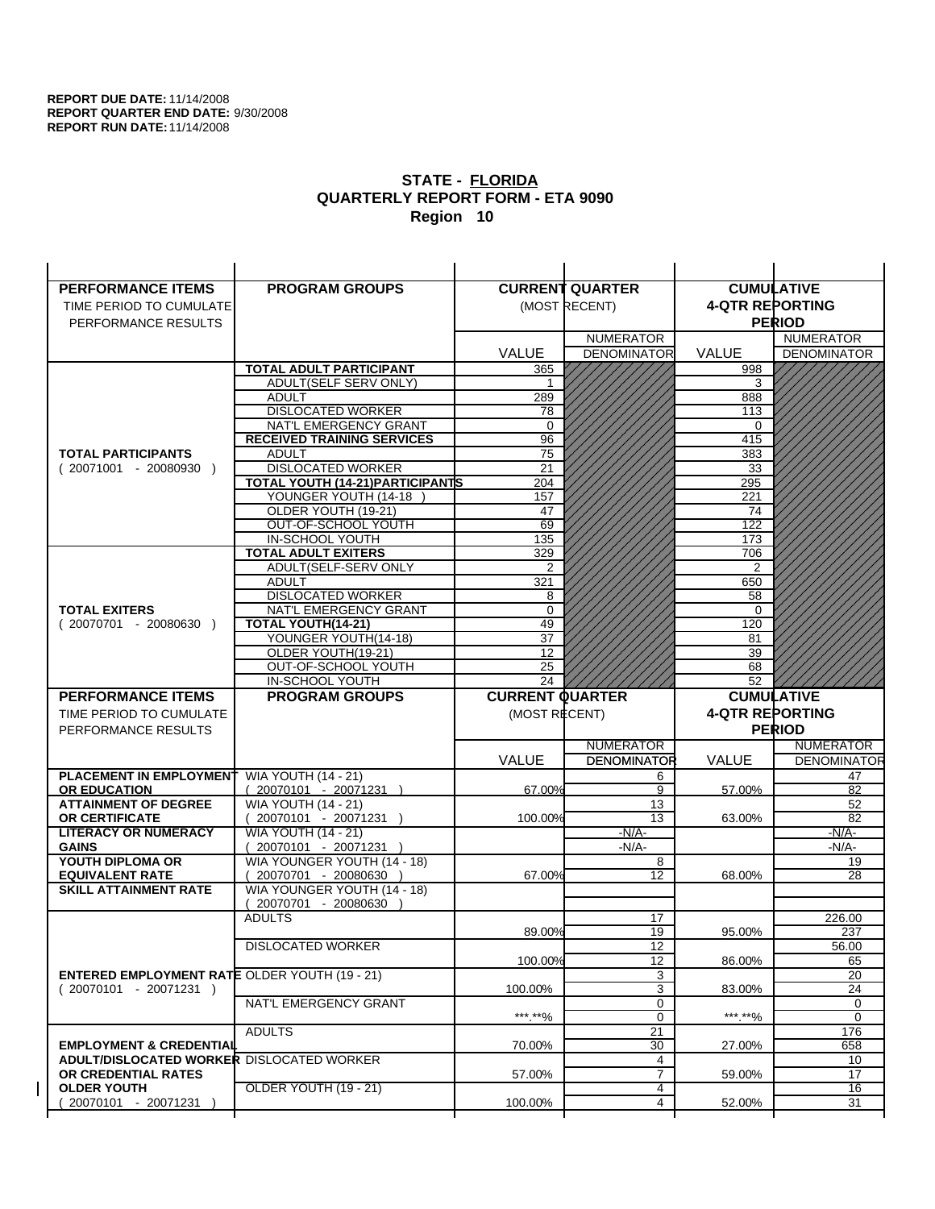**REPORT DUE DATE:** 11/14/2008
**REPORT QUARTER END DATE:** 9/30/2008
**REPORT RUN DATE:** 11/14/2008

# STATE - FLORIDA
## QUARTERLY REPORT FORM - ETA 9090
### Region 10

| PERFORMANCE ITEMS<br>TIME PERIOD TO CUMULATE PERFORMANCE RESULTS | PROGRAM GROUPS | CURRENT QUARTER (MOST RECENT) | | CUMULATIVE 4-QTR REPORTING PERIOD | |
|---|---|---|---|---|---|
| | | VALUE | NUMERATOR<br>DENOMINATOR | VALUE | NUMERATOR<br>DENOMINATOR |
| **TOTAL PARTICIPANTS**<br>( 20071001 - 20080930 ) | **TOTAL ADULT PARTICIPANT** | 365 | | 998 | |
| | ADULT(SELF SERV ONLY) | 1 | | 3 | |
| | ADULT | 289 | | 888 | |
| | DISLOCATED WORKER | 78 | | 113 | |
| | NAT'L EMERGENCY GRANT | 0 | | 0 | |
| | **RECEIVED TRAINING SERVICES** | 96 | | 415 | |
| | ADULT | 75 | | 383 | |
| | DISLOCATED WORKER | 21 | | 33 | |
| | **TOTAL YOUTH (14-21)PARTICIPANTS** | 204 | | 295 | |
| | YOUNGER YOUTH (14-18 ) | 157 | | 221 | |
| | OLDER YOUTH (19-21) | 47 | | 74 | |
| | OUT-OF-SCHOOL YOUTH | 69 | | 122 | |
| | IN-SCHOOL YOUTH | 135 | | 173 | |
| **TOTAL EXITERS**<br>( 20070701 - 20080630 ) | **TOTAL ADULT EXITERS** | 329 | | 706 | |
| | ADULT(SELF-SERV ONLY | 2 | | 2 | |
| | ADULT | 321 | | 650 | |
| | DISLOCATED WORKER | 8 | | 58 | |
| | NAT'L EMERGENCY GRANT | 0 | | 0 | |
| | **TOTAL YOUTH(14-21)** | 49 | | 120 | |
| | YOUNGER YOUTH(14-18) | 37 | | 81 | |
| | OLDER YOUTH(19-21) | 12 | | 39 | |
| | OUT-OF-SCHOOL YOUTH | 25 | | 68 | |
| | IN-SCHOOL YOUTH | 24 | | 52 | |

| PERFORMANCE ITEMS<br>TIME PERIOD TO CUMULATE PERFORMANCE RESULTS | PROGRAM GROUPS | CURRENT QUARTER (MOST RECENT) | | CUMULATIVE 4-QTR REPORTING PERIOD | |
|---|---|---|---|---|---|
| | | VALUE | NUMERATOR<br>DENOMINATOR | VALUE | NUMERATOR<br>DENOMINATOR |
| **PLACEMENT IN EMPLOYMENT OR EDUCATION** | WIA YOUTH (14 - 21)<br>( 20070101 - 20071231 ) | 67.00% | 6<br>9 | 57.00% | 47<br>82 |
| **ATTAINMENT OF DEGREE OR CERTIFICATE** | WIA YOUTH (14 - 21)<br>( 20070101 - 20071231 ) | 100.00% | 13<br>13 | 63.00% | 52<br>82 |
| **LITERACY OR NUMERACY GAINS** | WIA YOUTH (14 - 21)<br>( 20070101 - 20071231 ) | | -N/A-<br>-N/A- | | -N/A-<br>-N/A- |
| **YOUTH DIPLOMA OR EQUIVALENT RATE** | WIA YOUNGER YOUTH (14 - 18)<br>( 20070701 - 20080630 ) | 67.00% | 8<br>12 | 68.00% | 19<br>28 |
| **SKILL ATTAINMENT RATE** | WIA YOUNGER YOUTH (14 - 18)<br>( 20070701 - 20080630 ) | | | | |
| **ENTERED EMPLOYMENT RATE**<br>( 20070101 - 20071231 ) | ADULTS | 89.00% | 17<br>19 | 95.00% | 226.00<br>237 |
| | DISLOCATED WORKER | 100.00% | 12<br>12 | 86.00% | 56.00<br>65 |
| | OLDER YOUTH (19 - 21) | 100.00% | 3<br>3 | 83.00% | 20<br>24 |
| | NAT'L EMERGENCY GRANT | ***.**% | 0<br>0 | ***.**% | 0<br>0 |
| **EMPLOYMENT & CREDENTIAL ADULT/DISLOCATED WORKER OR CREDENTIAL RATES OLDER YOUTH**<br>( 20070101 - 20071231 ) | ADULTS | 70.00% | 21<br>30 | 27.00% | 176<br>658 |
| | DISLOCATED WORKER | 57.00% | 4<br>7 | 59.00% | 10<br>17 |
| | OLDER YOUTH (19 - 21) | 100.00% | 4<br>4 | 52.00% | 16<br>31 |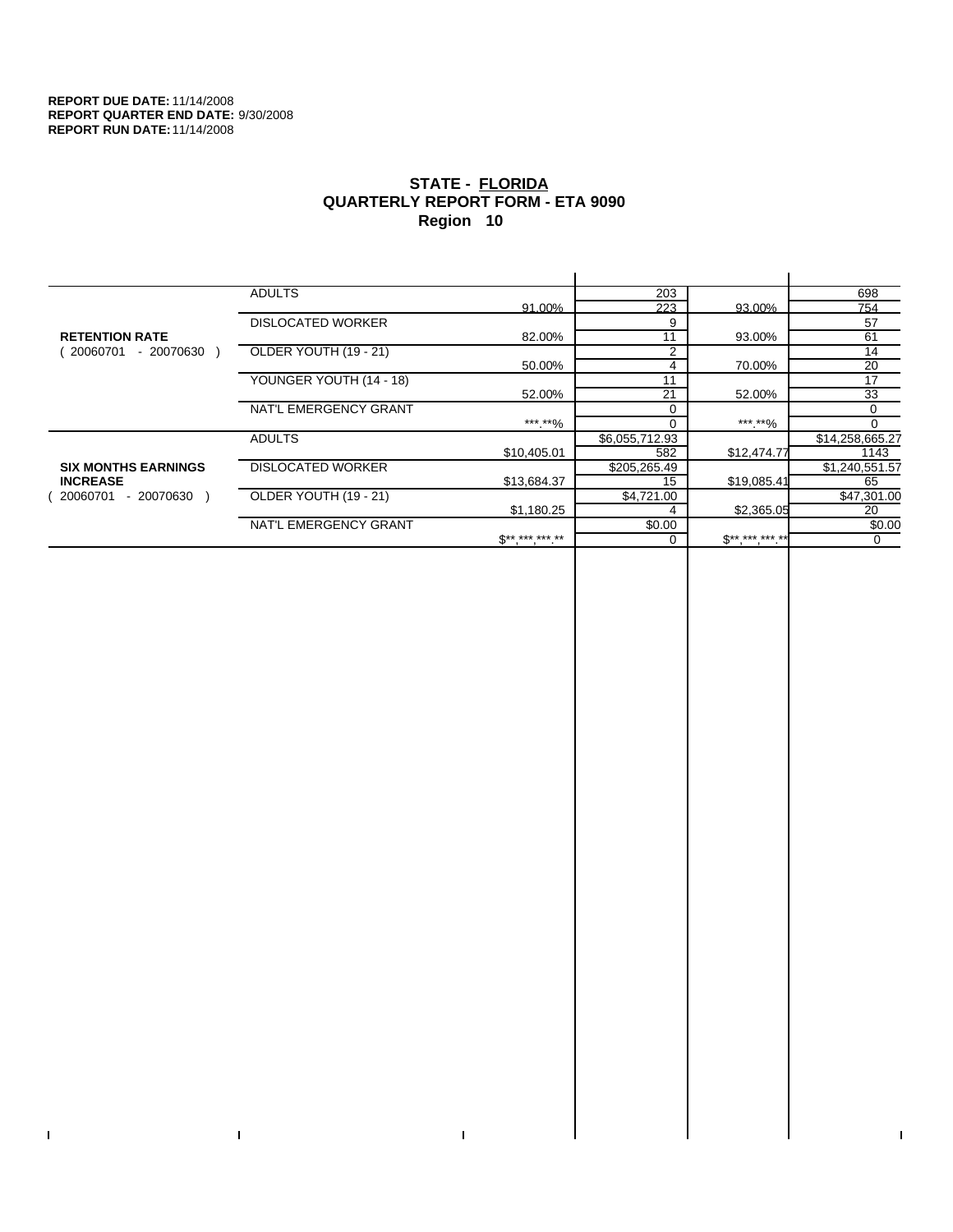**REPORT DUE DATE:** 11/14/2008
**REPORT QUARTER END DATE:** 9/30/2008
**REPORT RUN DATE:** 11/14/2008

# STATE - FLORIDA
## QUARTERLY REPORT FORM - ETA 9090
### Region 10

| | | | | | |
|---|---|---|---|---|---|
| **RETENTION RATE** ( 20060701 - 20070630 ) | ADULTS | 91.00% | 203 / 223 | 93.00% | 698 / 754 |
| | DISLOCATED WORKER | 82.00% | 9 / 11 | 93.00% | 57 / 61 |
| | OLDER YOUTH (19 - 21) | 50.00% | 2 / 4 | 70.00% | 14 / 20 |
| | YOUNGER YOUTH (14 - 18) | 52.00% | 11 / 21 | 52.00% | 17 / 33 |
| | NAT'L EMERGENCY GRANT | ***.**% | 0 / 0 | ***.**% | 0 / 0 |
| **SIX MONTHS EARNINGS INCREASE** ( 20060701 - 20070630 ) | ADULTS | $10,405.01 | $6,055,712.93 / 582 | $12,474.77 | $14,258,665.27 / 1143 |
| | DISLOCATED WORKER | $13,684.37 | $205,265.49 / 15 | $19,085.41 | $1,240,551.57 / 65 |
| | OLDER YOUTH (19 - 21) | $1,180.25 | $4,721.00 / 4 | $2,365.05 | $47,301.00 / 20 |
| | NAT'L EMERGENCY GRANT | $**,***,***.** | $0.00 / 0 | $**,***,***.** | $0.00 / 0 |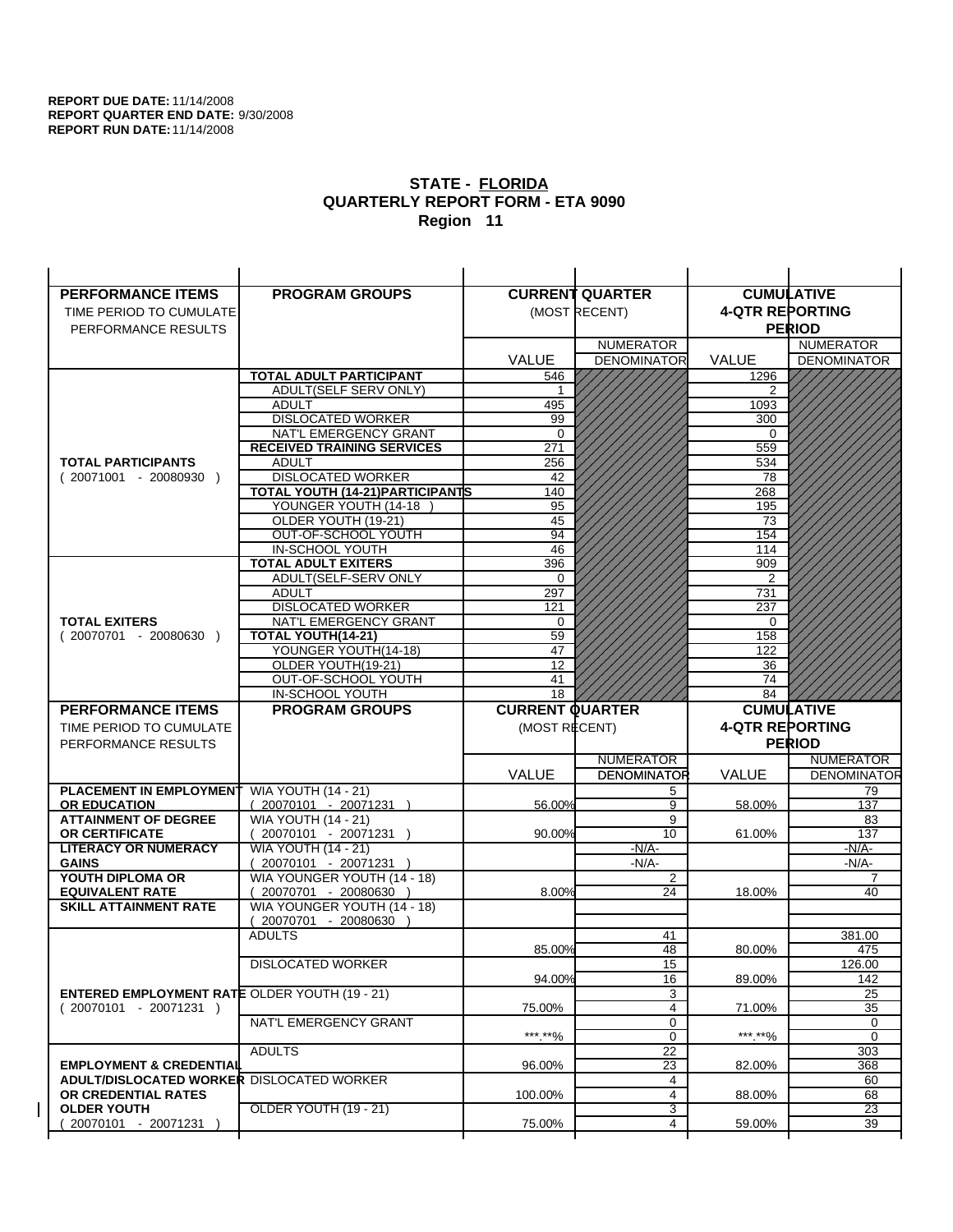**REPORT DUE DATE:** 11/14/2008
**REPORT QUARTER END DATE:** 9/30/2008
**REPORT RUN DATE:** 11/14/2008

## STATE - FLORIDA
## QUARTERLY REPORT FORM - ETA 9090
## Region 11

| PERFORMANCE ITEMS<br>TIME PERIOD TO CUMULATE PERFORMANCE RESULTS | PROGRAM GROUPS | CURRENT QUARTER (MOST RECENT) VALUE | CURRENT QUARTER NUMERATOR / DENOMINATOR | CUMULATIVE 4-QTR REPORTING PERIOD VALUE | CUMULATIVE NUMERATOR / DENOMINATOR |
|---|---|---|---|---|---|
| **TOTAL PARTICIPANTS** ( 20071001 - 20080930 ) | **TOTAL ADULT PARTICIPANT** | 546 | | 1296 | |
| | ADULT(SELF SERV ONLY) | 1 | | 2 | |
| | ADULT | 495 | | 1093 | |
| | DISLOCATED WORKER | 99 | | 300 | |
| | NAT'L EMERGENCY GRANT | 0 | | 0 | |
| | **RECEIVED TRAINING SERVICES** | 271 | | 559 | |
| | ADULT | 256 | | 534 | |
| | DISLOCATED WORKER | 42 | | 78 | |
| | **TOTAL YOUTH (14-21)PARTICIPANTS** | 140 | | 268 | |
| | YOUNGER YOUTH (14-18 ) | 95 | | 195 | |
| | OLDER YOUTH (19-21) | 45 | | 73 | |
| | OUT-OF-SCHOOL YOUTH | 94 | | 154 | |
| | IN-SCHOOL YOUTH | 46 | | 114 | |
| **TOTAL EXITERS** ( 20070701 - 20080630 ) | **TOTAL ADULT EXITERS** | 396 | | 909 | |
| | ADULT(SELF-SERV ONLY | 0 | | 2 | |
| | ADULT | 297 | | 731 | |
| | DISLOCATED WORKER | 121 | | 237 | |
| | NAT'L EMERGENCY GRANT | 0 | | 0 | |
| | **TOTAL YOUTH(14-21)** | 59 | | 158 | |
| | YOUNGER YOUTH(14-18) | 47 | | 122 | |
| | OLDER YOUTH(19-21) | 12 | | 36 | |
| | OUT-OF-SCHOOL YOUTH | 41 | | 74 | |
| | IN-SCHOOL YOUTH | 18 | | 84 | |

| PERFORMANCE ITEMS<br>TIME PERIOD TO CUMULATE PERFORMANCE RESULTS | PROGRAM GROUPS | CURRENT QUARTER (MOST RECENT) VALUE | CURRENT QUARTER NUMERATOR / DENOMINATOR | CUMULATIVE 4-QTR REPORTING PERIOD VALUE | CUMULATIVE NUMERATOR / DENOMINATOR |
|---|---|---|---|---|---|
| **PLACEMENT IN EMPLOYMENT OR EDUCATION** | WIA YOUTH (14 - 21) ( 20070101 - 20071231 ) | 56.00% | 5 / 9 | 58.00% | 79 / 137 |
| **ATTAINMENT OF DEGREE OR CERTIFICATE** | WIA YOUTH (14 - 21) ( 20070101 - 20071231 ) | 90.00% | 9 / 10 | 61.00% | 83 / 137 |
| **LITERACY OR NUMERACY GAINS** | WIA YOUTH (14 - 21) ( 20070101 - 20071231 ) | | -N/A- / -N/A- | | -N/A- / -N/A- |
| **YOUTH DIPLOMA OR EQUIVALENT RATE** | WIA YOUNGER YOUTH (14 - 18) ( 20070701 - 20080630 ) | 8.00% | 2 / 24 | 18.00% | 7 / 40 |
| **SKILL ATTAINMENT RATE** | WIA YOUNGER YOUTH (14 - 18) ( 20070701 - 20080630 ) | | | | |
| **ENTERED EMPLOYMENT RATE** ( 20070101 - 20071231 ) | ADULTS | 85.00% | 41 / 48 | 80.00% | 381.00 / 475 |
| | DISLOCATED WORKER | 94.00% | 15 / 16 | 89.00% | 126.00 / 142 |
| | OLDER YOUTH (19 - 21) | 75.00% | 3 / 4 | 71.00% | 25 / 35 |
| | NAT'L EMERGENCY GRANT | \*\*\*.\*\*% | 0 / 0 | \*\*\*.\*\*% | 0 / 0 |
| **EMPLOYMENT & CREDENTIAL ADULT/DISLOCATED WORKER OR CREDENTIAL RATES OLDER YOUTH** ( 20070101 - 20071231 ) | ADULTS | 96.00% | 22 / 23 | 82.00% | 303 / 368 |
| | DISLOCATED WORKER | 100.00% | 4 / 4 | 88.00% | 60 / 68 |
| | OLDER YOUTH (19 - 21) | 75.00% | 3 / 4 | 59.00% | 23 / 39 |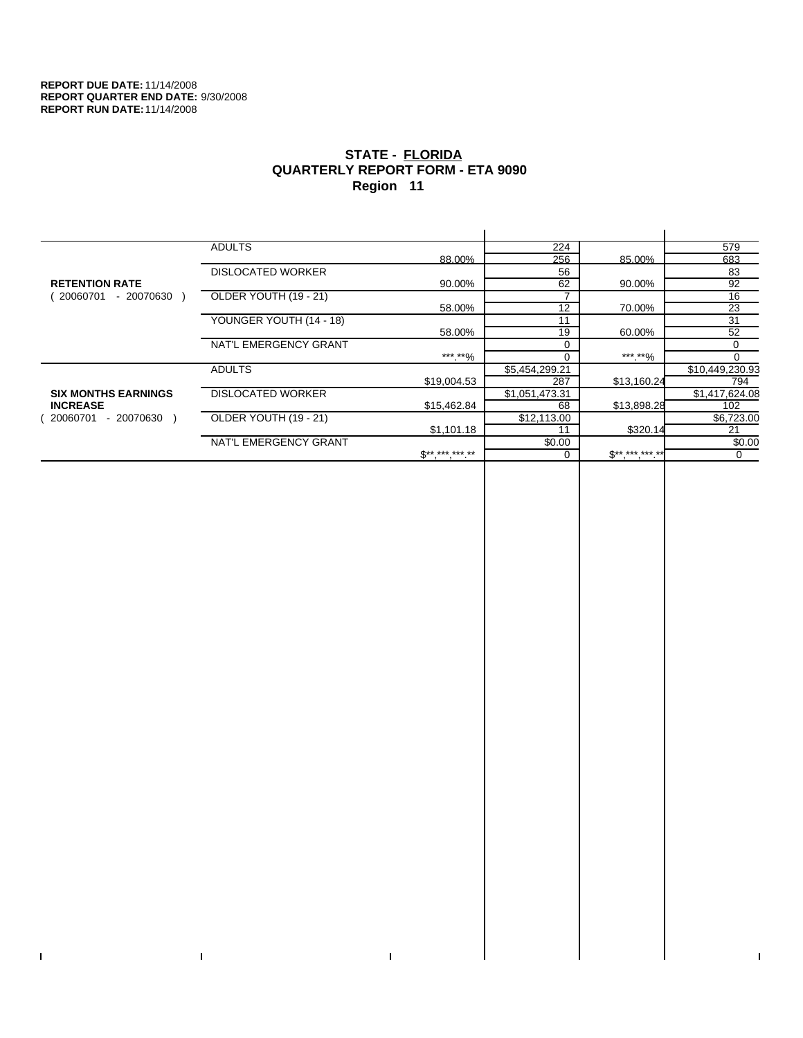**REPORT DUE DATE:** 11/14/2008
**REPORT QUARTER END DATE:** 9/30/2008
**REPORT RUN DATE:** 11/14/2008

## STATE - FLORIDA
## QUARTERLY REPORT FORM - ETA 9090
## Region 11

| | | | | | |
|---|---|---|---|---|---|
| **RETENTION RATE** ( 20060701 - 20070630 ) | ADULTS | | 224 | | 579 |
| | | 88.00% | 256 | 85.00% | 683 |
| | DISLOCATED WORKER | | 56 | | 83 |
| | | 90.00% | 62 | 90.00% | 92 |
| | OLDER YOUTH (19 - 21) | | 7 | | 16 |
| | | 58.00% | 12 | 70.00% | 23 |
| | YOUNGER YOUTH (14 - 18) | | 11 | | 31 |
| | | 58.00% | 19 | 60.00% | 52 |
| | NAT'L EMERGENCY GRANT | | 0 | | 0 |
| | | ***.**% | 0 | ***.**% | 0 |
| **SIX MONTHS EARNINGS INCREASE** ( 20060701 - 20070630 ) | ADULTS | | $5,454,299.21 | | $10,449,230.93 |
| | | $19,004.53 | 287 | $13,160.24 | 794 |
| | DISLOCATED WORKER | | $1,051,473.31 | | $1,417,624.08 |
| | | $15,462.84 | 68 | $13,898.28 | 102 |
| | OLDER YOUTH (19 - 21) | | $12,113.00 | | $6,723.00 |
| | | $1,101.18 | 11 | $320.14 | 21 |
| | NAT'L EMERGENCY GRANT | | $0.00 | | $0.00 |
| | | $**,***,***.** | 0 | $**,***,***.** | 0 |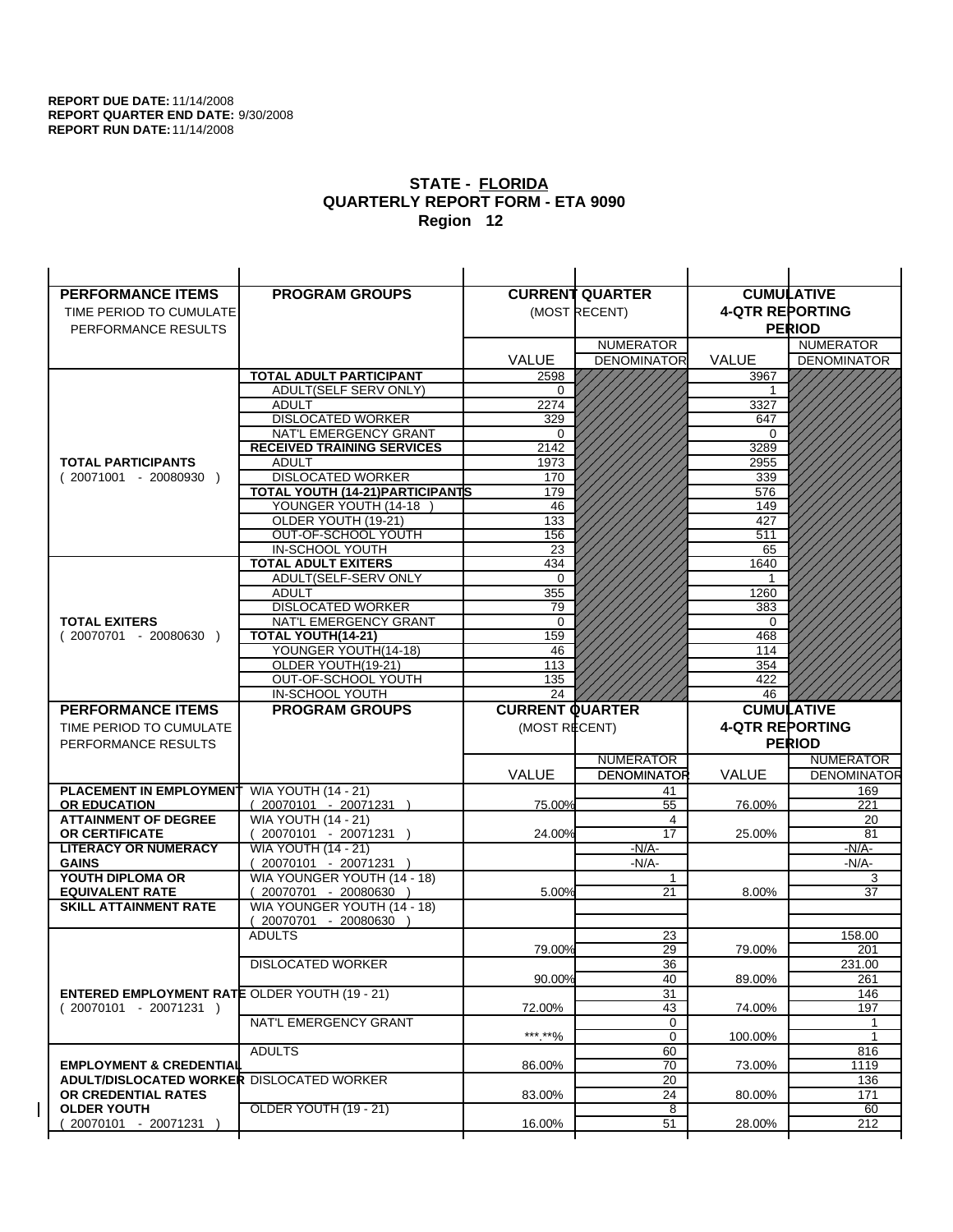**REPORT DUE DATE:** 11/14/2008
**REPORT QUARTER END DATE:** 9/30/2008
**REPORT RUN DATE:** 11/14/2008

## STATE - FLORIDA
## QUARTERLY REPORT FORM - ETA 9090
## Region 12

| PERFORMANCE ITEMS<br>TIME PERIOD TO CUMULATE PERFORMANCE RESULTS | PROGRAM GROUPS | CURRENT QUARTER (MOST RECENT) VALUE | NUMERATOR DENOMINATOR | CUMULATIVE 4-QTR REPORTING PERIOD VALUE | NUMERATOR DENOMINATOR |
|---|---|---|---|---|---|
| **TOTAL PARTICIPANTS** ( 20071001 - 20080930 ) | **TOTAL ADULT PARTICIPANT** | 2598 | | 3967 | |
| | ADULT(SELF SERV ONLY) | 0 | | 1 | |
| | ADULT | 2274 | | 3327 | |
| | DISLOCATED WORKER | 329 | | 647 | |
| | NAT'L EMERGENCY GRANT | 0 | | 0 | |
| | **RECEIVED TRAINING SERVICES** | 2142 | | 3289 | |
| | ADULT | 1973 | | 2955 | |
| | DISLOCATED WORKER | 170 | | 339 | |
| | **TOTAL YOUTH (14-21)PARTICIPANTS** | 179 | | 576 | |
| | YOUNGER YOUTH (14-18 ) | 46 | | 149 | |
| | OLDER YOUTH (19-21) | 133 | | 427 | |
| | OUT-OF-SCHOOL YOUTH | 156 | | 511 | |
| | IN-SCHOOL YOUTH | 23 | | 65 | |
| **TOTAL EXITERS** ( 20070701 - 20080630 ) | **TOTAL ADULT EXITERS** | 434 | | 1640 | |
| | ADULT(SELF-SERV ONLY | 0 | | 1 | |
| | ADULT | 355 | | 1260 | |
| | DISLOCATED WORKER | 79 | | 383 | |
| | NAT'L EMERGENCY GRANT | 0 | | 0 | |
| | **TOTAL YOUTH(14-21)** | 159 | | 468 | |
| | YOUNGER YOUTH(14-18) | 46 | | 114 | |
| | OLDER YOUTH(19-21) | 113 | | 354 | |
| | OUT-OF-SCHOOL YOUTH | 135 | | 422 | |
| | IN-SCHOOL YOUTH | 24 | | 46 | |

| PERFORMANCE ITEMS<br>TIME PERIOD TO CUMULATE PERFORMANCE RESULTS | PROGRAM GROUPS | CURRENT QUARTER (MOST RECENT) VALUE | NUMERATOR DENOMINATOR | CUMULATIVE 4-QTR REPORTING PERIOD VALUE | NUMERATOR DENOMINATOR |
|---|---|---|---|---|---|
| **PLACEMENT IN EMPLOYMENT OR EDUCATION** | WIA YOUTH (14 - 21) ( 20070101 - 20071231 ) | 75.00% | 41<br>55 | 76.00% | 169<br>221 |
| **ATTAINMENT OF DEGREE OR CERTIFICATE** | WIA YOUTH (14 - 21) ( 20070101 - 20071231 ) | 24.00% | 4<br>17 | 25.00% | 20<br>81 |
| **LITERACY OR NUMERACY GAINS** | WIA YOUTH (14 - 21) ( 20070101 - 20071231 ) | | -N/A-<br>-N/A- | | -N/A-<br>-N/A- |
| **YOUTH DIPLOMA OR EQUIVALENT RATE** | WIA YOUNGER YOUTH (14 - 18) ( 20070701 - 20080630 ) | 5.00% | 1<br>21 | 8.00% | 3<br>37 |
| **SKILL ATTAINMENT RATE** | WIA YOUNGER YOUTH (14 - 18) ( 20070701 - 20080630 ) | | | | |
| **ENTERED EMPLOYMENT RATE** ( 20070101 - 20071231 ) | ADULTS | 79.00% | 23<br>29 | 79.00% | 158.00<br>201 |
| | DISLOCATED WORKER | 90.00% | 36<br>40 | 89.00% | 231.00<br>261 |
| | OLDER YOUTH (19 - 21) | 72.00% | 31<br>43 | 74.00% | 146<br>197 |
| | NAT'L EMERGENCY GRANT | ***.**% | 0<br>0 | 100.00% | 1<br>1 |
| **EMPLOYMENT & CREDENTIAL ADULT/DISLOCATED WORKER OR CREDENTIAL RATES OLDER YOUTH** ( 20070101 - 20071231 ) | ADULTS | 86.00% | 60<br>70 | 73.00% | 816<br>1119 |
| | DISLOCATED WORKER | 83.00% | 20<br>24 | 80.00% | 136<br>171 |
| | OLDER YOUTH (19 - 21) | 16.00% | 8<br>51 | 28.00% | 60<br>212 |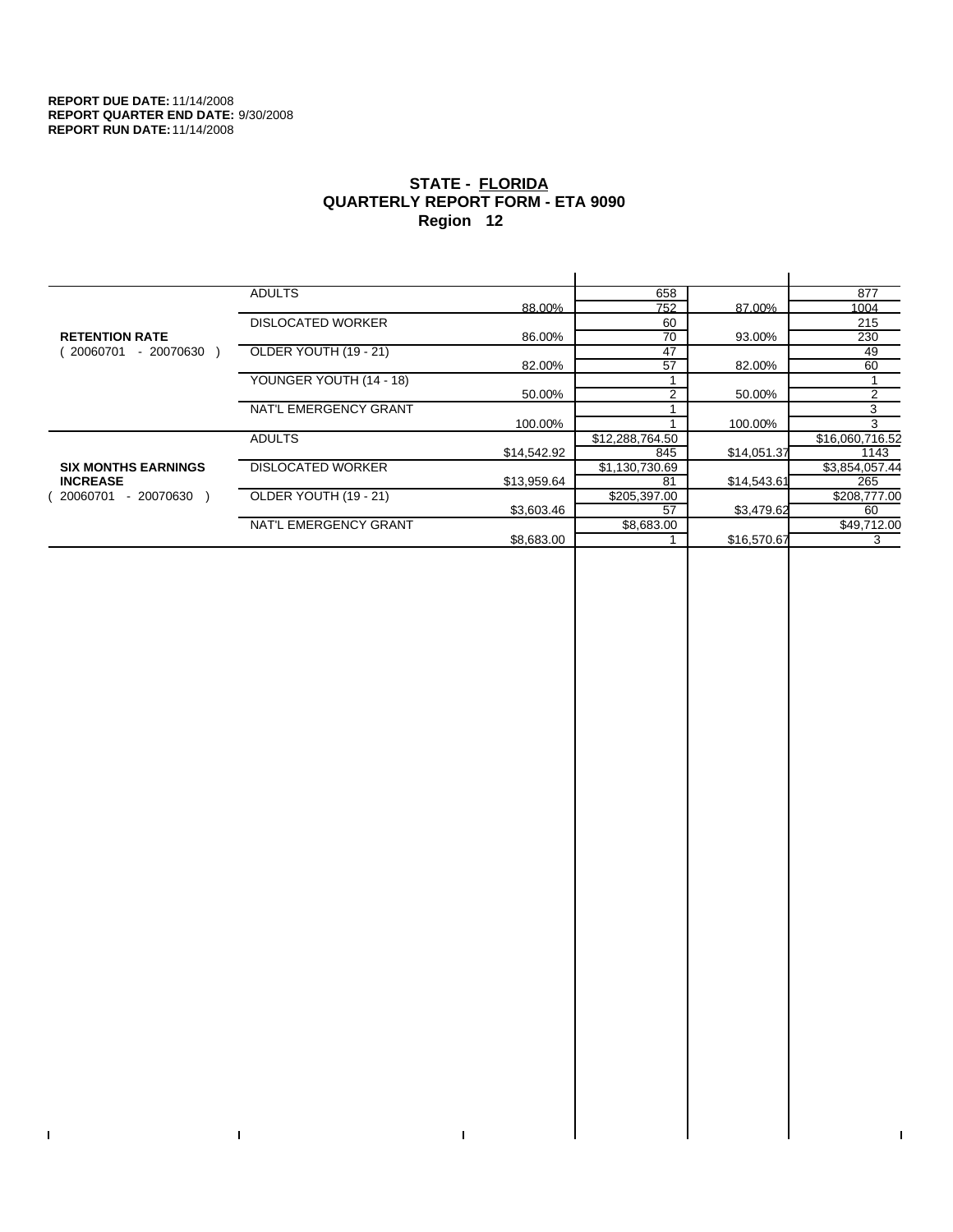**REPORT DUE DATE:** 11/14/2008
**REPORT QUARTER END DATE:** 9/30/2008
**REPORT RUN DATE:** 11/14/2008

## STATE - FLORIDA
## QUARTERLY REPORT FORM - ETA 9090
## Region 12

| | | | | | |
|---|---|---|---|---|---|
| **RETENTION RATE** ( 20060701 - 20070630 ) | ADULTS | 88.00% | 658 / 752 | 87.00% | 877 / 1004 |
| | DISLOCATED WORKER | 86.00% | 60 / 70 | 93.00% | 215 / 230 |
| | OLDER YOUTH (19 - 21) | 82.00% | 47 / 57 | 82.00% | 49 / 60 |
| | YOUNGER YOUTH (14 - 18) | 50.00% | 1 / 2 | 50.00% | 1 / 2 |
| | NAT'L EMERGENCY GRANT | 100.00% | 1 / 1 | 100.00% | 3 / 3 |
| **SIX MONTHS EARNINGS INCREASE** ( 20060701 - 20070630 ) | ADULTS | $14,542.92 | $12,288,764.50 / 845 | $14,051.37 | $16,060,716.52 / 1143 |
| | DISLOCATED WORKER | $13,959.64 | $1,130,730.69 / 81 | $14,543.61 | $3,854,057.44 / 265 |
| | OLDER YOUTH (19 - 21) | $3,603.46 | $205,397.00 / 57 | $3,479.62 | $208,777.00 / 60 |
| | NAT'L EMERGENCY GRANT | $8,683.00 | $8,683.00 / 1 | $16,570.67 | $49,712.00 / 3 |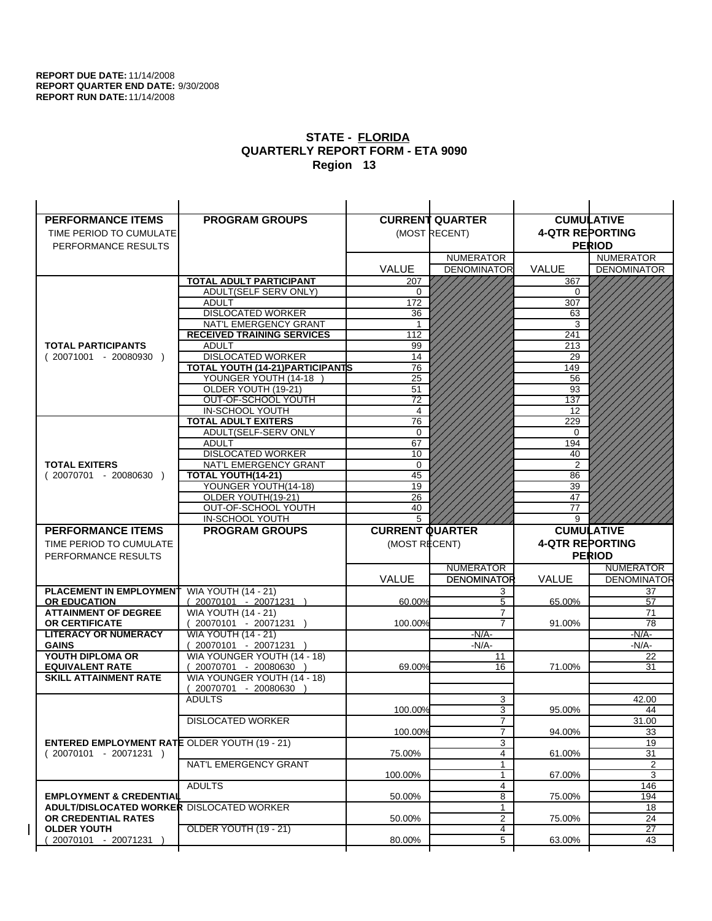**REPORT DUE DATE:** 11/14/2008
**REPORT QUARTER END DATE:** 9/30/2008
**REPORT RUN DATE:** 11/14/2008

## STATE - FLORIDA
## QUARTERLY REPORT FORM - ETA 9090
## Region 13

| PERFORMANCE ITEMS<br>TIME PERIOD TO CUMULATE PERFORMANCE RESULTS | PROGRAM GROUPS | CURRENT QUARTER (MOST RECENT) VALUE | NUMERATOR / DENOMINATOR | CUMULATIVE 4-QTR REPORTING PERIOD VALUE | NUMERATOR / DENOMINATOR |
|---|---|---|---|---|---|
| **TOTAL PARTICIPANTS** ( 20071001 - 20080930 ) | **TOTAL ADULT PARTICIPANT** | 207 | | 367 | |
| | ADULT(SELF SERV ONLY) | 0 | | 0 | |
| | ADULT | 172 | | 307 | |
| | DISLOCATED WORKER | 36 | | 63 | |
| | NAT'L EMERGENCY GRANT | 1 | | 3 | |
| | **RECEIVED TRAINING SERVICES** | 112 | | 241 | |
| | ADULT | 99 | | 213 | |
| | DISLOCATED WORKER | 14 | | 29 | |
| | **TOTAL YOUTH (14-21)PARTICIPANTS** | 76 | | 149 | |
| | YOUNGER YOUTH (14-18 ) | 25 | | 56 | |
| | OLDER YOUTH (19-21) | 51 | | 93 | |
| | OUT-OF-SCHOOL YOUTH | 72 | | 137 | |
| | IN-SCHOOL YOUTH | 4 | | 12 | |
| **TOTAL EXITERS** ( 20070701 - 20080630 ) | **TOTAL ADULT EXITERS** | 76 | | 229 | |
| | ADULT(SELF-SERV ONLY | 0 | | 0 | |
| | ADULT | 67 | | 194 | |
| | DISLOCATED WORKER | 10 | | 40 | |
| | NAT'L EMERGENCY GRANT | 0 | | 2 | |
| | **TOTAL YOUTH(14-21)** | 45 | | 86 | |
| | YOUNGER YOUTH(14-18) | 19 | | 39 | |
| | OLDER YOUTH(19-21) | 26 | | 47 | |
| | OUT-OF-SCHOOL YOUTH | 40 | | 77 | |
| | IN-SCHOOL YOUTH | 5 | | 9 | |

| PERFORMANCE ITEMS<br>TIME PERIOD TO CUMULATE PERFORMANCE RESULTS | PROGRAM GROUPS | CURRENT QUARTER (MOST RECENT) VALUE | NUMERATOR / DENOMINATOR | CUMULATIVE 4-QTR REPORTING PERIOD VALUE | NUMERATOR / DENOMINATOR |
|---|---|---|---|---|---|
| **PLACEMENT IN EMPLOYMENT OR EDUCATION** | WIA YOUTH (14 - 21) ( 20070101 - 20071231 ) | 60.00% | 3 / 5 | 65.00% | 37 / 57 |
| **ATTAINMENT OF DEGREE OR CERTIFICATE** | WIA YOUTH (14 - 21) ( 20070101 - 20071231 ) | 100.00% | 7 / 7 | 91.00% | 71 / 78 |
| **LITERACY OR NUMERACY GAINS** | WIA YOUTH (14 - 21) ( 20070101 - 20071231 ) | | -N/A- / -N/A- | | -N/A- / -N/A- |
| **YOUTH DIPLOMA OR EQUIVALENT RATE** | WIA YOUNGER YOUTH (14 - 18) ( 20070701 - 20080630 ) | 69.00% | 11 / 16 | 71.00% | 22 / 31 |
| **SKILL ATTAINMENT RATE** | WIA YOUNGER YOUTH (14 - 18) ( 20070701 - 20080630 ) | | | | |
| **ENTERED EMPLOYMENT RATE** ( 20070101 - 20071231 ) | ADULTS | 100.00% | 3 / 3 | 95.00% | 42.00 / 44 |
| | DISLOCATED WORKER | 100.00% | 7 / 7 | 94.00% | 31.00 / 33 |
| | OLDER YOUTH (19 - 21) | 75.00% | 3 / 4 | 61.00% | 19 / 31 |
| | NAT'L EMERGENCY GRANT | 100.00% | 1 / 1 | 67.00% | 2 / 3 |
| **EMPLOYMENT & CREDENTIAL ADULT/DISLOCATED WORKER OR CREDENTIAL RATES OLDER YOUTH** ( 20070101 - 20071231 ) | ADULTS | 50.00% | 4 / 8 | 75.00% | 146 / 194 |
| | DISLOCATED WORKER | 50.00% | 1 / 2 | 75.00% | 18 / 24 |
| | OLDER YOUTH (19 - 21) | 80.00% | 4 / 5 | 63.00% | 27 / 43 |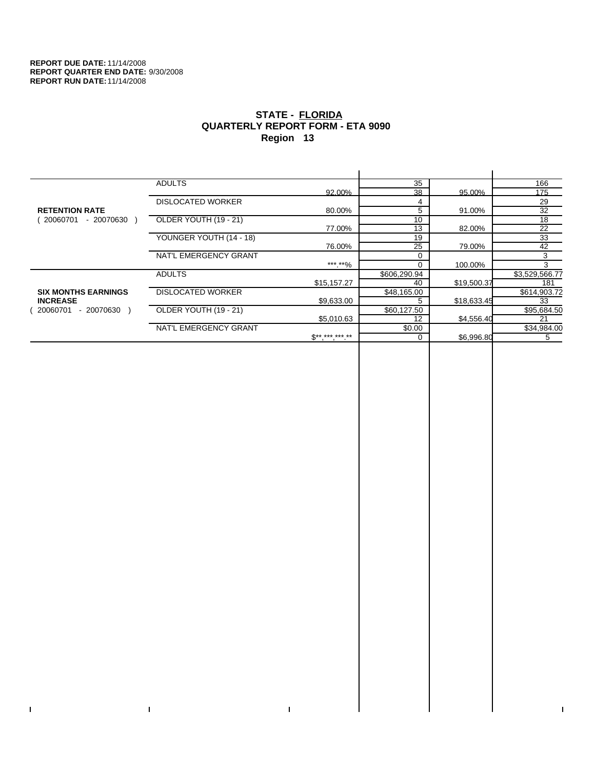**REPORT DUE DATE:** 11/14/2008
**REPORT QUARTER END DATE:** 9/30/2008
**REPORT RUN DATE:** 11/14/2008

## STATE - FLORIDA
## QUARTERLY REPORT FORM - ETA 9090
## Region 13

| | | | | | |
|---|---|---|---|---|---|
| **RETENTION RATE** ( 20060701 - 20070630 ) | ADULTS | 92.00% | 35 / 38 | 95.00% | 166 / 175 |
| | DISLOCATED WORKER | 80.00% | 4 / 5 | 91.00% | 29 / 32 |
| | OLDER YOUTH (19 - 21) | 77.00% | 10 / 13 | 82.00% | 18 / 22 |
| | YOUNGER YOUTH (14 - 18) | 76.00% | 19 / 25 | 79.00% | 33 / 42 |
| | NAT'L EMERGENCY GRANT | ***.**% | 0 / 0 | 100.00% | 3 / 3 |
| **SIX MONTHS EARNINGS INCREASE** ( 20060701 - 20070630 ) | ADULTS | $15,157.27 | $606,290.94 / 40 | $19,500.37 | $3,529,566.77 / 181 |
| | DISLOCATED WORKER | $9,633.00 | $48,165.00 / 5 | $18,633.45 | $614,903.72 / 33 |
| | OLDER YOUTH (19 - 21) | $5,010.63 | $60,127.50 / 12 | $4,556.40 | $95,684.50 / 21 |
| | NAT'L EMERGENCY GRANT | $**,***,***.** | $0.00 / 0 | $6,996.80 | $34,984.00 / 5 |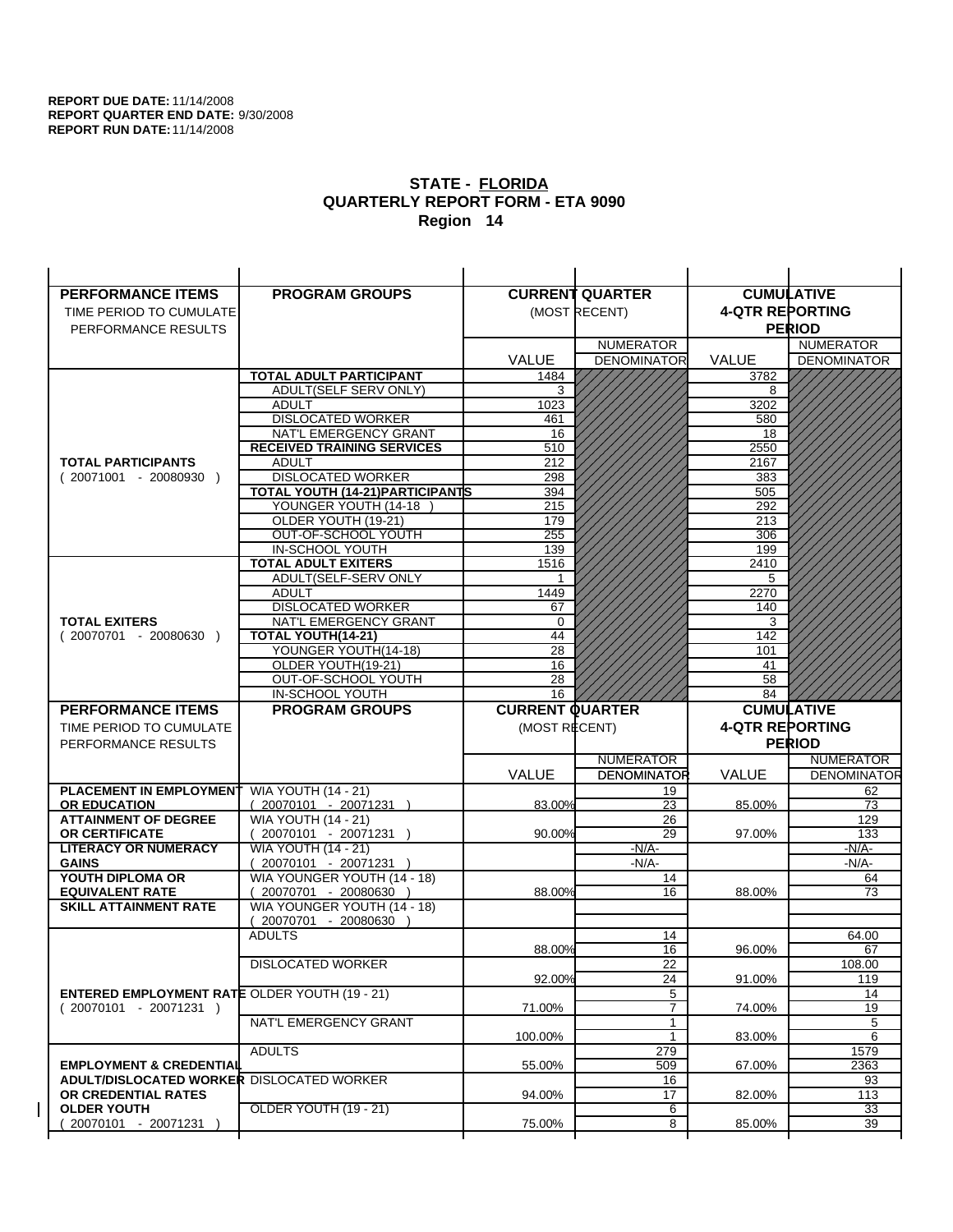**REPORT DUE DATE:** 11/14/2008
**REPORT QUARTER END DATE:** 9/30/2008
**REPORT RUN DATE:** 11/14/2008

## STATE - FLORIDA
## QUARTERLY REPORT FORM - ETA 9090
## Region 14

| PERFORMANCE ITEMS<br>TIME PERIOD TO CUMULATE PERFORMANCE RESULTS | PROGRAM GROUPS | CURRENT QUARTER (MOST RECENT) VALUE | NUMERATOR / DENOMINATOR | CUMULATIVE 4-QTR REPORTING PERIOD VALUE | NUMERATOR / DENOMINATOR |
|---|---|---|---|---|---|
| **TOTAL PARTICIPANTS** ( 20071001 - 20080930 ) | **TOTAL ADULT PARTICIPANT** | 1484 | | 3782 | |
| | ADULT(SELF SERV ONLY) | 3 | | 8 | |
| | ADULT | 1023 | | 3202 | |
| | DISLOCATED WORKER | 461 | | 580 | |
| | NAT'L EMERGENCY GRANT | 16 | | 18 | |
| | **RECEIVED TRAINING SERVICES** | 510 | | 2550 | |
| | ADULT | 212 | | 2167 | |
| | DISLOCATED WORKER | 298 | | 383 | |
| | **TOTAL YOUTH (14-21)PARTICIPANTS** | 394 | | 505 | |
| | YOUNGER YOUTH (14-18 ) | 215 | | 292 | |
| | OLDER YOUTH (19-21) | 179 | | 213 | |
| | OUT-OF-SCHOOL YOUTH | 255 | | 306 | |
| | IN-SCHOOL YOUTH | 139 | | 199 | |
| **TOTAL EXITERS** ( 20070701 - 20080630 ) | **TOTAL ADULT EXITERS** | 1516 | | 2410 | |
| | ADULT(SELF-SERV ONLY | 1 | | 5 | |
| | ADULT | 1449 | | 2270 | |
| | DISLOCATED WORKER | 67 | | 140 | |
| | NAT'L EMERGENCY GRANT | 0 | | 3 | |
| | **TOTAL YOUTH(14-21)** | 44 | | 142 | |
| | YOUNGER YOUTH(14-18) | 28 | | 101 | |
| | OLDER YOUTH(19-21) | 16 | | 41 | |
| | OUT-OF-SCHOOL YOUTH | 28 | | 58 | |
| | IN-SCHOOL YOUTH | 16 | | 84 | |

| PERFORMANCE ITEMS<br>TIME PERIOD TO CUMULATE PERFORMANCE RESULTS | PROGRAM GROUPS | CURRENT QUARTER (MOST RECENT) VALUE | NUMERATOR / DENOMINATOR | CUMULATIVE 4-QTR REPORTING PERIOD VALUE | NUMERATOR / DENOMINATOR |
|---|---|---|---|---|---|
| **PLACEMENT IN EMPLOYMENT OR EDUCATION** | WIA YOUTH (14 - 21) ( 20070101 - 20071231 ) | 83.00% | 19 / 23 | 85.00% | 62 / 73 |
| **ATTAINMENT OF DEGREE OR CERTIFICATE** | WIA YOUTH (14 - 21) ( 20070101 - 20071231 ) | 90.00% | 26 / 29 | 97.00% | 129 / 133 |
| **LITERACY OR NUMERACY GAINS** | WIA YOUTH (14 - 21) ( 20070101 - 20071231 ) | | -N/A- / -N/A- | | -N/A- / -N/A- |
| **YOUTH DIPLOMA OR EQUIVALENT RATE** | WIA YOUNGER YOUTH (14 - 18) ( 20070701 - 20080630 ) | 88.00% | 14 / 16 | 88.00% | 64 / 73 |
| **SKILL ATTAINMENT RATE** | WIA YOUNGER YOUTH (14 - 18) ( 20070701 - 20080630 ) | | | | |
| **ENTERED EMPLOYMENT RATE** ( 20070101 - 20071231 ) | ADULTS | 88.00% | 14 / 16 | 96.00% | 64.00 / 67 |
| | DISLOCATED WORKER | 92.00% | 22 / 24 | 91.00% | 108.00 / 119 |
| | OLDER YOUTH (19 - 21) | 71.00% | 5 / 7 | 74.00% | 14 / 19 |
| | NAT'L EMERGENCY GRANT | 100.00% | 1 / 1 | 83.00% | 5 / 6 |
| **EMPLOYMENT & CREDENTIAL ADULT/DISLOCATED WORKER OR CREDENTIAL RATES OLDER YOUTH** ( 20070101 - 20071231 ) | ADULTS | 55.00% | 279 / 509 | 67.00% | 1579 / 2363 |
| | DISLOCATED WORKER | 94.00% | 16 / 17 | 82.00% | 93 / 113 |
| | OLDER YOUTH (19 - 21) | 75.00% | 6 / 8 | 85.00% | 33 / 39 |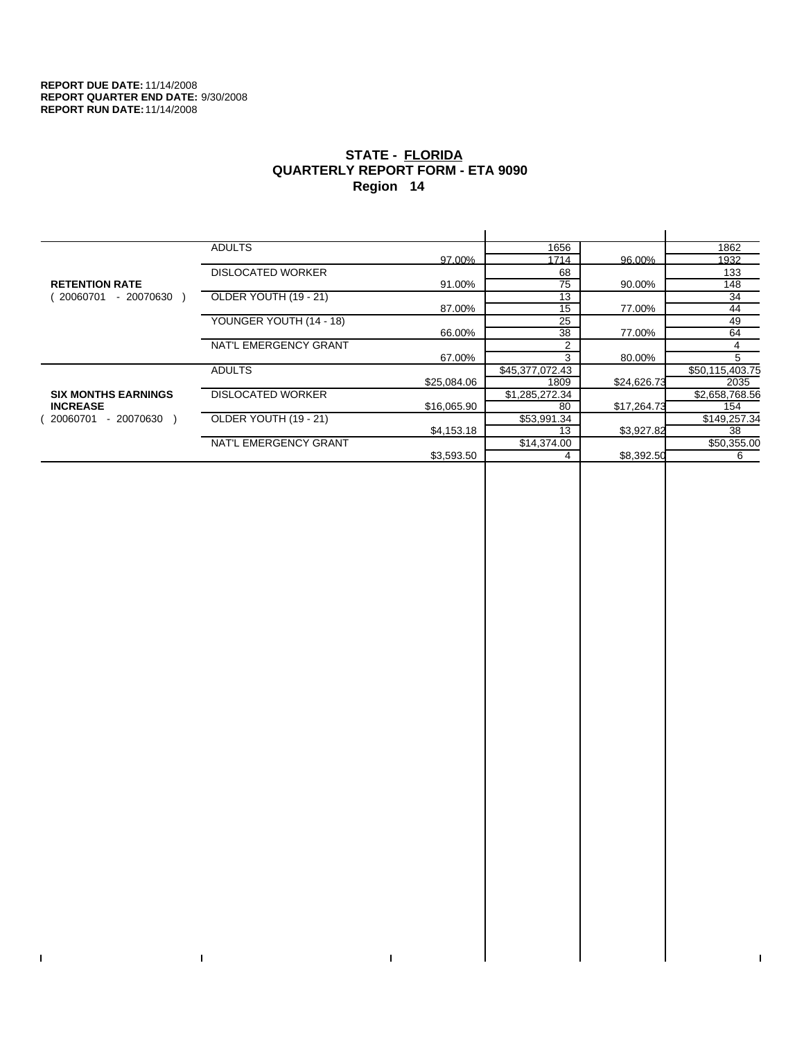**REPORT DUE DATE:** 11/14/2008
**REPORT QUARTER END DATE:** 9/30/2008
**REPORT RUN DATE:** 11/14/2008

## STATE - FLORIDA
## QUARTERLY REPORT FORM - ETA 9090
## Region 14

| | | | | | |
|---|---|---|---|---|---|
| **RETENTION RATE** ( 20060701 - 20070630 ) | ADULTS | 97.00% | 1656 / 1714 | 96.00% | 1862 / 1932 |
| | DISLOCATED WORKER | 91.00% | 68 / 75 | 90.00% | 133 / 148 |
| | OLDER YOUTH (19 - 21) | 87.00% | 13 / 15 | 77.00% | 34 / 44 |
| | YOUNGER YOUTH (14 - 18) | 66.00% | 25 / 38 | 77.00% | 49 / 64 |
| | NAT'L EMERGENCY GRANT | 67.00% | 2 / 3 | 80.00% | 4 / 5 |
| **SIX MONTHS EARNINGS INCREASE** ( 20060701 - 20070630 ) | ADULTS | $25,084.06 | $45,377,072.43 / 1809 | $24,626.73 | $50,115,403.75 / 2035 |
| | DISLOCATED WORKER | $16,065.90 | $1,285,272.34 / 80 | $17,264.73 | $2,658,768.56 / 154 |
| | OLDER YOUTH (19 - 21) | $4,153.18 | $53,991.34 / 13 | $3,927.82 | $149,257.34 / 38 |
| | NAT'L EMERGENCY GRANT | $3,593.50 | $14,374.00 / 4 | $8,392.50 | $50,355.00 / 6 |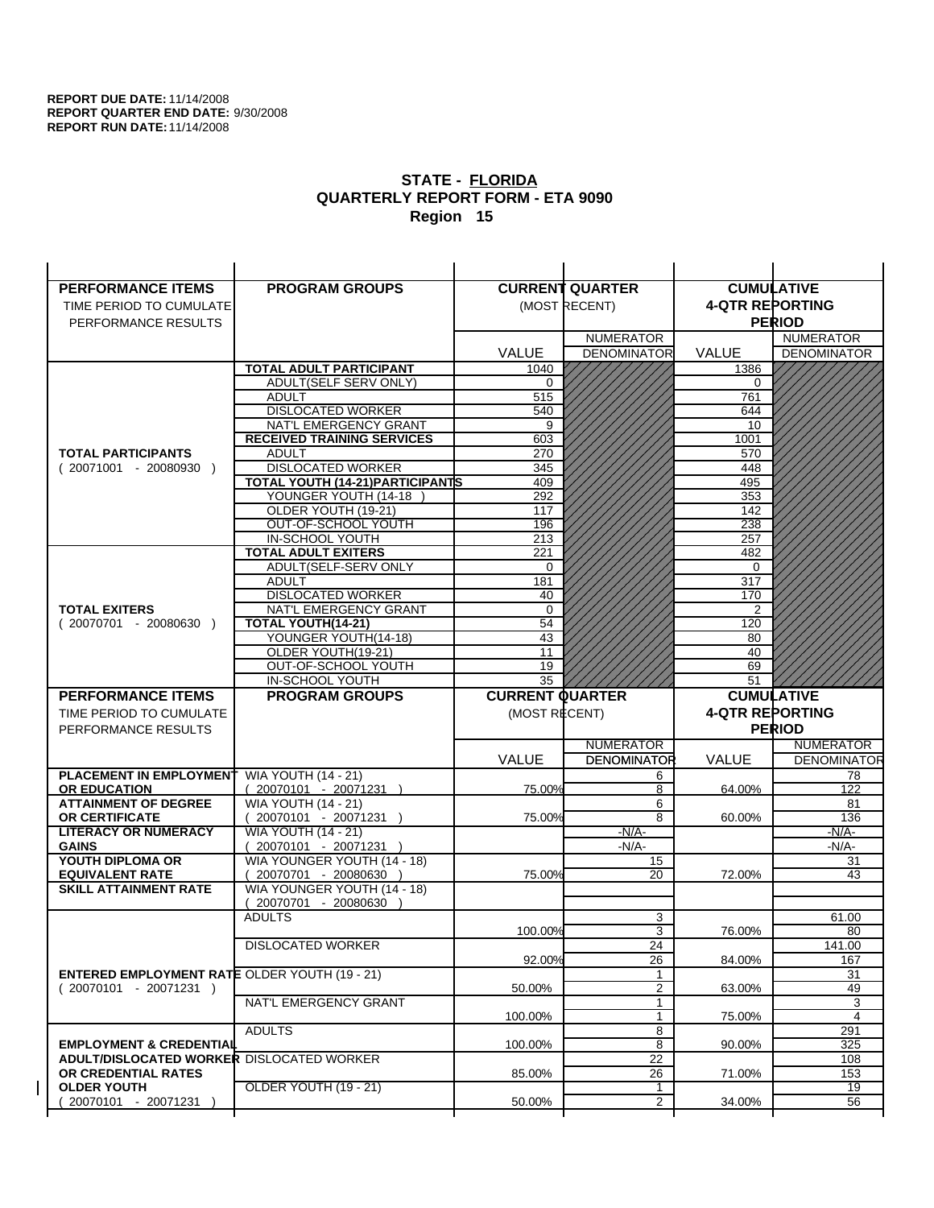**REPORT DUE DATE:** 11/14/2008
**REPORT QUARTER END DATE:** 9/30/2008
**REPORT RUN DATE:** 11/14/2008

## STATE - FLORIDA
## QUARTERLY REPORT FORM - ETA 9090
## Region 15

| PERFORMANCE ITEMS<br>TIME PERIOD TO CUMULATE PERFORMANCE RESULTS | PROGRAM GROUPS | CURRENT QUARTER (MOST RECENT) VALUE | NUMERATOR DENOMINATOR | CUMULATIVE 4-QTR REPORTING PERIOD VALUE | NUMERATOR DENOMINATOR |
|---|---|---|---|---|---|
| **TOTAL PARTICIPANTS** ( 20071001 - 20080930 ) | **TOTAL ADULT PARTICIPANT** | 1040 | | 1386 | |
| | ADULT(SELF SERV ONLY) | 0 | | 0 | |
| | ADULT | 515 | | 761 | |
| | DISLOCATED WORKER | 540 | | 644 | |
| | NAT'L EMERGENCY GRANT | 9 | | 10 | |
| | **RECEIVED TRAINING SERVICES** | 603 | | 1001 | |
| | ADULT | 270 | | 570 | |
| | DISLOCATED WORKER | 345 | | 448 | |
| | **TOTAL YOUTH (14-21)PARTICIPANTS** | 409 | | 495 | |
| | YOUNGER YOUTH (14-18 ) | 292 | | 353 | |
| | OLDER YOUTH (19-21) | 117 | | 142 | |
| | OUT-OF-SCHOOL YOUTH | 196 | | 238 | |
| | IN-SCHOOL YOUTH | 213 | | 257 | |
| **TOTAL EXITERS** ( 20070701 - 20080630 ) | **TOTAL ADULT EXITERS** | 221 | | 482 | |
| | ADULT(SELF-SERV ONLY | 0 | | 0 | |
| | ADULT | 181 | | 317 | |
| | DISLOCATED WORKER | 40 | | 170 | |
| | NAT'L EMERGENCY GRANT | 0 | | 2 | |
| | **TOTAL YOUTH(14-21)** | 54 | | 120 | |
| | YOUNGER YOUTH(14-18) | 43 | | 80 | |
| | OLDER YOUTH(19-21) | 11 | | 40 | |
| | OUT-OF-SCHOOL YOUTH | 19 | | 69 | |
| | IN-SCHOOL YOUTH | 35 | | 51 | |

| PERFORMANCE ITEMS<br>TIME PERIOD TO CUMULATE PERFORMANCE RESULTS | PROGRAM GROUPS | CURRENT QUARTER (MOST RECENT) VALUE | NUMERATOR DENOMINATOR | CUMULATIVE 4-QTR REPORTING PERIOD VALUE | NUMERATOR DENOMINATOR |
|---|---|---|---|---|---|
| **PLACEMENT IN EMPLOYMENT OR EDUCATION** | WIA YOUTH (14 - 21) ( 20070101 - 20071231 ) | 75.00% | 6 / 8 | 64.00% | 78 / 122 |
| **ATTAINMENT OF DEGREE OR CERTIFICATE** | WIA YOUTH (14 - 21) ( 20070101 - 20071231 ) | 75.00% | 6 / 8 | 60.00% | 81 / 136 |
| **LITERACY OR NUMERACY GAINS** | WIA YOUTH (14 - 21) ( 20070101 - 20071231 ) | | -N/A- / -N/A- | | -N/A- / -N/A- |
| **YOUTH DIPLOMA OR EQUIVALENT RATE** | WIA YOUNGER YOUTH (14 - 18) ( 20070701 - 20080630 ) | 75.00% | 15 / 20 | 72.00% | 31 / 43 |
| **SKILL ATTAINMENT RATE** | WIA YOUNGER YOUTH (14 - 18) ( 20070701 - 20080630 ) | | | | |
| **ENTERED EMPLOYMENT RATE** ( 20070101 - 20071231 ) | ADULTS | 100.00% | 3 / 3 | 76.00% | 61.00 / 80 |
| | DISLOCATED WORKER | 92.00% | 24 / 26 | 84.00% | 141.00 / 167 |
| | OLDER YOUTH (19 - 21) | 50.00% | 1 / 2 | 63.00% | 31 / 49 |
| | NAT'L EMERGENCY GRANT | 100.00% | 1 / 1 | 75.00% | 3 / 4 |
| **EMPLOYMENT & CREDENTIAL ADULT/DISLOCATED WORKER OR CREDENTIAL RATES OLDER YOUTH** ( 20070101 - 20071231 ) | ADULTS | 100.00% | 8 / 8 | 90.00% | 291 / 325 |
| | DISLOCATED WORKER | 85.00% | 22 / 26 | 71.00% | 108 / 153 |
| | OLDER YOUTH (19 - 21) | 50.00% | 1 / 2 | 34.00% | 19 / 56 |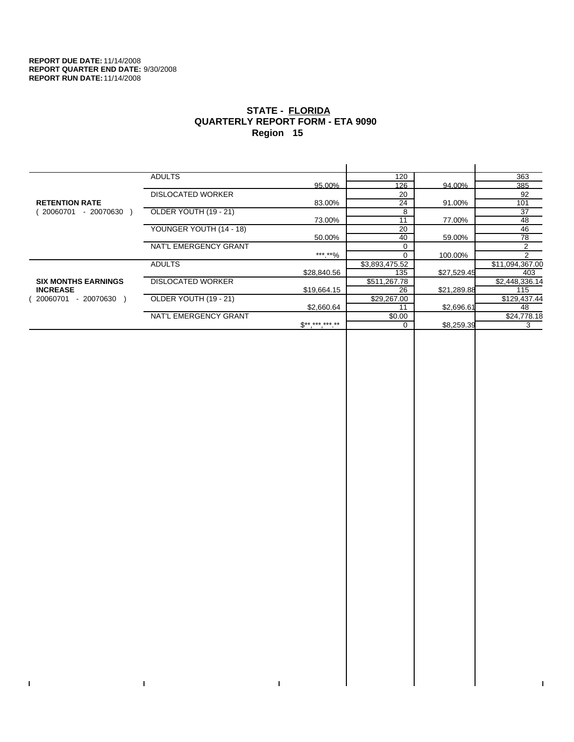**REPORT DUE DATE:** 11/14/2008
**REPORT QUARTER END DATE:** 9/30/2008
**REPORT RUN DATE:** 11/14/2008

# STATE - FLORIDA
## QUARTERLY REPORT FORM - ETA 9090
## Region 15

| | | | | | |
|---|---|---|---|---|---|
| **RETENTION RATE** ( 20060701 - 20070630 ) | ADULTS | | 120 | | 363 |
| | | 95.00% | 126 | 94.00% | 385 |
| | DISLOCATED WORKER | | 20 | | 92 |
| | | 83.00% | 24 | 91.00% | 101 |
| | OLDER YOUTH (19 - 21) | | 8 | | 37 |
| | | 73.00% | 11 | 77.00% | 48 |
| | YOUNGER YOUTH (14 - 18) | | 20 | | 46 |
| | | 50.00% | 40 | 59.00% | 78 |
| | NAT'L EMERGENCY GRANT | | 0 | | 2 |
| | | ***.**% | 0 | 100.00% | 2 |
| **SIX MONTHS EARNINGS INCREASE** ( 20060701 - 20070630 ) | ADULTS | | $3,893,475.52 | | $11,094,367.00 |
| | | $28,840.56 | 135 | $27,529.45 | 403 |
| | DISLOCATED WORKER | | $511,267.78 | | $2,448,336.14 |
| | | $19,664.15 | 26 | $21,289.88 | 115 |
| | OLDER YOUTH (19 - 21) | | $29,267.00 | | $129,437.44 |
| | | $2,660.64 | 11 | $2,696.61 | 48 |
| | NAT'L EMERGENCY GRANT | | $0.00 | | $24,778.18 |
| | | $**,***,***.** | 0 | $8,259.39 | 3 |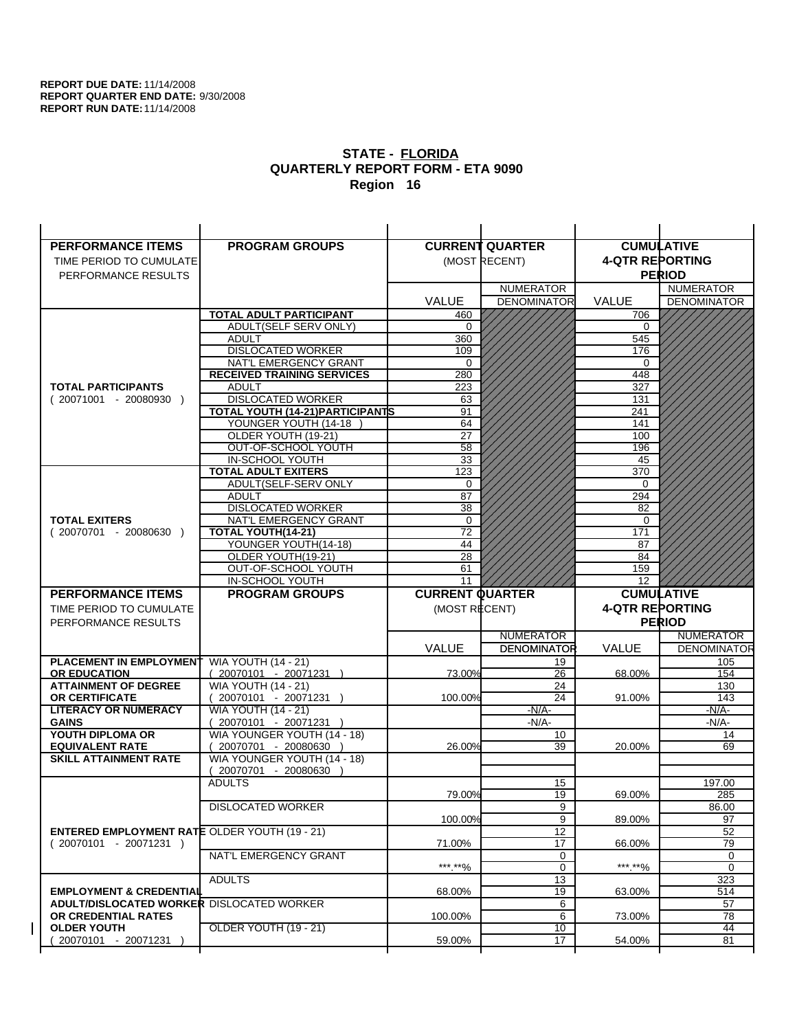**REPORT DUE DATE:** 11/14/2008
**REPORT QUARTER END DATE:** 9/30/2008
**REPORT RUN DATE:** 11/14/2008

# STATE - FLORIDA
## QUARTERLY REPORT FORM - ETA 9090
### Region 16

| PERFORMANCE ITEMS<br>TIME PERIOD TO CUMULATE PERFORMANCE RESULTS | PROGRAM GROUPS | CURRENT QUARTER (MOST RECENT) VALUE | NUMERATOR / DENOMINATOR | CUMULATIVE 4-QTR REPORTING PERIOD VALUE | NUMERATOR / DENOMINATOR |
|---|---|---|---|---|---|
| **TOTAL PARTICIPANTS** ( 20071001 - 20080930 ) | **TOTAL ADULT PARTICIPANT** | 460 | | 706 | |
| | ADULT(SELF SERV ONLY) | 0 | | 0 | |
| | ADULT | 360 | | 545 | |
| | DISLOCATED WORKER | 109 | | 176 | |
| | NAT'L EMERGENCY GRANT | 0 | | 0 | |
| | **RECEIVED TRAINING SERVICES** | 280 | | 448 | |
| | ADULT | 223 | | 327 | |
| | DISLOCATED WORKER | 63 | | 131 | |
| | **TOTAL YOUTH (14-21)PARTICIPANTS** | 91 | | 241 | |
| | YOUNGER YOUTH (14-18 ) | 64 | | 141 | |
| | OLDER YOUTH (19-21) | 27 | | 100 | |
| | OUT-OF-SCHOOL YOUTH | 58 | | 196 | |
| | IN-SCHOOL YOUTH | 33 | | 45 | |
| **TOTAL EXITERS** ( 20070701 - 20080630 ) | **TOTAL ADULT EXITERS** | 123 | | 370 | |
| | ADULT(SELF-SERV ONLY | 0 | | 0 | |
| | ADULT | 87 | | 294 | |
| | DISLOCATED WORKER | 38 | | 82 | |
| | NAT'L EMERGENCY GRANT | 0 | | 0 | |
| | **TOTAL YOUTH(14-21)** | 72 | | 171 | |
| | YOUNGER YOUTH(14-18) | 44 | | 87 | |
| | OLDER YOUTH(19-21) | 28 | | 84 | |
| | OUT-OF-SCHOOL YOUTH | 61 | | 159 | |
| | IN-SCHOOL YOUTH | 11 | | 12 | |

| PERFORMANCE ITEMS<br>TIME PERIOD TO CUMULATE PERFORMANCE RESULTS | PROGRAM GROUPS | CURRENT QUARTER (MOST RECENT) VALUE | NUMERATOR / DENOMINATOR | CUMULATIVE 4-QTR REPORTING PERIOD VALUE | NUMERATOR / DENOMINATOR |
|---|---|---|---|---|---|
| **PLACEMENT IN EMPLOYMENT OR EDUCATION** | WIA YOUTH (14 - 21) ( 20070101 - 20071231 ) | 73.00% | 19 / 26 | 68.00% | 105 / 154 |
| **ATTAINMENT OF DEGREE OR CERTIFICATE** | WIA YOUTH (14 - 21) ( 20070101 - 20071231 ) | 100.00% | 24 / 24 | 91.00% | 130 / 143 |
| **LITERACY OR NUMERACY GAINS** | WIA YOUTH (14 - 21) ( 20070101 - 20071231 ) | | -N/A- / -N/A- | | -N/A- / -N/A- |
| **YOUTH DIPLOMA OR EQUIVALENT RATE** | WIA YOUNGER YOUTH (14 - 18) ( 20070701 - 20080630 ) | 26.00% | 10 / 39 | 20.00% | 14 / 69 |
| **SKILL ATTAINMENT RATE** | WIA YOUNGER YOUTH (14 - 18) ( 20070701 - 20080630 ) | | | | |
| **ENTERED EMPLOYMENT RATE** ( 20070101 - 20071231 ) | ADULTS | 79.00% | 15 / 19 | 69.00% | 197.00 / 285 |
| | DISLOCATED WORKER | 100.00% | 9 / 9 | 89.00% | 86.00 / 97 |
| | OLDER YOUTH (19 - 21) | 71.00% | 12 / 17 | 66.00% | 52 / 79 |
| | NAT'L EMERGENCY GRANT | \*\*\*.\*\*% | 0 / 0 | \*\*\*.\*\*% | 0 / 0 |
| **EMPLOYMENT & CREDENTIAL ADULT/DISLOCATED WORKER OR CREDENTIAL RATES OLDER YOUTH** ( 20070101 - 20071231 ) | ADULTS | 68.00% | 13 / 19 | 63.00% | 323 / 514 |
| | DISLOCATED WORKER | 100.00% | 6 / 6 | 73.00% | 57 / 78 |
| | OLDER YOUTH (19 - 21) | 59.00% | 10 / 17 | 54.00% | 44 / 81 |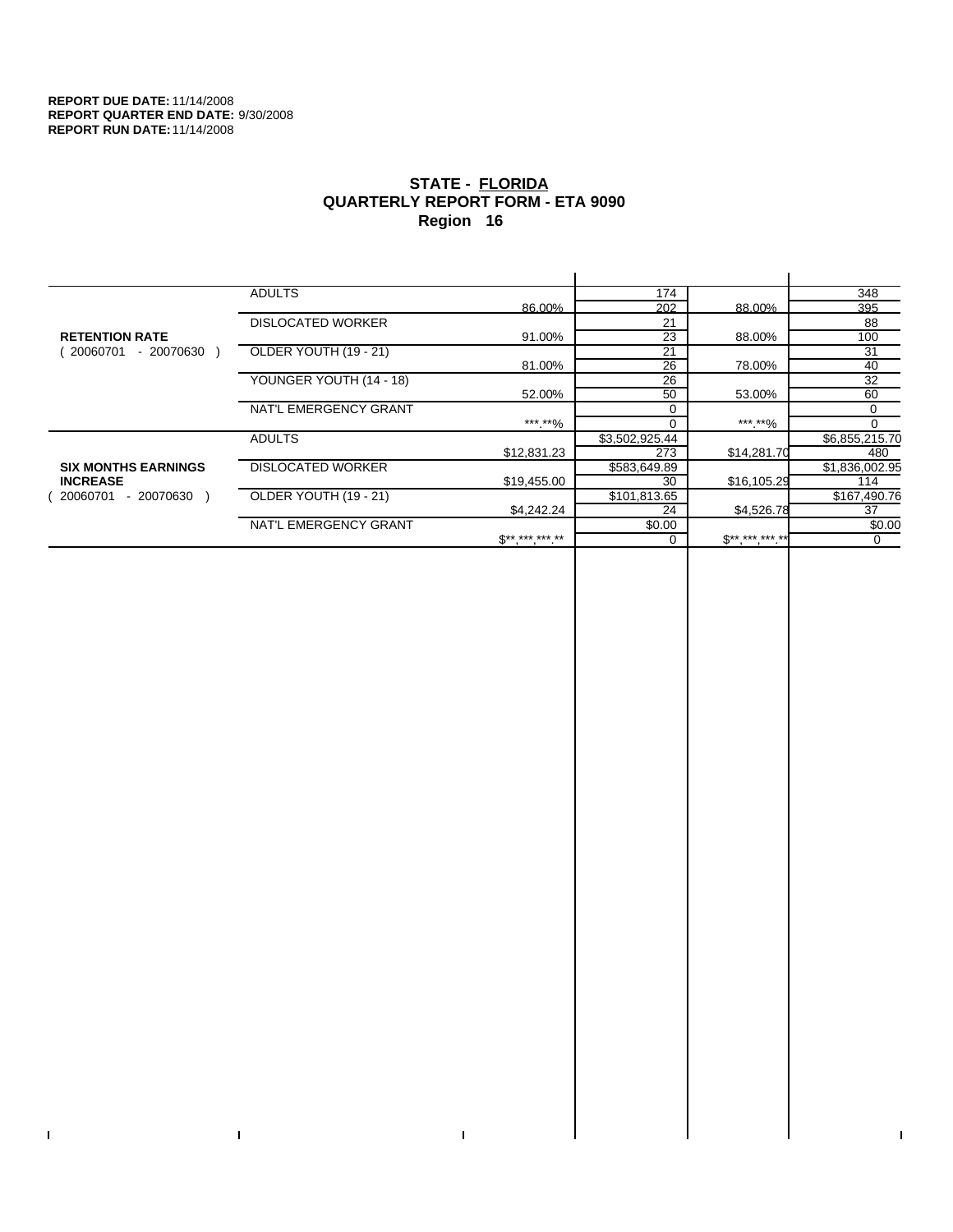**REPORT DUE DATE:** 11/14/2008
**REPORT QUARTER END DATE:** 9/30/2008
**REPORT RUN DATE:** 11/14/2008

## STATE - FLORIDA
## QUARTERLY REPORT FORM - ETA 9090
## Region 16

| | | | | | |
|---|---|---|---|---|---|
| **RETENTION RATE** ( 20060701 - 20070630 ) | ADULTS | | 174 | | 348 |
| | | 86.00% | 202 | 88.00% | 395 |
| | DISLOCATED WORKER | | 21 | | 88 |
| | | 91.00% | 23 | 88.00% | 100 |
| | OLDER YOUTH (19 - 21) | | 21 | | 31 |
| | | 81.00% | 26 | 78.00% | 40 |
| | YOUNGER YOUTH (14 - 18) | | 26 | | 32 |
| | | 52.00% | 50 | 53.00% | 60 |
| | NAT'L EMERGENCY GRANT | | 0 | | 0 |
| | | ***.**% | 0 | ***.**% | 0 |
| **SIX MONTHS EARNINGS INCREASE** ( 20060701 - 20070630 ) | ADULTS | | $3,502,925.44 | | $6,855,215.70 |
| | | $12,831.23 | 273 | $14,281.70 | 480 |
| | DISLOCATED WORKER | | $583,649.89 | | $1,836,002.95 |
| | | $19,455.00 | 30 | $16,105.29 | 114 |
| | OLDER YOUTH (19 - 21) | | $101,813.65 | | $167,490.76 |
| | | $4,242.24 | 24 | $4,526.78 | 37 |
| | NAT'L EMERGENCY GRANT | | $0.00 | | $0.00 |
| | | $**,***,***.** | 0 | $**,***,***.** | 0 |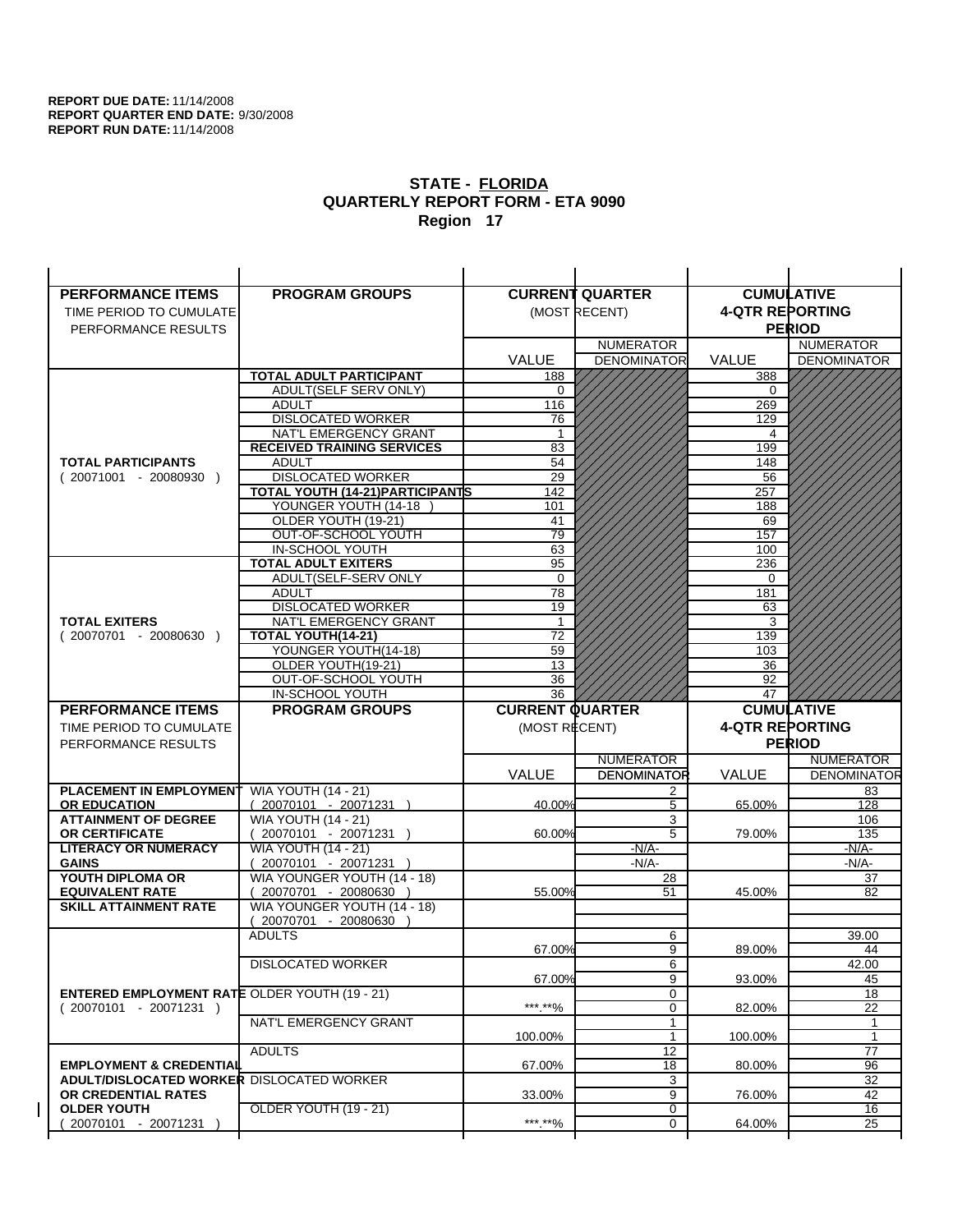**REPORT DUE DATE:** 11/14/2008
**REPORT QUARTER END DATE:** 9/30/2008
**REPORT RUN DATE:** 11/14/2008

# STATE - FLORIDA
## QUARTERLY REPORT FORM - ETA 9090
### Region 17

| PERFORMANCE ITEMS<br>TIME PERIOD TO CUMULATE<br>PERFORMANCE RESULTS | PROGRAM GROUPS | CURRENT QUARTER (MOST RECENT) VALUE | NUMERATOR / DENOMINATOR | CUMULATIVE 4-QTR REPORTING PERIOD VALUE | NUMERATOR / DENOMINATOR |
|---|---|---|---|---|---|
| **TOTAL PARTICIPANTS** ( 20071001 - 20080930 ) | **TOTAL ADULT PARTICIPANT** | 188 | | 388 | |
| | ADULT(SELF SERV ONLY) | 0 | | 0 | |
| | ADULT | 116 | | 269 | |
| | DISLOCATED WORKER | 76 | | 129 | |
| | NAT'L EMERGENCY GRANT | 1 | | 4 | |
| | **RECEIVED TRAINING SERVICES** | 83 | | 199 | |
| | ADULT | 54 | | 148 | |
| | DISLOCATED WORKER | 29 | | 56 | |
| | **TOTAL YOUTH (14-21)PARTICIPANTS** | 142 | | 257 | |
| | YOUNGER YOUTH (14-18 ) | 101 | | 188 | |
| | OLDER YOUTH (19-21) | 41 | | 69 | |
| | OUT-OF-SCHOOL YOUTH | 79 | | 157 | |
| | IN-SCHOOL YOUTH | 63 | | 100 | |
| **TOTAL EXITERS** ( 20070701 - 20080630 ) | **TOTAL ADULT EXITERS** | 95 | | 236 | |
| | ADULT(SELF-SERV ONLY | 0 | | 0 | |
| | ADULT | 78 | | 181 | |
| | DISLOCATED WORKER | 19 | | 63 | |
| | NAT'L EMERGENCY GRANT | 1 | | 3 | |
| | **TOTAL YOUTH(14-21)** | 72 | | 139 | |
| | YOUNGER YOUTH(14-18) | 59 | | 103 | |
| | OLDER YOUTH(19-21) | 13 | | 36 | |
| | OUT-OF-SCHOOL YOUTH | 36 | | 92 | |
| | IN-SCHOOL YOUTH | 36 | | 47 | |

| PERFORMANCE ITEMS<br>TIME PERIOD TO CUMULATE<br>PERFORMANCE RESULTS | PROGRAM GROUPS | CURRENT QUARTER (MOST RECENT) VALUE | NUMERATOR / DENOMINATOR | CUMULATIVE 4-QTR REPORTING PERIOD VALUE | NUMERATOR / DENOMINATOR |
|---|---|---|---|---|---|
| **PLACEMENT IN EMPLOYMENT OR EDUCATION** | WIA YOUTH (14 - 21) ( 20070101 - 20071231 ) | 40.00% | 2 / 5 | 65.00% | 83 / 128 |
| **ATTAINMENT OF DEGREE OR CERTIFICATE** | WIA YOUTH (14 - 21) ( 20070101 - 20071231 ) | 60.00% | 3 / 5 | 79.00% | 106 / 135 |
| **LITERACY OR NUMERACY GAINS** | WIA YOUTH (14 - 21) ( 20070101 - 20071231 ) | | -N/A- / -N/A- | | -N/A- / -N/A- |
| **YOUTH DIPLOMA OR EQUIVALENT RATE** | WIA YOUNGER YOUTH (14 - 18) ( 20070701 - 20080630 ) | 55.00% | 28 / 51 | 45.00% | 37 / 82 |
| **SKILL ATTAINMENT RATE** | WIA YOUNGER YOUTH (14 - 18) ( 20070701 - 20080630 ) | | | | |
| **ENTERED EMPLOYMENT RATE** ( 20070101 - 20071231 ) | ADULTS | 67.00% | 6 / 9 | 89.00% | 39.00 / 44 |
| | DISLOCATED WORKER | 67.00% | 6 / 9 | 93.00% | 42.00 / 45 |
| | OLDER YOUTH (19 - 21) | ***.**% | 0 / 0 | 82.00% | 18 / 22 |
| | NAT'L EMERGENCY GRANT | 100.00% | 1 / 1 | 100.00% | 1 / 1 |
| **EMPLOYMENT & CREDENTIAL ADULT/DISLOCATED WORKER OR CREDENTIAL RATES OLDER YOUTH** ( 20070101 - 20071231 ) | ADULTS | 67.00% | 12 / 18 | 80.00% | 77 / 96 |
| | DISLOCATED WORKER | 33.00% | 3 / 9 | 76.00% | 32 / 42 |
| | OLDER YOUTH (19 - 21) | ***.**% | 0 / 0 | 64.00% | 16 / 25 |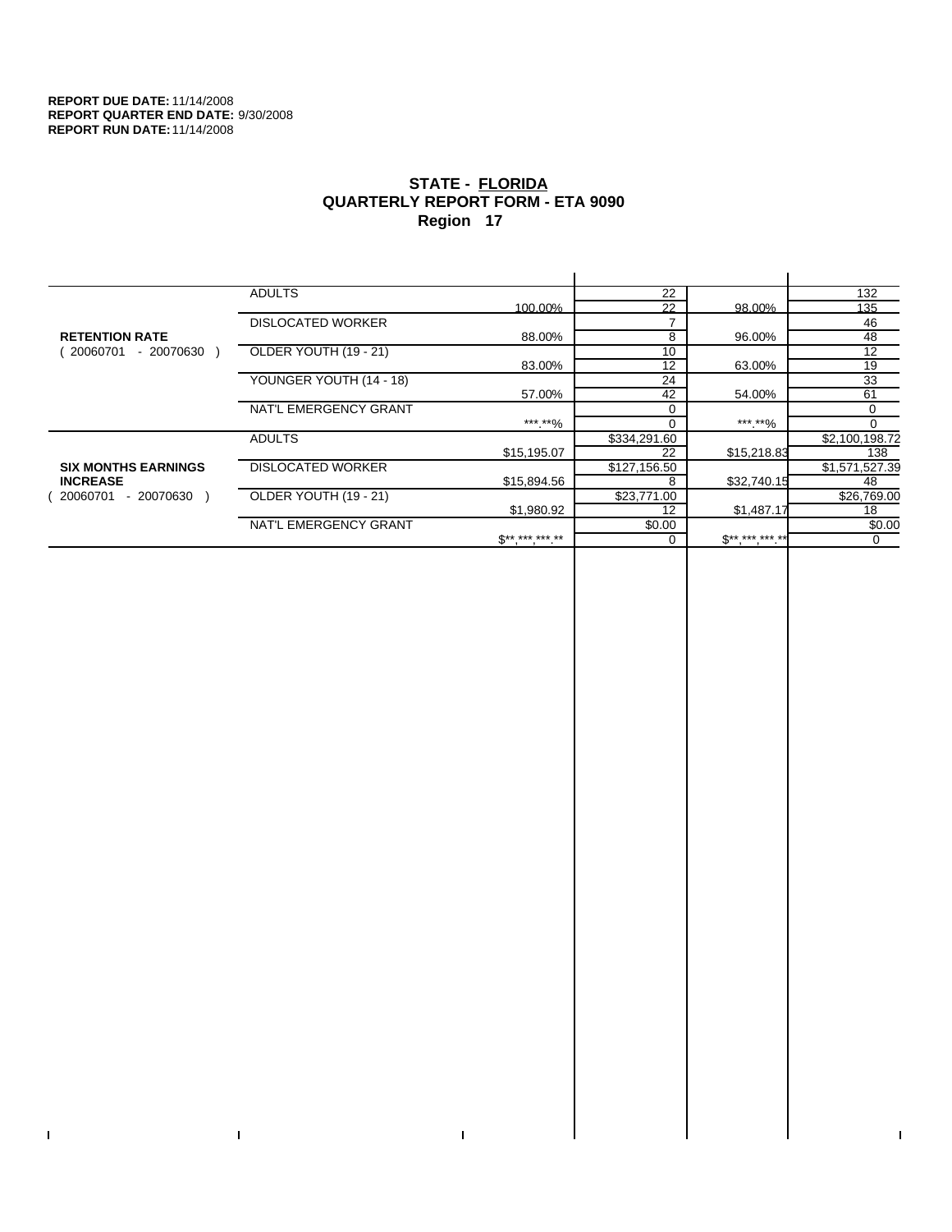**REPORT DUE DATE:** 11/14/2008
**REPORT QUARTER END DATE:** 9/30/2008
**REPORT RUN DATE:** 11/14/2008

## STATE - FLORIDA
## QUARTERLY REPORT FORM - ETA 9090
## Region 17

| | | | | | |
|---|---|---|---|---|---|
| **RETENTION RATE** ( 20060701 - 20070630 ) | ADULTS | | 22 | | 132 |
| | | 100.00% | 22 | 98.00% | 135 |
| | DISLOCATED WORKER | | 7 | | 46 |
| | | 88.00% | 8 | 96.00% | 48 |
| | OLDER YOUTH (19 - 21) | | 10 | | 12 |
| | | 83.00% | 12 | 63.00% | 19 |
| | YOUNGER YOUTH (14 - 18) | | 24 | | 33 |
| | | 57.00% | 42 | 54.00% | 61 |
| | NAT'L EMERGENCY GRANT | | 0 | | 0 |
| | | ***.**% | 0 | ***.**% | 0 |
| **SIX MONTHS EARNINGS INCREASE** ( 20060701 - 20070630 ) | ADULTS | | $334,291.60 | | $2,100,198.72 |
| | | $15,195.07 | 22 | $15,218.83 | 138 |
| | DISLOCATED WORKER | | $127,156.50 | | $1,571,527.39 |
| | | $15,894.56 | 8 | $32,740.15 | 48 |
| | OLDER YOUTH (19 - 21) | | $23,771.00 | | $26,769.00 |
| | | $1,980.92 | 12 | $1,487.17 | 18 |
| | NAT'L EMERGENCY GRANT | | $0.00 | | $0.00 |
| | | $**,***,***.** | 0 | $**,***,***.** | 0 |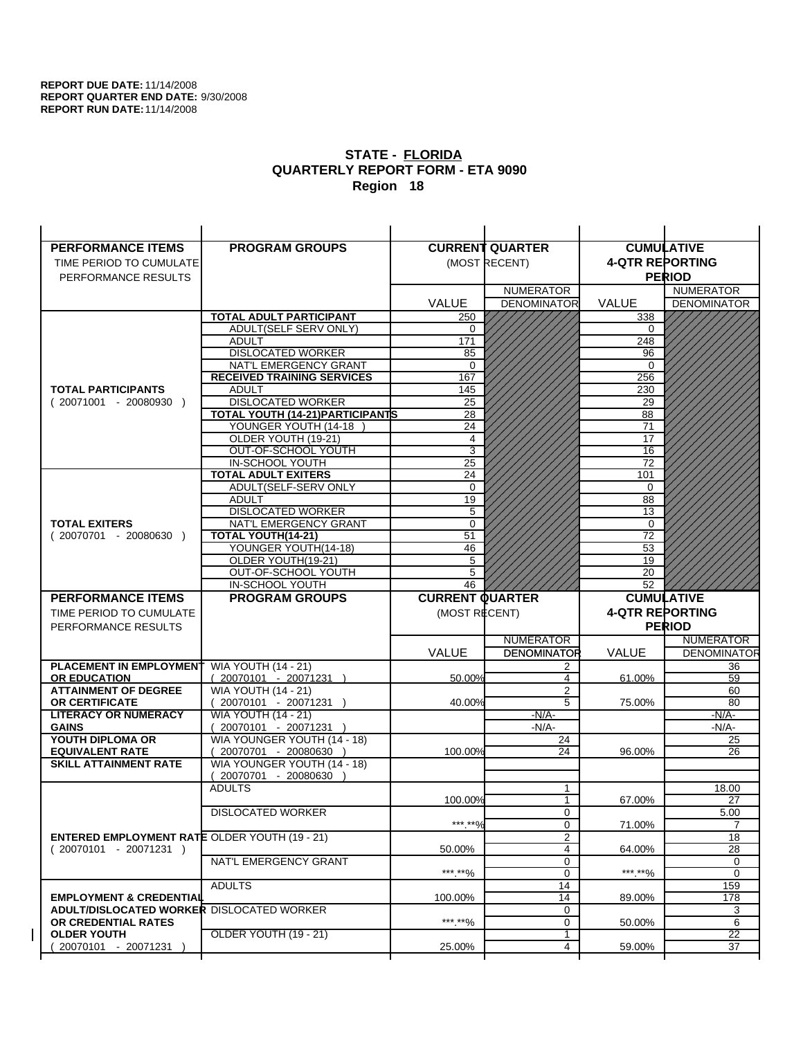**REPORT DUE DATE:** 11/14/2008
**REPORT QUARTER END DATE:** 9/30/2008
**REPORT RUN DATE:** 11/14/2008

## STATE - FLORIDA
## QUARTERLY REPORT FORM - ETA 9090
## Region 18

| PERFORMANCE ITEMS<br>TIME PERIOD TO CUMULATE PERFORMANCE RESULTS | PROGRAM GROUPS | CURRENT QUARTER (MOST RECENT) VALUE | CURRENT QUARTER NUMERATOR / DENOMINATOR | CUMULATIVE 4-QTR REPORTING PERIOD VALUE | CUMULATIVE NUMERATOR / DENOMINATOR |
|---|---|---|---|---|---|
| **TOTAL PARTICIPANTS** ( 20071001 - 20080930 ) | **TOTAL ADULT PARTICIPANT** | 250 | | 338 | |
| | ADULT(SELF SERV ONLY) | 0 | | 0 | |
| | ADULT | 171 | | 248 | |
| | DISLOCATED WORKER | 85 | | 96 | |
| | NAT'L EMERGENCY GRANT | 0 | | 0 | |
| | **RECEIVED TRAINING SERVICES** | 167 | | 256 | |
| | ADULT | 145 | | 230 | |
| | DISLOCATED WORKER | 25 | | 29 | |
| | **TOTAL YOUTH (14-21)PARTICIPANTS** | 28 | | 88 | |
| | YOUNGER YOUTH (14-18 ) | 24 | | 71 | |
| | OLDER YOUTH (19-21) | 4 | | 17 | |
| | OUT-OF-SCHOOL YOUTH | 3 | | 16 | |
| | IN-SCHOOL YOUTH | 25 | | 72 | |
| **TOTAL EXITERS** ( 20070701 - 20080630 ) | **TOTAL ADULT EXITERS** | 24 | | 101 | |
| | ADULT(SELF-SERV ONLY | 0 | | 0 | |
| | ADULT | 19 | | 88 | |
| | DISLOCATED WORKER | 5 | | 13 | |
| | NAT'L EMERGENCY GRANT | 0 | | 0 | |
| | **TOTAL YOUTH(14-21)** | 51 | | 72 | |
| | YOUNGER YOUTH(14-18) | 46 | | 53 | |
| | OLDER YOUTH(19-21) | 5 | | 19 | |
| | OUT-OF-SCHOOL YOUTH | 5 | | 20 | |
| | IN-SCHOOL YOUTH | 46 | | 52 | |

| PERFORMANCE ITEMS<br>TIME PERIOD TO CUMULATE PERFORMANCE RESULTS | PROGRAM GROUPS | CURRENT QUARTER (MOST RECENT) VALUE | NUMERATOR / DENOMINATOR | CUMULATIVE 4-QTR REPORTING PERIOD VALUE | NUMERATOR / DENOMINATOR |
|---|---|---|---|---|---|
| **PLACEMENT IN EMPLOYMENT OR EDUCATION** | WIA YOUTH (14 - 21) ( 20070101 - 20071231 ) | 50.00% | 2 / 4 | 61.00% | 36 / 59 |
| **ATTAINMENT OF DEGREE OR CERTIFICATE** | WIA YOUTH (14 - 21) ( 20070101 - 20071231 ) | 40.00% | 2 / 5 | 75.00% | 60 / 80 |
| **LITERACY OR NUMERACY GAINS** | WIA YOUTH (14 - 21) ( 20070101 - 20071231 ) | | -N/A- / -N/A- | | -N/A- / -N/A- |
| **YOUTH DIPLOMA OR EQUIVALENT RATE** | WIA YOUNGER YOUTH (14 - 18) ( 20070701 - 20080630 ) | 100.00% | 24 / 24 | 96.00% | 25 / 26 |
| **SKILL ATTAINMENT RATE** | WIA YOUNGER YOUTH (14 - 18) ( 20070701 - 20080630 ) | | | | |
| **ENTERED EMPLOYMENT RATE** ( 20070101 - 20071231 ) | ADULTS | 100.00% | 1 / 1 | 67.00% | 18.00 / 27 |
| | DISLOCATED WORKER | ***.**% | 0 / 0 | 71.00% | 5.00 / 7 |
| | OLDER YOUTH (19 - 21) | 50.00% | 2 / 4 | 64.00% | 18 / 28 |
| | NAT'L EMERGENCY GRANT | ***.**% | 0 / 0 | ***.**% | 0 / 0 |
| **EMPLOYMENT & CREDENTIAL ADULT/DISLOCATED WORKER OR CREDENTIAL RATES OLDER YOUTH** ( 20070101 - 20071231 ) | ADULTS | 100.00% | 14 / 14 | 89.00% | 159 / 178 |
| | DISLOCATED WORKER | ***.**% | 0 / 0 | 50.00% | 3 / 6 |
| | OLDER YOUTH (19 - 21) | 25.00% | 1 / 4 | 59.00% | 22 / 37 |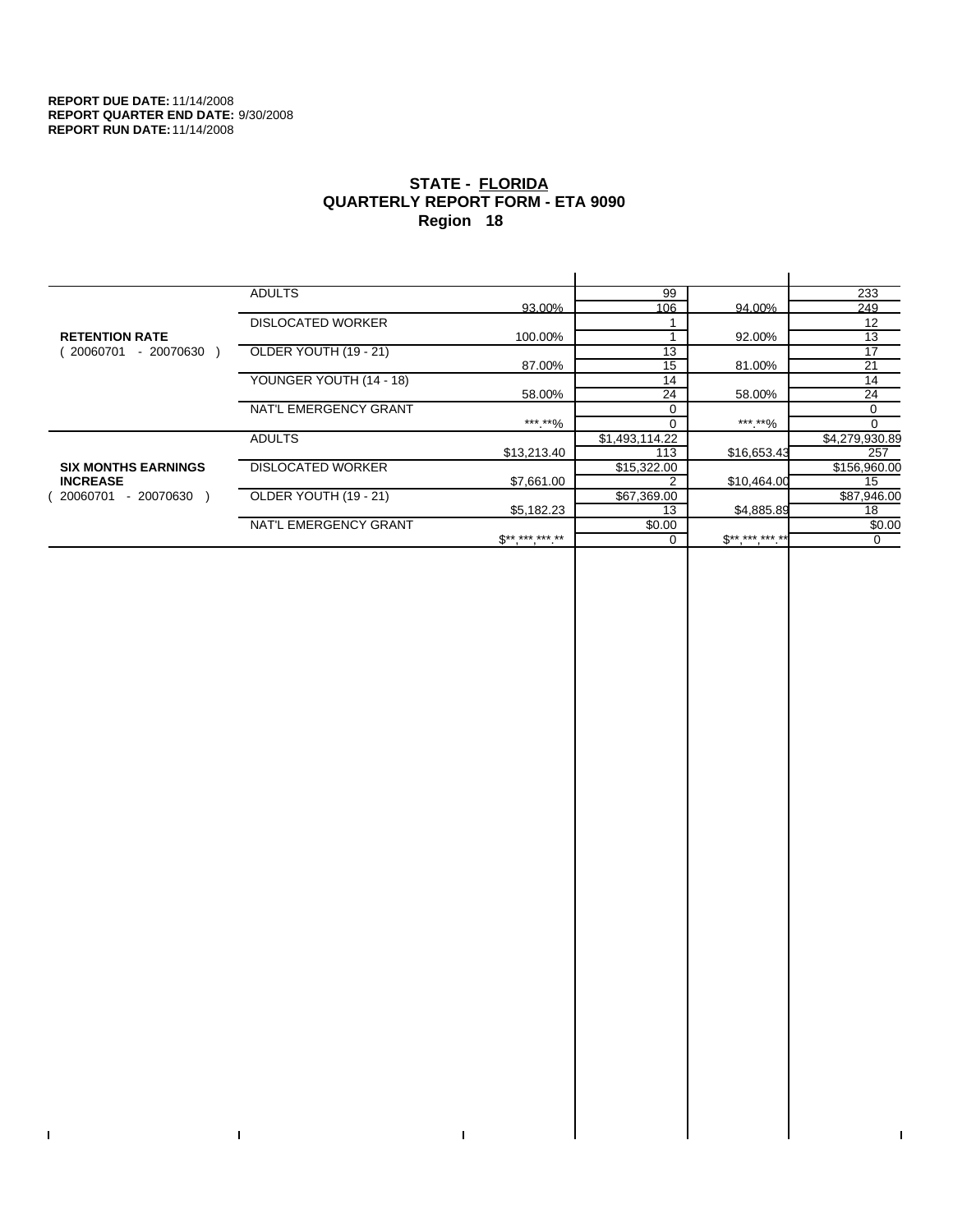**REPORT DUE DATE:** 11/14/2008
**REPORT QUARTER END DATE:** 9/30/2008
**REPORT RUN DATE:** 11/14/2008

# STATE - FLORIDA
## QUARTERLY REPORT FORM - ETA 9090
### Region 18

| | | | | | |
|---|---|---|---|---|---|
| **RETENTION RATE** ( 20060701 - 20070630 ) | ADULTS | | 99 | | 233 |
| | | 93.00% | 106 | 94.00% | 249 |
| | DISLOCATED WORKER | | 1 | | 12 |
| | | 100.00% | 1 | 92.00% | 13 |
| | OLDER YOUTH (19 - 21) | | 13 | | 17 |
| | | 87.00% | 15 | 81.00% | 21 |
| | YOUNGER YOUTH (14 - 18) | | 14 | | 14 |
| | | 58.00% | 24 | 58.00% | 24 |
| | NAT'L EMERGENCY GRANT | | 0 | | 0 |
| | | ***.**% | 0 | ***.**% | 0 |
| **SIX MONTHS EARNINGS INCREASE** ( 20060701 - 20070630 ) | ADULTS | | $1,493,114.22 | | $4,279,930.89 |
| | | $13,213.40 | 113 | $16,653.43 | 257 |
| | DISLOCATED WORKER | | $15,322.00 | | $156,960.00 |
| | | $7,661.00 | 2 | $10,464.00 | 15 |
| | OLDER YOUTH (19 - 21) | | $67,369.00 | | $87,946.00 |
| | | $5,182.23 | 13 | $4,885.89 | 18 |
| | NAT'L EMERGENCY GRANT | | $0.00 | | $0.00 |
| | | $**,***,***.** | 0 | $**,***,***.** | 0 |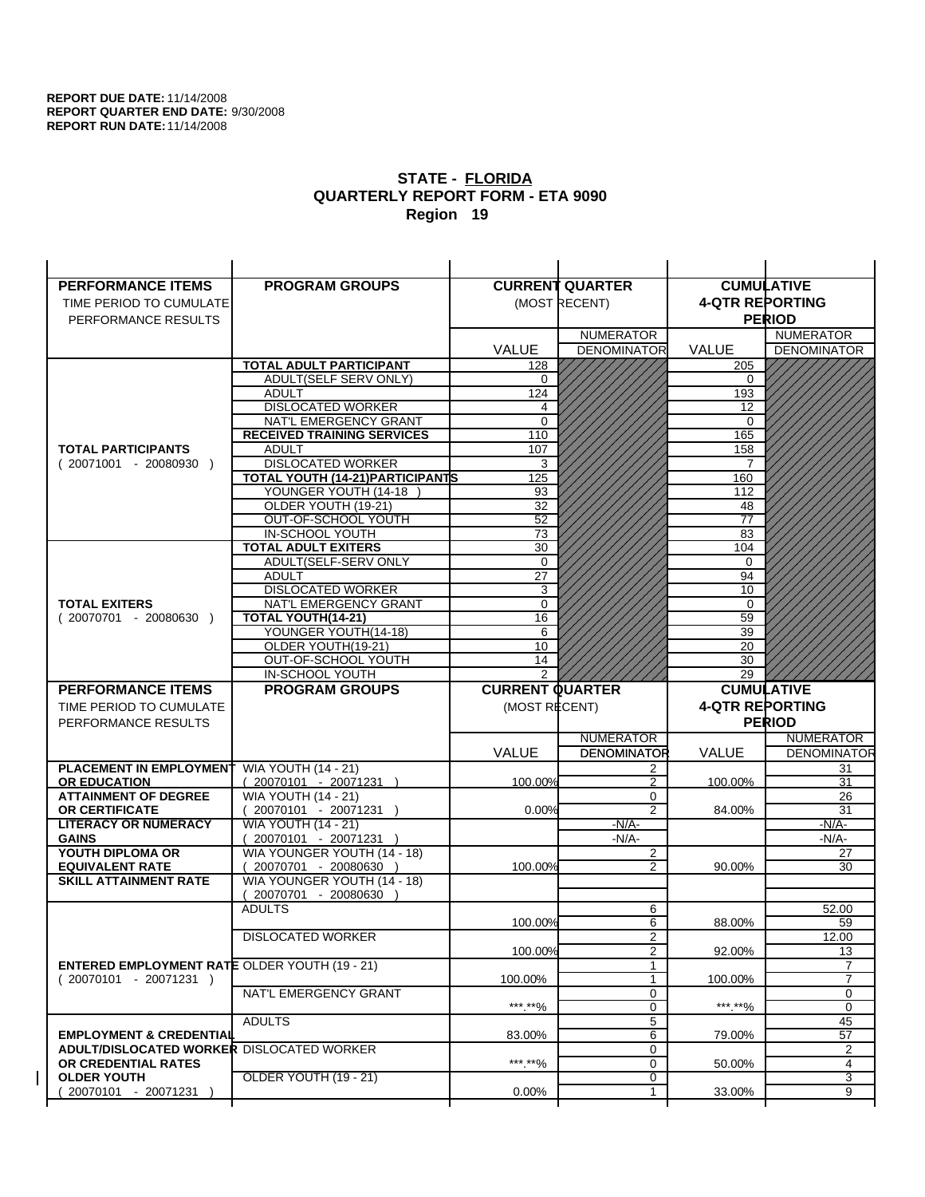**REPORT DUE DATE:** 11/14/2008
**REPORT QUARTER END DATE:** 9/30/2008
**REPORT RUN DATE:** 11/14/2008

## STATE - FLORIDA
## QUARTERLY REPORT FORM - ETA 9090
## Region 19

| PERFORMANCE ITEMS<br>TIME PERIOD TO CUMULATE PERFORMANCE RESULTS | PROGRAM GROUPS | CURRENT QUARTER (MOST RECENT) VALUE | CURRENT QUARTER NUMERATOR DENOMINATOR | CUMULATIVE 4-QTR REPORTING PERIOD VALUE | CUMULATIVE NUMERATOR DENOMINATOR |
|---|---|---|---|---|---|
| **TOTAL PARTICIPANTS** ( 20071001 - 20080930 ) | **TOTAL ADULT PARTICIPANT** | 128 | | 205 | |
| | ADULT(SELF SERV ONLY) | 0 | | 0 | |
| | ADULT | 124 | | 193 | |
| | DISLOCATED WORKER | 4 | | 12 | |
| | NAT'L EMERGENCY GRANT | 0 | | 0 | |
| | **RECEIVED TRAINING SERVICES** | 110 | | 165 | |
| | ADULT | 107 | | 158 | |
| | DISLOCATED WORKER | 3 | | 7 | |
| | **TOTAL YOUTH (14-21)PARTICIPANTS** | 125 | | 160 | |
| | YOUNGER YOUTH (14-18 ) | 93 | | 112 | |
| | OLDER YOUTH (19-21) | 32 | | 48 | |
| | OUT-OF-SCHOOL YOUTH | 52 | | 77 | |
| | IN-SCHOOL YOUTH | 73 | | 83 | |
| **TOTAL EXITERS** ( 20070701 - 20080630 ) | **TOTAL ADULT EXITERS** | 30 | | 104 | |
| | ADULT(SELF-SERV ONLY | 0 | | 0 | |
| | ADULT | 27 | | 94 | |
| | DISLOCATED WORKER | 3 | | 10 | |
| | NAT'L EMERGENCY GRANT | 0 | | 0 | |
| | **TOTAL YOUTH(14-21)** | 16 | | 59 | |
| | YOUNGER YOUTH(14-18) | 6 | | 39 | |
| | OLDER YOUTH(19-21) | 10 | | 20 | |
| | OUT-OF-SCHOOL YOUTH | 14 | | 30 | |
| | IN-SCHOOL YOUTH | 2 | | 29 | |

| PERFORMANCE ITEMS<br>TIME PERIOD TO CUMULATE PERFORMANCE RESULTS | PROGRAM GROUPS | CURRENT QUARTER (MOST RECENT) VALUE | CURRENT QUARTER NUMERATOR DENOMINATOR | CUMULATIVE 4-QTR REPORTING PERIOD VALUE | CUMULATIVE NUMERATOR DENOMINATOR |
|---|---|---|---|---|---|
| **PLACEMENT IN EMPLOYMENT OR EDUCATION** | WIA YOUTH (14 - 21) ( 20070101 - 20071231 ) | 100.00% | 2 / 2 | 100.00% | 31 / 31 |
| **ATTAINMENT OF DEGREE OR CERTIFICATE** | WIA YOUTH (14 - 21) ( 20070101 - 20071231 ) | 0.00% | 0 / 2 | 84.00% | 26 / 31 |
| **LITERACY OR NUMERACY GAINS** | WIA YOUTH (14 - 21) ( 20070101 - 20071231 ) | | -N/A- / -N/A- | | -N/A- / -N/A- |
| **YOUTH DIPLOMA OR EQUIVALENT RATE** | WIA YOUNGER YOUTH (14 - 18) ( 20070701 - 20080630 ) | 100.00% | 2 / 2 | 90.00% | 27 / 30 |
| **SKILL ATTAINMENT RATE** | WIA YOUNGER YOUTH (14 - 18) ( 20070701 - 20080630 ) | | | | |
| **ENTERED EMPLOYMENT RATE** ( 20070101 - 20071231 ) | ADULTS | 100.00% | 6 / 6 | 88.00% | 52.00 / 59 |
| | DISLOCATED WORKER | 100.00% | 2 / 2 | 92.00% | 12.00 / 13 |
| | OLDER YOUTH (19 - 21) | 100.00% | 1 / 1 | 100.00% | 7 / 7 |
| | NAT'L EMERGENCY GRANT | \*\*\*.\*\*% | 0 / 0 | \*\*\*.\*\*% | 0 / 0 |
| **EMPLOYMENT & CREDENTIAL ADULT/DISLOCATED WORKER OR CREDENTIAL RATES OLDER YOUTH** ( 20070101 - 20071231 ) | ADULTS | 83.00% | 5 / 6 | 79.00% | 45 / 57 |
| | DISLOCATED WORKER | \*\*\*.\*\*% | 0 / 0 | 50.00% | 2 / 4 |
| | OLDER YOUTH (19 - 21) | 0.00% | 0 / 1 | 33.00% | 3 / 9 |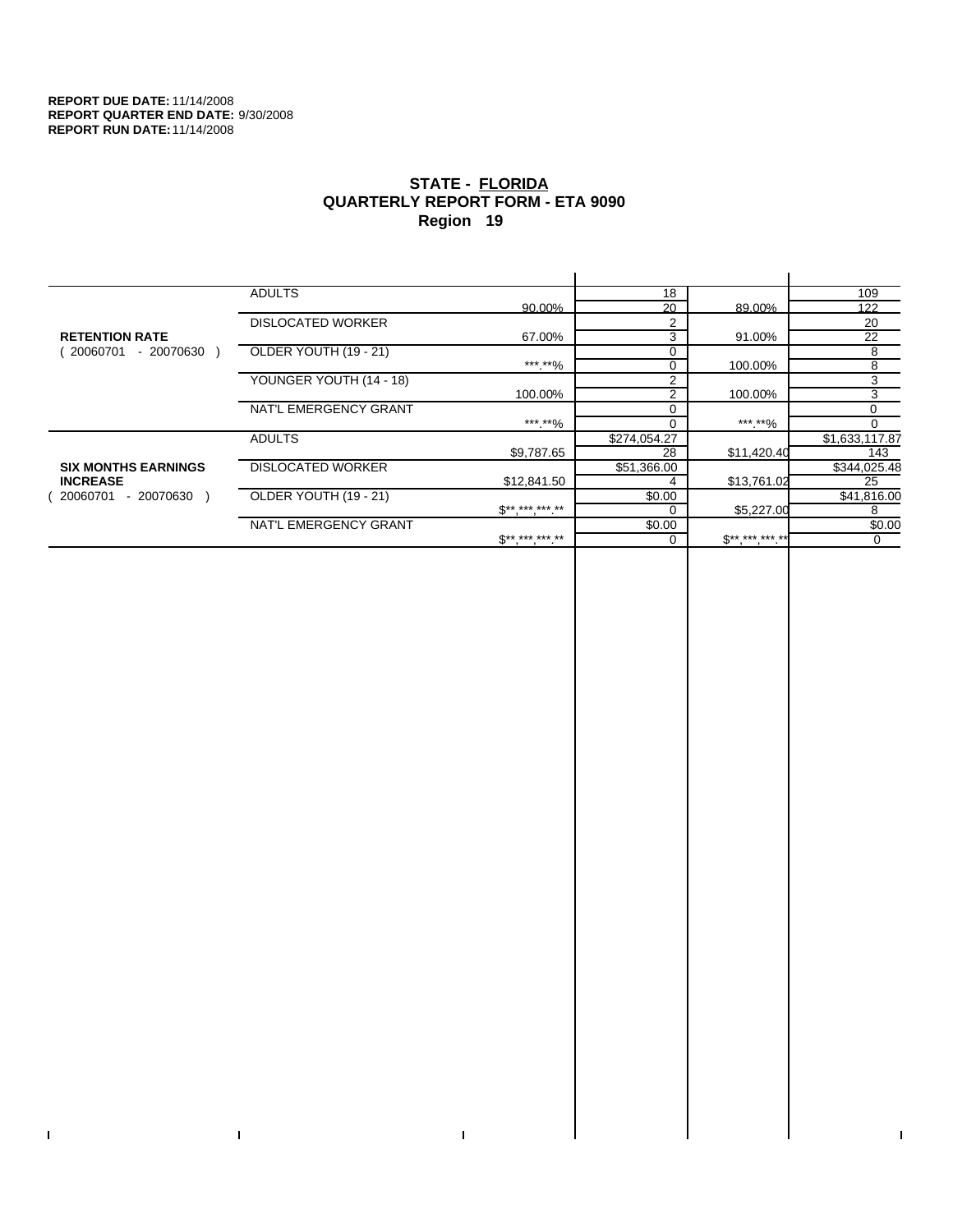**REPORT DUE DATE:** 11/14/2008
**REPORT QUARTER END DATE:** 9/30/2008
**REPORT RUN DATE:** 11/14/2008

## STATE - FLORIDA
## QUARTERLY REPORT FORM - ETA 9090
## Region 19

| | | | | | |
|---|---|---|---|---|---|
| **RETENTION RATE** ( 20060701 - 20070630 ) | ADULTS | 90.00% | 18 / 20 | 89.00% | 109 / 122 |
| | DISLOCATED WORKER | 67.00% | 2 / 3 | 91.00% | 20 / 22 |
| | OLDER YOUTH (19 - 21) | ***.**% | 0 / 0 | 100.00% | 8 / 8 |
| | YOUNGER YOUTH (14 - 18) | 100.00% | 2 / 2 | 100.00% | 3 / 3 |
| | NAT'L EMERGENCY GRANT | ***.**% | 0 / 0 | ***.**% | 0 / 0 |
| **SIX MONTHS EARNINGS INCREASE** ( 20060701 - 20070630 ) | ADULTS | $9,787.65 | $274,054.27 / 28 | $11,420.40 | $1,633,117.87 / 143 |
| | DISLOCATED WORKER | $12,841.50 | $51,366.00 / 4 | $13,761.02 | $344,025.48 / 25 |
| | OLDER YOUTH (19 - 21) | $**,***,***.** | $0.00 / 0 | $5,227.00 | $41,816.00 / 8 |
| | NAT'L EMERGENCY GRANT | $**,***,***.** | $0.00 / 0 | $**,***,***.** | $0.00 / 0 |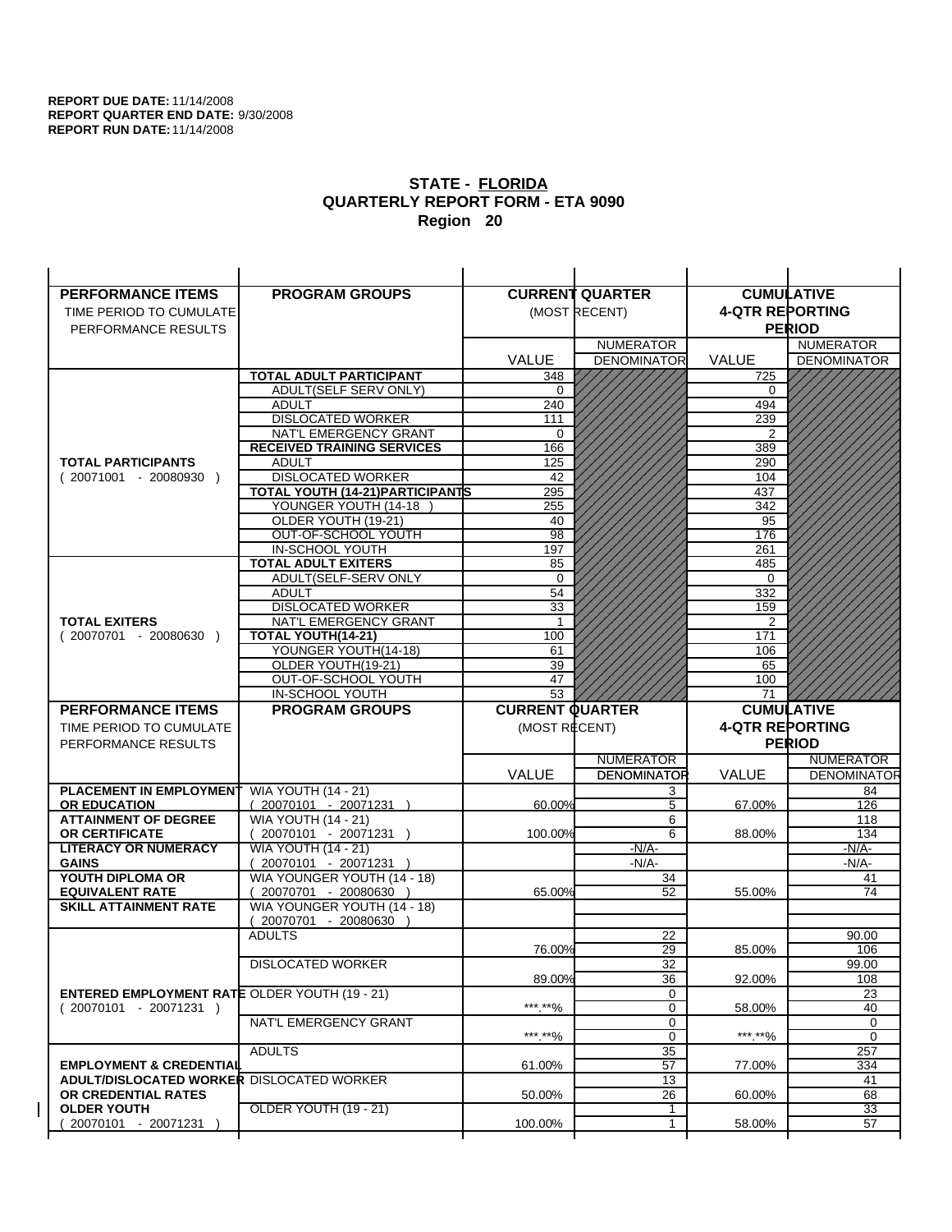**REPORT DUE DATE:** 11/14/2008
**REPORT QUARTER END DATE:** 9/30/2008
**REPORT RUN DATE:** 11/14/2008

## STATE - FLORIDA
## QUARTERLY REPORT FORM - ETA 9090
## Region 20

| PERFORMANCE ITEMS<br>TIME PERIOD TO CUMULATE PERFORMANCE RESULTS | PROGRAM GROUPS | CURRENT QUARTER (MOST RECENT) VALUE | CURRENT QUARTER NUMERATOR DENOMINATOR | CUMULATIVE 4-QTR REPORTING PERIOD VALUE | CUMULATIVE NUMERATOR DENOMINATOR |
|---|---|---|---|---|---|
| **TOTAL PARTICIPANTS** ( 20071001 - 20080930 ) | **TOTAL ADULT PARTICIPANT** | 348 | | 725 | |
| | ADULT(SELF SERV ONLY) | 0 | | 0 | |
| | ADULT | 240 | | 494 | |
| | DISLOCATED WORKER | 111 | | 239 | |
| | NAT'L EMERGENCY GRANT | 0 | | 2 | |
| | **RECEIVED TRAINING SERVICES** | 166 | | 389 | |
| | ADULT | 125 | | 290 | |
| | DISLOCATED WORKER | 42 | | 104 | |
| | **TOTAL YOUTH (14-21)PARTICIPANTS** | 295 | | 437 | |
| | YOUNGER YOUTH (14-18 ) | 255 | | 342 | |
| | OLDER YOUTH (19-21) | 40 | | 95 | |
| | OUT-OF-SCHOOL YOUTH | 98 | | 176 | |
| | IN-SCHOOL YOUTH | 197 | | 261 | |
| **TOTAL EXITERS** ( 20070701 - 20080630 ) | **TOTAL ADULT EXITERS** | 85 | | 485 | |
| | ADULT(SELF-SERV ONLY | 0 | | 0 | |
| | ADULT | 54 | | 332 | |
| | DISLOCATED WORKER | 33 | | 159 | |
| | NAT'L EMERGENCY GRANT | 1 | | 2 | |
| | **TOTAL YOUTH(14-21)** | 100 | | 171 | |
| | YOUNGER YOUTH(14-18) | 61 | | 106 | |
| | OLDER YOUTH(19-21) | 39 | | 65 | |
| | OUT-OF-SCHOOL YOUTH | 47 | | 100 | |
| | IN-SCHOOL YOUTH | 53 | | 71 | |

| PERFORMANCE ITEMS<br>TIME PERIOD TO CUMULATE PERFORMANCE RESULTS | PROGRAM GROUPS | CURRENT QUARTER (MOST RECENT) VALUE | CURRENT QUARTER NUMERATOR DENOMINATOR | CUMULATIVE 4-QTR REPORTING PERIOD VALUE | CUMULATIVE NUMERATOR DENOMINATOR |
|---|---|---|---|---|---|
| **PLACEMENT IN EMPLOYMENT OR EDUCATION** | WIA YOUTH (14 - 21) ( 20070101 - 20071231 ) | 60.00% | 3 / 5 | 67.00% | 84 / 126 |
| **ATTAINMENT OF DEGREE OR CERTIFICATE** | WIA YOUTH (14 - 21) ( 20070101 - 20071231 ) | 100.00% | 6 / 6 | 88.00% | 118 / 134 |
| **LITERACY OR NUMERACY GAINS** | WIA YOUTH (14 - 21) ( 20070101 - 20071231 ) | | -N/A- / -N/A- | | -N/A- / -N/A- |
| **YOUTH DIPLOMA OR EQUIVALENT RATE** | WIA YOUNGER YOUTH (14 - 18) ( 20070701 - 20080630 ) | 65.00% | 34 / 52 | 55.00% | 41 / 74 |
| **SKILL ATTAINMENT RATE** | WIA YOUNGER YOUTH (14 - 18) ( 20070701 - 20080630 ) | | | | |
| **ENTERED EMPLOYMENT RATE** ( 20070101 - 20071231 ) | ADULTS | 76.00% | 22 / 29 | 85.00% | 90.00 / 106 |
| | DISLOCATED WORKER | 89.00% | 32 / 36 | 92.00% | 99.00 / 108 |
| | OLDER YOUTH (19 - 21) | \*\*\*.\*\*% | 0 / 0 | 58.00% | 23 / 40 |
| | NAT'L EMERGENCY GRANT | \*\*\*.\*\*% | 0 / 0 | \*\*\*.\*\*% | 0 / 0 |
| **EMPLOYMENT & CREDENTIAL ADULT/DISLOCATED WORKER OR CREDENTIAL RATES OLDER YOUTH** ( 20070101 - 20071231 ) | ADULTS | 61.00% | 35 / 57 | 77.00% | 257 / 334 |
| | DISLOCATED WORKER | 50.00% | 13 / 26 | 60.00% | 41 / 68 |
| | OLDER YOUTH (19 - 21) | 100.00% | 1 / 1 | 58.00% | 33 / 57 |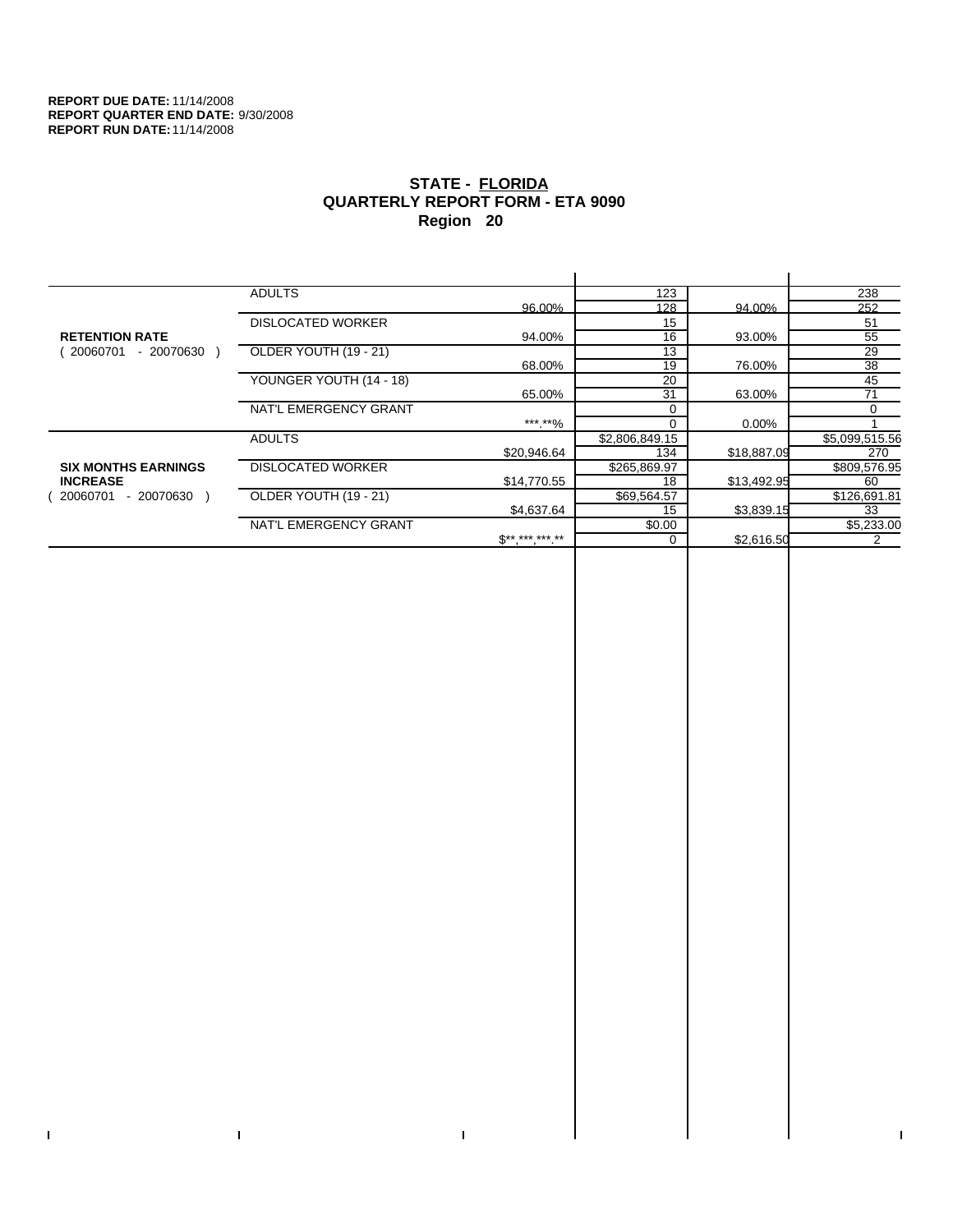**REPORT DUE DATE:** 11/14/2008
**REPORT QUARTER END DATE:** 9/30/2008
**REPORT RUN DATE:** 11/14/2008

## STATE - FLORIDA
## QUARTERLY REPORT FORM - ETA 9090
## Region 20

| | | | | | |
|---|---|---|---|---|---|
| **RETENTION RATE** ( 20060701 - 20070630 ) | ADULTS | 96.00% | 123 / 128 | 94.00% | 238 / 252 |
| | DISLOCATED WORKER | 94.00% | 15 / 16 | 93.00% | 51 / 55 |
| | OLDER YOUTH (19 - 21) | 68.00% | 13 / 19 | 76.00% | 29 / 38 |
| | YOUNGER YOUTH (14 - 18) | 65.00% | 20 / 31 | 63.00% | 45 / 71 |
| | NAT'L EMERGENCY GRANT | ***.**% | 0 / 0 | 0.00% | 0 / 1 |
| **SIX MONTHS EARNINGS INCREASE** ( 20060701 - 20070630 ) | ADULTS | $20,946.64 | $2,806,849.15 / 134 | $18,887.09 | $5,099,515.56 / 270 |
| | DISLOCATED WORKER | $14,770.55 | $265,869.97 / 18 | $13,492.95 | $809,576.95 / 60 |
| | OLDER YOUTH (19 - 21) | $4,637.64 | $69,564.57 / 15 | $3,839.15 | $126,691.81 / 33 |
| | NAT'L EMERGENCY GRANT | $**,***,***.** | $0.00 / 0 | $2,616.50 | $5,233.00 / 2 |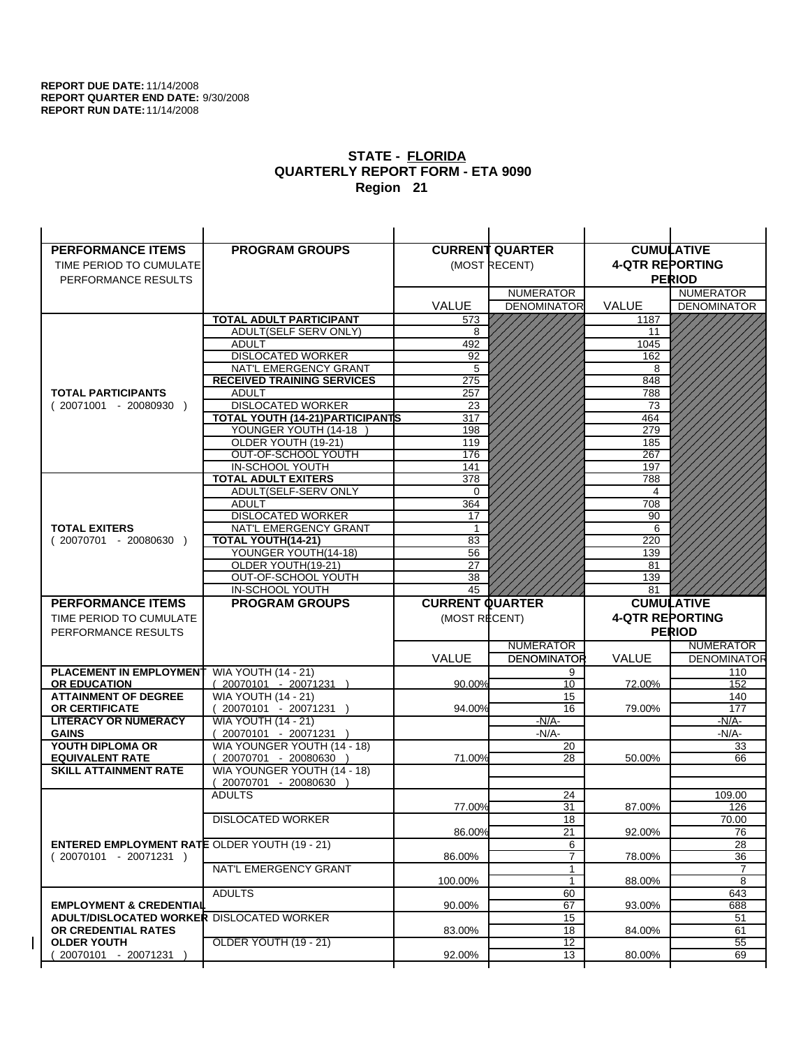**REPORT DUE DATE:** 11/14/2008
**REPORT QUARTER END DATE:** 9/30/2008
**REPORT RUN DATE:** 11/14/2008

## STATE - FLORIDA
## QUARTERLY REPORT FORM - ETA 9090
## Region 21

| PERFORMANCE ITEMS<br>TIME PERIOD TO CUMULATE PERFORMANCE RESULTS | PROGRAM GROUPS | CURRENT QUARTER (MOST RECENT) VALUE | CURRENT QUARTER NUMERATOR DENOMINATOR | CUMULATIVE 4-QTR REPORTING PERIOD VALUE | CUMULATIVE NUMERATOR DENOMINATOR |
|---|---|---|---|---|---|
| **TOTAL PARTICIPANTS** ( 20071001 - 20080930 ) | **TOTAL ADULT PARTICIPANT** | 573 | | 1187 | |
| | ADULT(SELF SERV ONLY) | 8 | | 11 | |
| | ADULT | 492 | | 1045 | |
| | DISLOCATED WORKER | 92 | | 162 | |
| | NAT'L EMERGENCY GRANT | 5 | | 8 | |
| | **RECEIVED TRAINING SERVICES** | 275 | | 848 | |
| | ADULT | 257 | | 788 | |
| | DISLOCATED WORKER | 23 | | 73 | |
| | **TOTAL YOUTH (14-21)PARTICIPANTS** | 317 | | 464 | |
| | YOUNGER YOUTH (14-18 ) | 198 | | 279 | |
| | OLDER YOUTH (19-21) | 119 | | 185 | |
| | OUT-OF-SCHOOL YOUTH | 176 | | 267 | |
| | IN-SCHOOL YOUTH | 141 | | 197 | |
| **TOTAL EXITERS** ( 20070701 - 20080630 ) | **TOTAL ADULT EXITERS** | 378 | | 788 | |
| | ADULT(SELF-SERV ONLY | 0 | | 4 | |
| | ADULT | 364 | | 708 | |
| | DISLOCATED WORKER | 17 | | 90 | |
| | NAT'L EMERGENCY GRANT | 1 | | 6 | |
| | **TOTAL YOUTH(14-21)** | 83 | | 220 | |
| | YOUNGER YOUTH(14-18) | 56 | | 139 | |
| | OLDER YOUTH(19-21) | 27 | | 81 | |
| | OUT-OF-SCHOOL YOUTH | 38 | | 139 | |
| | IN-SCHOOL YOUTH | 45 | | 81 | |

| PERFORMANCE ITEMS<br>TIME PERIOD TO CUMULATE PERFORMANCE RESULTS | PROGRAM GROUPS | CURRENT QUARTER (MOST RECENT) VALUE | CURRENT QUARTER NUMERATOR / DENOMINATOR | CUMULATIVE 4-QTR REPORTING PERIOD VALUE | CUMULATIVE NUMERATOR / DENOMINATOR |
|---|---|---|---|---|---|
| **PLACEMENT IN EMPLOYMENT OR EDUCATION** | WIA YOUTH (14 - 21) ( 20070101 - 20071231 ) | 90.00% | 9 / 10 | 72.00% | 110 / 152 |
| **ATTAINMENT OF DEGREE OR CERTIFICATE** | WIA YOUTH (14 - 21) ( 20070101 - 20071231 ) | 94.00% | 15 / 16 | 79.00% | 140 / 177 |
| **LITERACY OR NUMERACY GAINS** | WIA YOUTH (14 - 21) ( 20070101 - 20071231 ) | | -N/A- / -N/A- | | -N/A- / -N/A- |
| **YOUTH DIPLOMA OR EQUIVALENT RATE** | WIA YOUNGER YOUTH (14 - 18) ( 20070701 - 20080630 ) | 71.00% | 20 / 28 | 50.00% | 33 / 66 |
| **SKILL ATTAINMENT RATE** | WIA YOUNGER YOUTH (14 - 18) ( 20070701 - 20080630 ) | | | | |
| **ENTERED EMPLOYMENT RATE** ( 20070101 - 20071231 ) | ADULTS | 77.00% | 24 / 31 | 87.00% | 109.00 / 126 |
| | DISLOCATED WORKER | 86.00% | 18 / 21 | 92.00% | 70.00 / 76 |
| | OLDER YOUTH (19 - 21) | 86.00% | 6 / 7 | 78.00% | 28 / 36 |
| | NAT'L EMERGENCY GRANT | 100.00% | 1 / 1 | 88.00% | 7 / 8 |
| **EMPLOYMENT & CREDENTIAL ADULT/DISLOCATED WORKER OR CREDENTIAL RATES OLDER YOUTH** ( 20070101 - 20071231 ) | ADULTS | 90.00% | 60 / 67 | 93.00% | 643 / 688 |
| | DISLOCATED WORKER | 83.00% | 15 / 18 | 84.00% | 51 / 61 |
| | OLDER YOUTH (19 - 21) | 92.00% | 12 / 13 | 80.00% | 55 / 69 |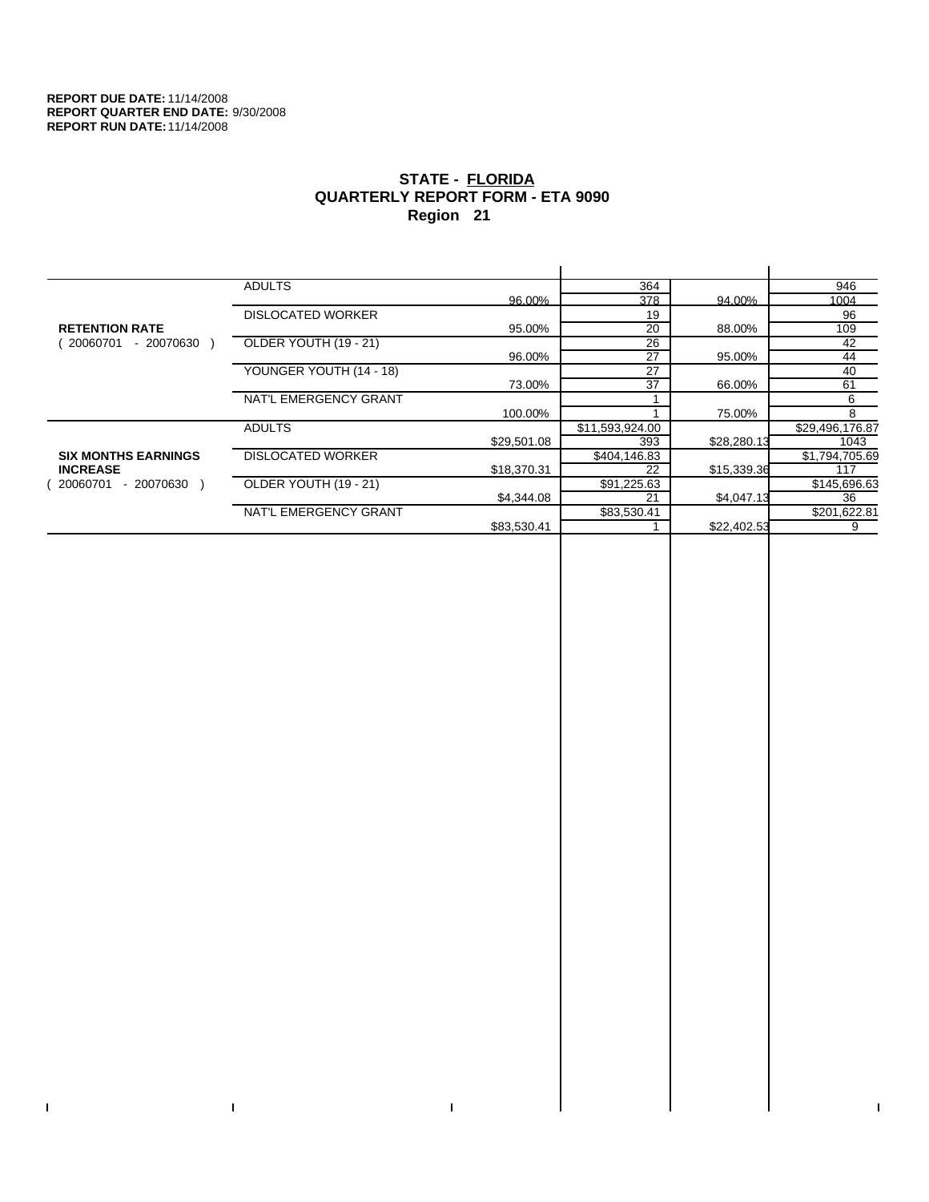**REPORT DUE DATE:** 11/14/2008
**REPORT QUARTER END DATE:** 9/30/2008
**REPORT RUN DATE:** 11/14/2008

# STATE - FLORIDA
## QUARTERLY REPORT FORM - ETA 9090
### Region 21

| | | | | | |
|---|---|---|---|---|---|
| **RETENTION RATE** ( 20060701 - 20070630 ) | ADULTS | 96.00% | 364 / 378 | 94.00% | 946 / 1004 |
| | DISLOCATED WORKER | 95.00% | 19 / 20 | 88.00% | 96 / 109 |
| | OLDER YOUTH (19 - 21) | 96.00% | 26 / 27 | 95.00% | 42 / 44 |
| | YOUNGER YOUTH (14 - 18) | 73.00% | 27 / 37 | 66.00% | 40 / 61 |
| | NAT'L EMERGENCY GRANT | 100.00% | 1 / 1 | 75.00% | 6 / 8 |
| **SIX MONTHS EARNINGS INCREASE** ( 20060701 - 20070630 ) | ADULTS | $29,501.08 | $11,593,924.00 / 393 | $28,280.13 | $29,496,176.87 / 1043 |
| | DISLOCATED WORKER | $18,370.31 | $404,146.83 / 22 | $15,339.36 | $1,794,705.69 / 117 |
| | OLDER YOUTH (19 - 21) | $4,344.08 | $91,225.63 / 21 | $4,047.13 | $145,696.63 / 36 |
| | NAT'L EMERGENCY GRANT | $83,530.41 | $83,530.41 / 1 | $22,402.53 | $201,622.81 / 9 |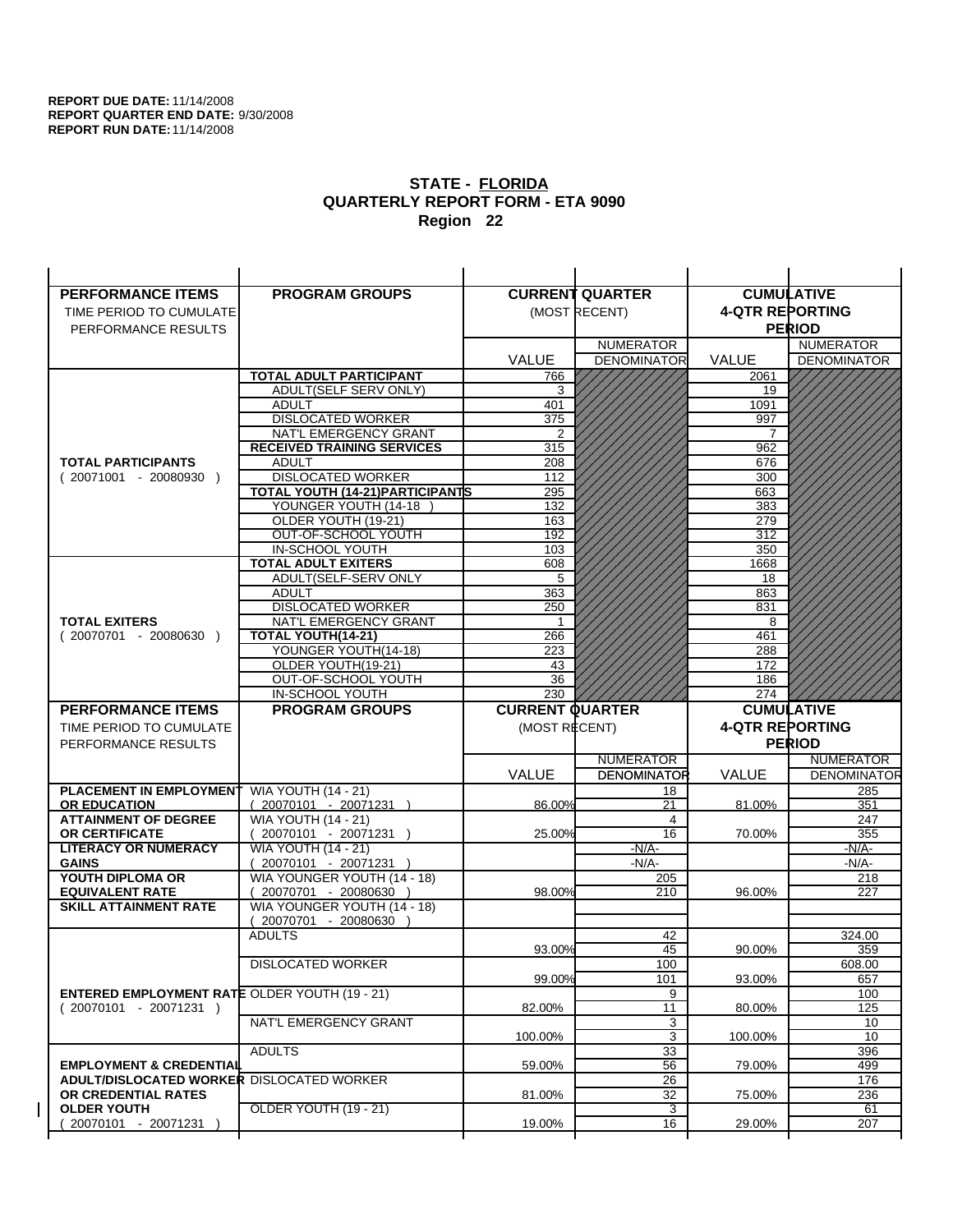**REPORT DUE DATE:** 11/14/2008
**REPORT QUARTER END DATE:** 9/30/2008
**REPORT RUN DATE:** 11/14/2008

## STATE - FLORIDA
## QUARTERLY REPORT FORM - ETA 9090
## Region 22

| PERFORMANCE ITEMS<br>TIME PERIOD TO CUMULATE PERFORMANCE RESULTS | PROGRAM GROUPS | CURRENT QUARTER (MOST RECENT) VALUE | NUMERATOR / DENOMINATOR | CUMULATIVE 4-QTR REPORTING PERIOD VALUE | NUMERATOR / DENOMINATOR |
|---|---|---|---|---|---|
| **TOTAL PARTICIPANTS** ( 20071001 - 20080930 ) | **TOTAL ADULT PARTICIPANT** | 766 | | 2061 | |
| | ADULT(SELF SERV ONLY) | 3 | | 19 | |
| | ADULT | 401 | | 1091 | |
| | DISLOCATED WORKER | 375 | | 997 | |
| | NAT'L EMERGENCY GRANT | 2 | | 7 | |
| | **RECEIVED TRAINING SERVICES** | 315 | | 962 | |
| | ADULT | 208 | | 676 | |
| | DISLOCATED WORKER | 112 | | 300 | |
| | **TOTAL YOUTH (14-21)PARTICIPANTS** | 295 | | 663 | |
| | YOUNGER YOUTH (14-18 ) | 132 | | 383 | |
| | OLDER YOUTH (19-21) | 163 | | 279 | |
| | OUT-OF-SCHOOL YOUTH | 192 | | 312 | |
| | IN-SCHOOL YOUTH | 103 | | 350 | |
| **TOTAL EXITERS** ( 20070701 - 20080630 ) | **TOTAL ADULT EXITERS** | 608 | | 1668 | |
| | ADULT(SELF-SERV ONLY | 5 | | 18 | |
| | ADULT | 363 | | 863 | |
| | DISLOCATED WORKER | 250 | | 831 | |
| | NAT'L EMERGENCY GRANT | 1 | | 8 | |
| | **TOTAL YOUTH(14-21)** | 266 | | 461 | |
| | YOUNGER YOUTH(14-18) | 223 | | 288 | |
| | OLDER YOUTH(19-21) | 43 | | 172 | |
| | OUT-OF-SCHOOL YOUTH | 36 | | 186 | |
| | IN-SCHOOL YOUTH | 230 | | 274 | |

| PERFORMANCE ITEMS<br>TIME PERIOD TO CUMULATE PERFORMANCE RESULTS | PROGRAM GROUPS | CURRENT QUARTER (MOST RECENT) VALUE | NUMERATOR / DENOMINATOR | CUMULATIVE 4-QTR REPORTING PERIOD VALUE | NUMERATOR / DENOMINATOR |
|---|---|---|---|---|---|
| **PLACEMENT IN EMPLOYMENT OR EDUCATION** | WIA YOUTH (14 - 21) ( 20070101 - 20071231 ) | 86.00% | 18 / 21 | 81.00% | 285 / 351 |
| **ATTAINMENT OF DEGREE OR CERTIFICATE** | WIA YOUTH (14 - 21) ( 20070101 - 20071231 ) | 25.00% | 4 / 16 | 70.00% | 247 / 355 |
| **LITERACY OR NUMERACY GAINS** | WIA YOUTH (14 - 21) ( 20070101 - 20071231 ) | | -N/A- / -N/A- | | -N/A- / -N/A- |
| **YOUTH DIPLOMA OR EQUIVALENT RATE** | WIA YOUNGER YOUTH (14 - 18) ( 20070701 - 20080630 ) | 98.00% | 205 / 210 | 96.00% | 218 / 227 |
| **SKILL ATTAINMENT RATE** | WIA YOUNGER YOUTH (14 - 18) ( 20070701 - 20080630 ) | | | | |
| **ENTERED EMPLOYMENT RATE** ( 20070101 - 20071231 ) | ADULTS | 93.00% | 42 / 45 | 90.00% | 324.00 / 359 |
| | DISLOCATED WORKER | 99.00% | 100 / 101 | 93.00% | 608.00 / 657 |
| | OLDER YOUTH (19 - 21) | 82.00% | 9 / 11 | 80.00% | 100 / 125 |
| | NAT'L EMERGENCY GRANT | 100.00% | 3 / 3 | 100.00% | 10 / 10 |
| **EMPLOYMENT & CREDENTIAL ADULT/DISLOCATED WORKER OR CREDENTIAL RATES OLDER YOUTH** ( 20070101 - 20071231 ) | ADULTS | 59.00% | 33 / 56 | 79.00% | 396 / 499 |
| | DISLOCATED WORKER | 81.00% | 26 / 32 | 75.00% | 176 / 236 |
| | OLDER YOUTH (19 - 21) | 19.00% | 3 / 16 | 29.00% | 61 / 207 |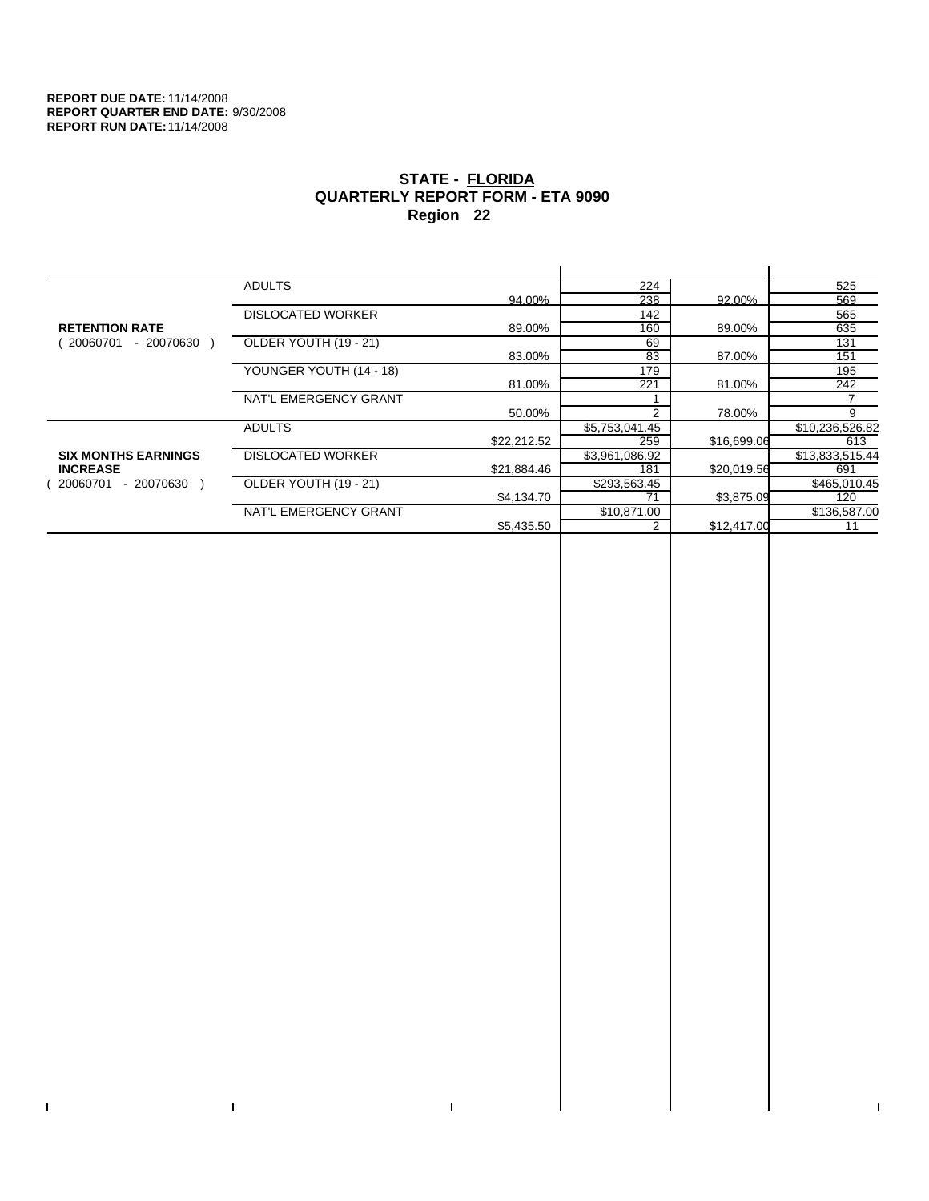**REPORT DUE DATE:** 11/14/2008
**REPORT QUARTER END DATE:** 9/30/2008
**REPORT RUN DATE:** 11/14/2008

## STATE - FLORIDA
## QUARTERLY REPORT FORM - ETA 9090
## Region 22

| | | | | | |
|---|---|---|---|---|---|
| **RETENTION RATE** ( 20060701 - 20070630 ) | ADULTS | | 224 | | 525 |
| | | 94.00% | 238 | 92.00% | 569 |
| | DISLOCATED WORKER | | 142 | | 565 |
| | | 89.00% | 160 | 89.00% | 635 |
| | OLDER YOUTH (19 - 21) | | 69 | | 131 |
| | | 83.00% | 83 | 87.00% | 151 |
| | YOUNGER YOUTH (14 - 18) | | 179 | | 195 |
| | | 81.00% | 221 | 81.00% | 242 |
| | NAT'L EMERGENCY GRANT | | 1 | | 7 |
| | | 50.00% | 2 | 78.00% | 9 |
| **SIX MONTHS EARNINGS INCREASE** ( 20060701 - 20070630 ) | ADULTS | | $5,753,041.45 | | $10,236,526.82 |
| | | $22,212.52 | 259 | $16,699.06 | 613 |
| | DISLOCATED WORKER | | $3,961,086.92 | | $13,833,515.44 |
| | | $21,884.46 | 181 | $20,019.56 | 691 |
| | OLDER YOUTH (19 - 21) | | $293,563.45 | | $465,010.45 |
| | | $4,134.70 | 71 | $3,875.09 | 120 |
| | NAT'L EMERGENCY GRANT | | $10,871.00 | | $136,587.00 |
| | | $5,435.50 | 2 | $12,417.00 | 11 |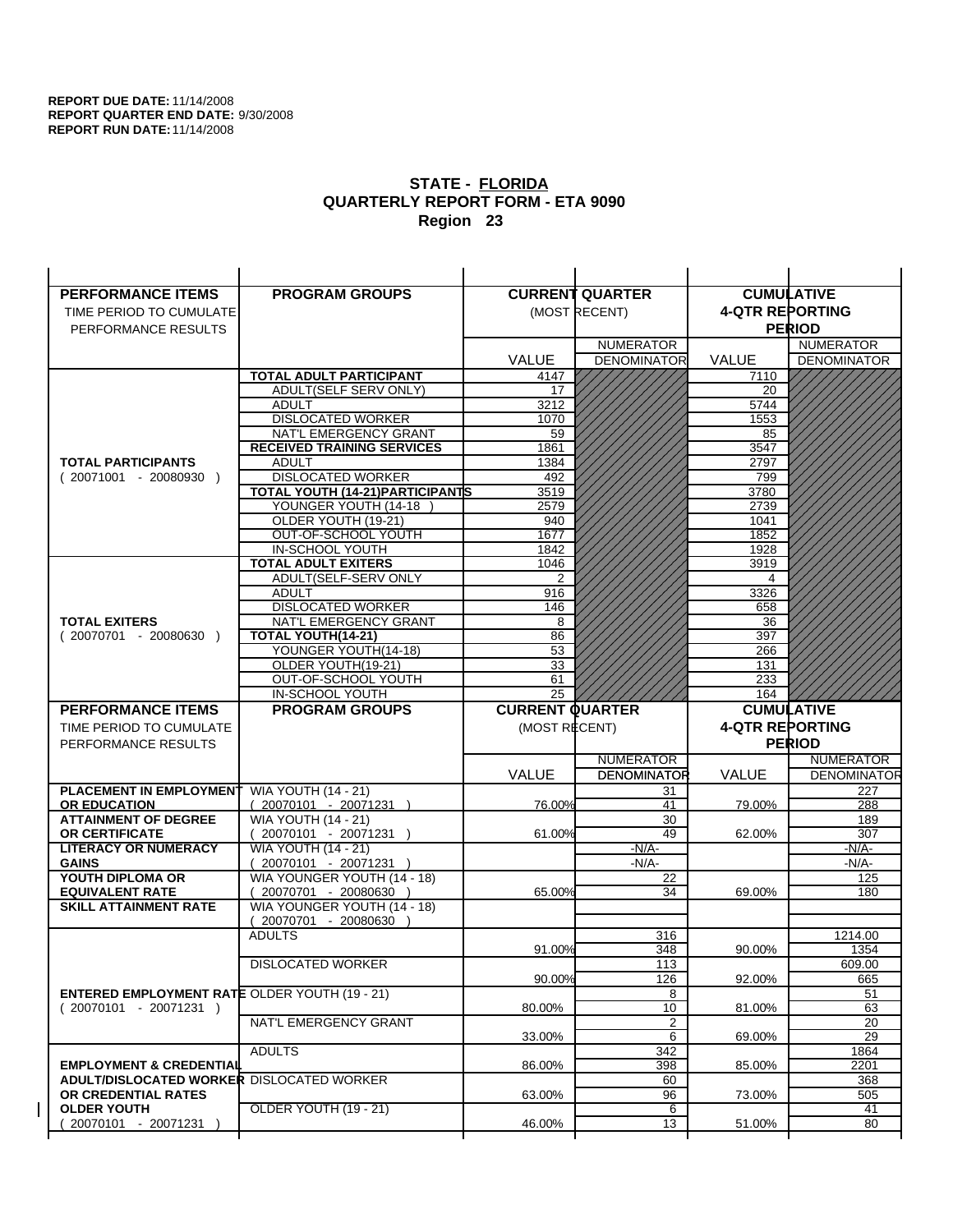**REPORT DUE DATE:** 11/14/2008
**REPORT QUARTER END DATE:** 9/30/2008
**REPORT RUN DATE:** 11/14/2008

# STATE - FLORIDA
## QUARTERLY REPORT FORM - ETA 9090
## Region 23

| PERFORMANCE ITEMS<br>TIME PERIOD TO CUMULATE PERFORMANCE RESULTS | PROGRAM GROUPS | CURRENT QUARTER (MOST RECENT) VALUE | CURRENT QUARTER NUMERATOR DENOMINATOR | CUMULATIVE 4-QTR REPORTING PERIOD VALUE | CUMULATIVE NUMERATOR DENOMINATOR |
|---|---|---|---|---|---|
| **TOTAL PARTICIPANTS** ( 20071001 - 20080930 ) | **TOTAL ADULT PARTICIPANT** | 4147 | | 7110 | |
| | ADULT(SELF SERV ONLY) | 17 | | 20 | |
| | ADULT | 3212 | | 5744 | |
| | DISLOCATED WORKER | 1070 | | 1553 | |
| | NAT'L EMERGENCY GRANT | 59 | | 85 | |
| | **RECEIVED TRAINING SERVICES** | 1861 | | 3547 | |
| | ADULT | 1384 | | 2797 | |
| | DISLOCATED WORKER | 492 | | 799 | |
| | **TOTAL YOUTH (14-21)PARTICIPANTS** | 3519 | | 3780 | |
| | YOUNGER YOUTH (14-18 ) | 2579 | | 2739 | |
| | OLDER YOUTH (19-21) | 940 | | 1041 | |
| | OUT-OF-SCHOOL YOUTH | 1677 | | 1852 | |
| | IN-SCHOOL YOUTH | 1842 | | 1928 | |
| **TOTAL EXITERS** ( 20070701 - 20080630 ) | **TOTAL ADULT EXITERS** | 1046 | | 3919 | |
| | ADULT(SELF-SERV ONLY | 2 | | 4 | |
| | ADULT | 916 | | 3326 | |
| | DISLOCATED WORKER | 146 | | 658 | |
| | NAT'L EMERGENCY GRANT | 8 | | 36 | |
| | **TOTAL YOUTH(14-21)** | 86 | | 397 | |
| | YOUNGER YOUTH(14-18) | 53 | | 266 | |
| | OLDER YOUTH(19-21) | 33 | | 131 | |
| | OUT-OF-SCHOOL YOUTH | 61 | | 233 | |
| | IN-SCHOOL YOUTH | 25 | | 164 | |

| PERFORMANCE ITEMS<br>TIME PERIOD TO CUMULATE PERFORMANCE RESULTS | PROGRAM GROUPS | CURRENT QUARTER (MOST RECENT) VALUE | CURRENT QUARTER NUMERATOR DENOMINATOR | CUMULATIVE 4-QTR REPORTING PERIOD VALUE | CUMULATIVE NUMERATOR DENOMINATOR |
|---|---|---|---|---|---|
| **PLACEMENT IN EMPLOYMENT OR EDUCATION** | WIA YOUTH (14 - 21) ( 20070101 - 20071231 ) | 76.00% | 31 / 41 | 79.00% | 227 / 288 |
| **ATTAINMENT OF DEGREE OR CERTIFICATE** | WIA YOUTH (14 - 21) ( 20070101 - 20071231 ) | 61.00% | 30 / 49 | 62.00% | 189 / 307 |
| **LITERACY OR NUMERACY GAINS** | WIA YOUTH (14 - 21) ( 20070101 - 20071231 ) | | -N/A- / -N/A- | | -N/A- / -N/A- |
| **YOUTH DIPLOMA OR EQUIVALENT RATE** | WIA YOUNGER YOUTH (14 - 18) ( 20070701 - 20080630 ) | 65.00% | 22 / 34 | 69.00% | 125 / 180 |
| **SKILL ATTAINMENT RATE** | WIA YOUNGER YOUTH (14 - 18) ( 20070701 - 20080630 ) | | | | |
| **ENTERED EMPLOYMENT RATE** ( 20070101 - 20071231 ) | ADULTS | 91.00% | 316 / 348 | 90.00% | 1214.00 / 1354 |
| | DISLOCATED WORKER | 90.00% | 113 / 126 | 92.00% | 609.00 / 665 |
| | OLDER YOUTH (19 - 21) | 80.00% | 8 / 10 | 81.00% | 51 / 63 |
| | NAT'L EMERGENCY GRANT | 33.00% | 2 / 6 | 69.00% | 20 / 29 |
| **EMPLOYMENT & CREDENTIAL ADULT/DISLOCATED WORKER OR CREDENTIAL RATES OLDER YOUTH** ( 20070101 - 20071231 ) | ADULTS | 86.00% | 342 / 398 | 85.00% | 1864 / 2201 |
| | DISLOCATED WORKER | 63.00% | 60 / 96 | 73.00% | 368 / 505 |
| | OLDER YOUTH (19 - 21) | 46.00% | 6 / 13 | 51.00% | 41 / 80 |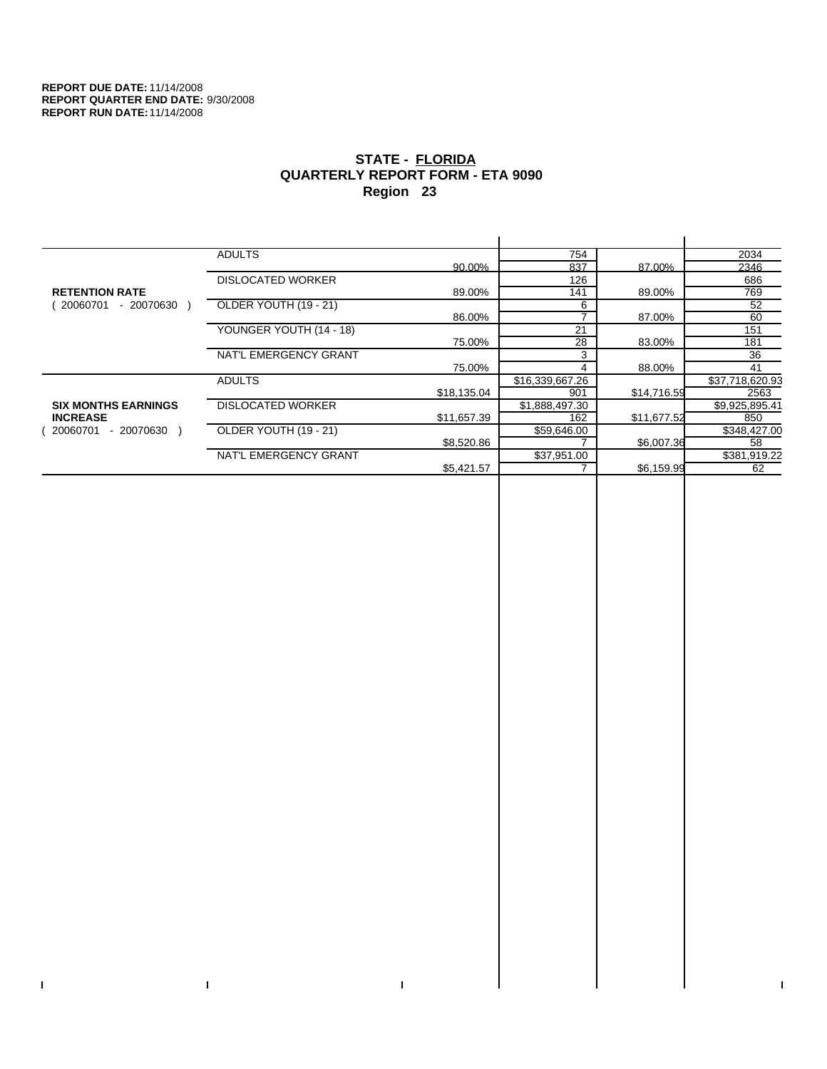**REPORT DUE DATE:** 11/14/2008
**REPORT QUARTER END DATE:** 9/30/2008
**REPORT RUN DATE:** 11/14/2008

# STATE - FLORIDA
## QUARTERLY REPORT FORM - ETA 9090
### Region 23

| Measure | Category | Goal | Num / Den | Rate | Num / Den |
|---|---|---|---|---|---|
| **RETENTION RATE** (20060701 - 20070630) | ADULTS | | 754 | | 2034 |
| | | 90.00% | 837 | 87.00% | 2346 |
| | DISLOCATED WORKER | | 126 | | 686 |
| | | 89.00% | 141 | 89.00% | 769 |
| | OLDER YOUTH (19 - 21) | | 6 | | 52 |
| | | 86.00% | 7 | 87.00% | 60 |
| | YOUNGER YOUTH (14 - 18) | | 21 | | 151 |
| | | 75.00% | 28 | 83.00% | 181 |
| | NAT'L EMERGENCY GRANT | | 3 | | 36 |
| | | 75.00% | 4 | 88.00% | 41 |
| **SIX MONTHS EARNINGS INCREASE** (20060701 - 20070630) | ADULTS | | $16,339,667.26 | | $37,718,620.93 |
| | | $18,135.04 | 901 | $14,716.59 | 2563 |
| | DISLOCATED WORKER | | $1,888,497.30 | | $9,925,895.41 |
| | | $11,657.39 | 162 | $11,677.52 | 850 |
| | OLDER YOUTH (19 - 21) | | $59,646.00 | | $348,427.00 |
| | | $8,520.86 | 7 | $6,007.36 | 58 |
| | NAT'L EMERGENCY GRANT | | $37,951.00 | | $381,919.22 |
| | | $5,421.57 | 7 | $6,159.99 | 62 |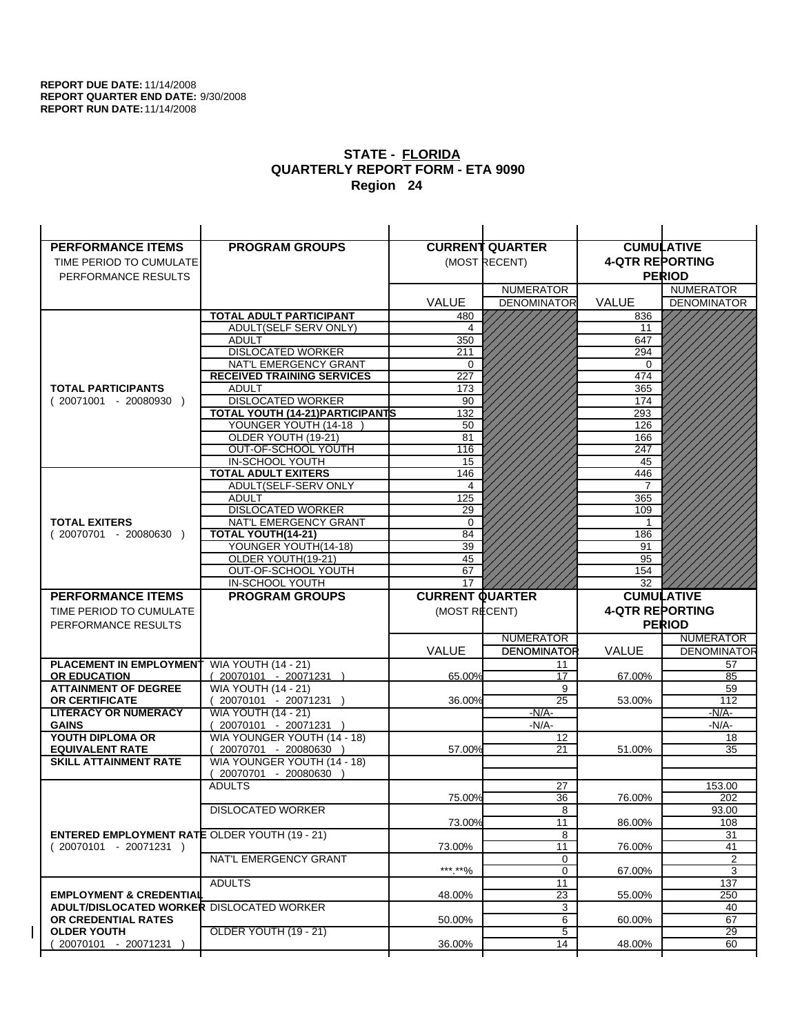**REPORT DUE DATE:** 11/14/2008
**REPORT QUARTER END DATE:** 9/30/2008
**REPORT RUN DATE:** 11/14/2008

# STATE - FLORIDA
## QUARTERLY REPORT FORM - ETA 9090
## Region 24

| PERFORMANCE ITEMS<br>TIME PERIOD TO CUMULATE PERFORMANCE RESULTS | PROGRAM GROUPS | CURRENT QUARTER (MOST RECENT) VALUE | CURRENT QUARTER NUMERATOR / DENOMINATOR | CUMULATIVE 4-QTR REPORTING PERIOD VALUE | CUMULATIVE NUMERATOR / DENOMINATOR |
|---|---|---|---|---|---|
| **TOTAL PARTICIPANTS** ( 20071001 - 20080930 ) | **TOTAL ADULT PARTICIPANT** | 480 | | 836 | |
| | ADULT(SELF SERV ONLY) | 4 | | 11 | |
| | ADULT | 350 | | 647 | |
| | DISLOCATED WORKER | 211 | | 294 | |
| | NAT'L EMERGENCY GRANT | 0 | | 0 | |
| | **RECEIVED TRAINING SERVICES** | 227 | | 474 | |
| | ADULT | 173 | | 365 | |
| | DISLOCATED WORKER | 90 | | 174 | |
| | **TOTAL YOUTH (14-21)PARTICIPANTS** | 132 | | 293 | |
| | YOUNGER YOUTH (14-18 ) | 50 | | 126 | |
| | OLDER YOUTH (19-21) | 81 | | 166 | |
| | OUT-OF-SCHOOL YOUTH | 116 | | 247 | |
| | IN-SCHOOL YOUTH | 15 | | 45 | |
| **TOTAL EXITERS** ( 20070701 - 20080630 ) | **TOTAL ADULT EXITERS** | 146 | | 446 | |
| | ADULT(SELF-SERV ONLY | 4 | | 7 | |
| | ADULT | 125 | | 365 | |
| | DISLOCATED WORKER | 29 | | 109 | |
| | NAT'L EMERGENCY GRANT | 0 | | 1 | |
| | **TOTAL YOUTH(14-21)** | 84 | | 186 | |
| | YOUNGER YOUTH(14-18) | 39 | | 91 | |
| | OLDER YOUTH(19-21) | 45 | | 95 | |
| | OUT-OF-SCHOOL YOUTH | 67 | | 154 | |
| | IN-SCHOOL YOUTH | 17 | | 32 | |

| PERFORMANCE ITEMS<br>TIME PERIOD TO CUMULATE PERFORMANCE RESULTS | PROGRAM GROUPS | CURRENT QUARTER (MOST RECENT) VALUE | CURRENT QUARTER NUMERATOR / DENOMINATOR | CUMULATIVE 4-QTR REPORTING PERIOD VALUE | CUMULATIVE NUMERATOR / DENOMINATOR |
|---|---|---|---|---|---|
| **PLACEMENT IN EMPLOYMENT OR EDUCATION** | WIA YOUTH (14 - 21) ( 20070101 - 20071231 ) | 65.00% | 11 / 17 | 67.00% | 57 / 85 |
| **ATTAINMENT OF DEGREE OR CERTIFICATE** | WIA YOUTH (14 - 21) ( 20070101 - 20071231 ) | 36.00% | 9 / 25 | 53.00% | 59 / 112 |
| **LITERACY OR NUMERACY GAINS** | WIA YOUTH (14 - 21) ( 20070101 - 20071231 ) | | -N/A- / -N/A- | | -N/A- / -N/A- |
| **YOUTH DIPLOMA OR EQUIVALENT RATE** | WIA YOUNGER YOUTH (14 - 18) ( 20070701 - 20080630 ) | 57.00% | 12 / 21 | 51.00% | 18 / 35 |
| **SKILL ATTAINMENT RATE** | WIA YOUNGER YOUTH (14 - 18) ( 20070701 - 20080630 ) | | | | |
| **ENTERED EMPLOYMENT RATE** ( 20070101 - 20071231 ) | ADULTS | 75.00% | 27 / 36 | 76.00% | 153.00 / 202 |
| | DISLOCATED WORKER | 73.00% | 8 / 11 | 86.00% | 93.00 / 108 |
| | OLDER YOUTH (19 - 21) | 73.00% | 8 / 11 | 76.00% | 31 / 41 |
| | NAT'L EMERGENCY GRANT | ***.**% | 0 / 0 | 67.00% | 2 / 3 |
| **EMPLOYMENT & CREDENTIAL ADULT/DISLOCATED WORKER OR CREDENTIAL RATES OLDER YOUTH** ( 20070101 - 20071231 ) | ADULTS | 48.00% | 11 / 23 | 55.00% | 137 / 250 |
| | DISLOCATED WORKER | 50.00% | 3 / 6 | 60.00% | 40 / 67 |
| | OLDER YOUTH (19 - 21) | 36.00% | 5 / 14 | 48.00% | 29 / 60 |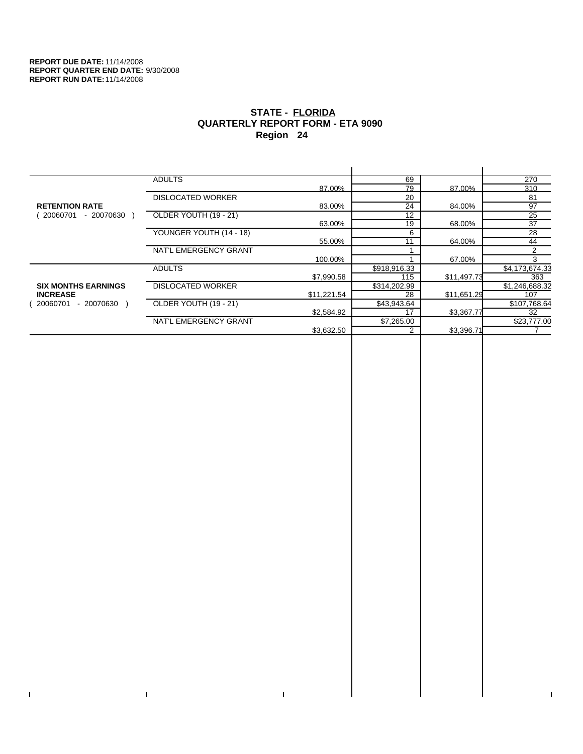**REPORT DUE DATE:** 11/14/2008
**REPORT QUARTER END DATE:** 9/30/2008
**REPORT RUN DATE:** 11/14/2008

# STATE - FLORIDA
## QUARTERLY REPORT FORM - ETA 9090
## Region 24

| | | | | | |
|---|---|---|---|---|---|
| **RETENTION RATE** ( 20060701 - 20070630 ) | ADULTS | | 69 | | 270 |
| | | 87.00% | 79 | 87.00% | 310 |
| | DISLOCATED WORKER | | 20 | | 81 |
| | | 83.00% | 24 | 84.00% | 97 |
| | OLDER YOUTH (19 - 21) | | 12 | | 25 |
| | | 63.00% | 19 | 68.00% | 37 |
| | YOUNGER YOUTH (14 - 18) | | 6 | | 28 |
| | | 55.00% | 11 | 64.00% | 44 |
| | NAT'L EMERGENCY GRANT | | 1 | | 2 |
| | | 100.00% | 1 | 67.00% | 3 |
| **SIX MONTHS EARNINGS INCREASE** ( 20060701 - 20070630 ) | ADULTS | | $918,916.33 | | $4,173,674.33 |
| | | $7,990.58 | 115 | $11,497.73 | 363 |
| | DISLOCATED WORKER | | $314,202.99 | | $1,246,688.32 |
| | | $11,221.54 | 28 | $11,651.29 | 107 |
| | OLDER YOUTH (19 - 21) | | $43,943.64 | | $107,768.64 |
| | | $2,584.92 | 17 | $3,367.77 | 32 |
| | NAT'L EMERGENCY GRANT | | $7,265.00 | | $23,777.00 |
| | | $3,632.50 | 2 | $3,396.71 | 7 |